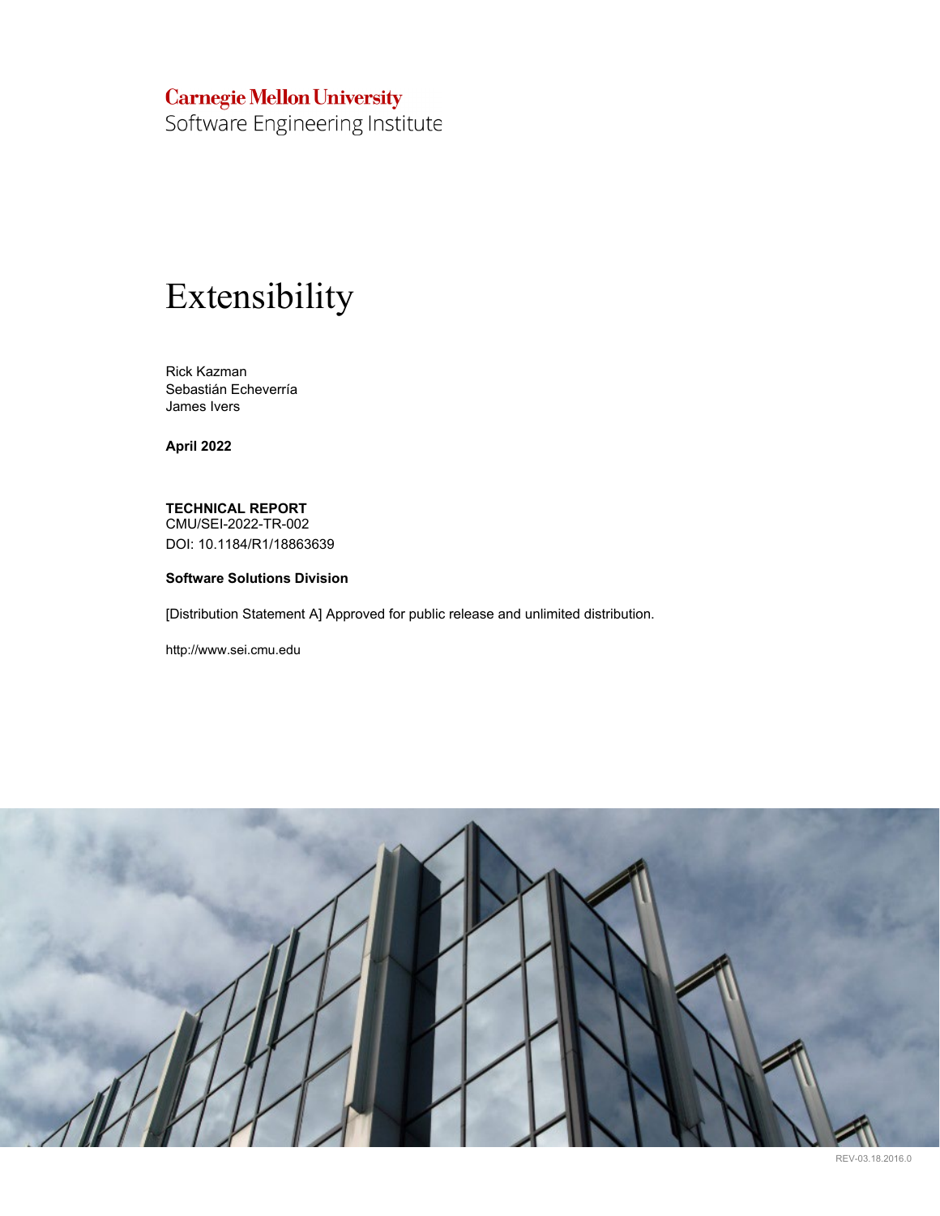Carnegie Mellon University
Software Engineering Institute

# Extensibility

Rick Kazman
Sebastián Echeverría
James Ivers

**April 2022**

**TECHNICAL REPORT**
CMU/SEI-2022-TR-002
DOI: 10.1184/R1/18863639

**Software Solutions Division**

[Distribution Statement A] Approved for public release and unlimited distribution.

http://www.sei.cmu.edu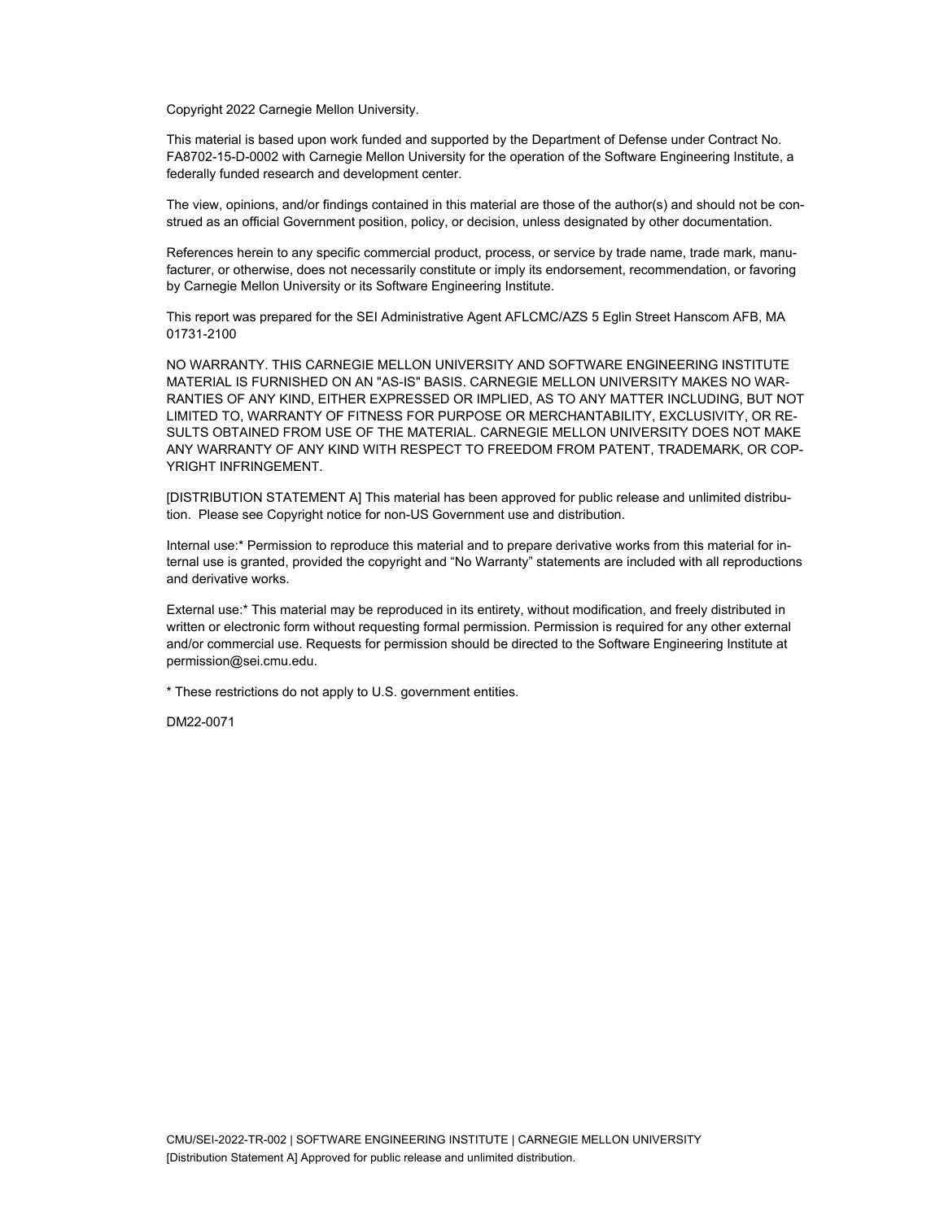Copyright 2022 Carnegie Mellon University.

This material is based upon work funded and supported by the Department of Defense under Contract No. FA8702-15-D-0002 with Carnegie Mellon University for the operation of the Software Engineering Institute, a federally funded research and development center.

The view, opinions, and/or findings contained in this material are those of the author(s) and should not be construed as an official Government position, policy, or decision, unless designated by other documentation.

References herein to any specific commercial product, process, or service by trade name, trade mark, manufacturer, or otherwise, does not necessarily constitute or imply its endorsement, recommendation, or favoring by Carnegie Mellon University or its Software Engineering Institute.

This report was prepared for the SEI Administrative Agent AFLCMC/AZS 5 Eglin Street Hanscom AFB, MA 01731-2100

NO WARRANTY. THIS CARNEGIE MELLON UNIVERSITY AND SOFTWARE ENGINEERING INSTITUTE MATERIAL IS FURNISHED ON AN "AS-IS" BASIS. CARNEGIE MELLON UNIVERSITY MAKES NO WARRANTIES OF ANY KIND, EITHER EXPRESSED OR IMPLIED, AS TO ANY MATTER INCLUDING, BUT NOT LIMITED TO, WARRANTY OF FITNESS FOR PURPOSE OR MERCHANTABILITY, EXCLUSIVITY, OR RESULTS OBTAINED FROM USE OF THE MATERIAL. CARNEGIE MELLON UNIVERSITY DOES NOT MAKE ANY WARRANTY OF ANY KIND WITH RESPECT TO FREEDOM FROM PATENT, TRADEMARK, OR COPYRIGHT INFRINGEMENT.

[DISTRIBUTION STATEMENT A] This material has been approved for public release and unlimited distribution. Please see Copyright notice for non-US Government use and distribution.

Internal use:* Permission to reproduce this material and to prepare derivative works from this material for internal use is granted, provided the copyright and "No Warranty" statements are included with all reproductions and derivative works.

External use:* This material may be reproduced in its entirety, without modification, and freely distributed in written or electronic form without requesting formal permission. Permission is required for any other external and/or commercial use. Requests for permission should be directed to the Software Engineering Institute at permission@sei.cmu.edu.

* These restrictions do not apply to U.S. government entities.

DM22-0071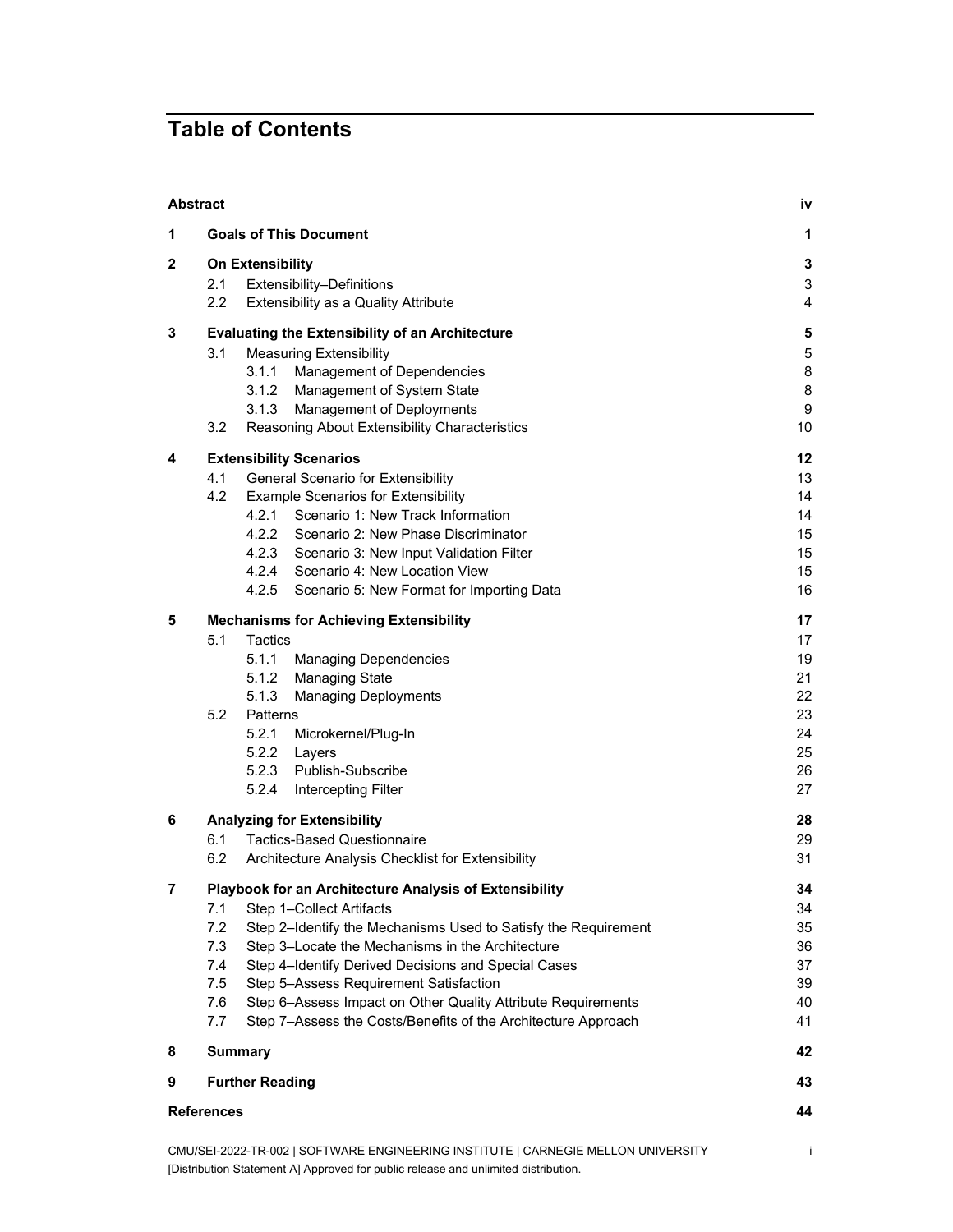# Table of Contents

| | | |
|---|---|---|
| **Abstract** | | **iv** |
| **1** | **Goals of This Document** | **1** |
| **2** | **On Extensibility** | **3** |
| | 2.1 Extensibility–Definitions | 3 |
| | 2.2 Extensibility as a Quality Attribute | 4 |
| **3** | **Evaluating the Extensibility of an Architecture** | **5** |
| | 3.1 Measuring Extensibility | 5 |
| | 3.1.1 Management of Dependencies | 8 |
| | 3.1.2 Management of System State | 8 |
| | 3.1.3 Management of Deployments | 9 |
| | 3.2 Reasoning About Extensibility Characteristics | 10 |
| **4** | **Extensibility Scenarios** | **12** |
| | 4.1 General Scenario for Extensibility | 13 |
| | 4.2 Example Scenarios for Extensibility | 14 |
| | 4.2.1 Scenario 1: New Track Information | 14 |
| | 4.2.2 Scenario 2: New Phase Discriminator | 15 |
| | 4.2.3 Scenario 3: New Input Validation Filter | 15 |
| | 4.2.4 Scenario 4: New Location View | 15 |
| | 4.2.5 Scenario 5: New Format for Importing Data | 16 |
| **5** | **Mechanisms for Achieving Extensibility** | **17** |
| | 5.1 Tactics | 17 |
| | 5.1.1 Managing Dependencies | 19 |
| | 5.1.2 Managing State | 21 |
| | 5.1.3 Managing Deployments | 22 |
| | 5.2 Patterns | 23 |
| | 5.2.1 Microkernel/Plug-In | 24 |
| | 5.2.2 Layers | 25 |
| | 5.2.3 Publish-Subscribe | 26 |
| | 5.2.4 Intercepting Filter | 27 |
| **6** | **Analyzing for Extensibility** | **28** |
| | 6.1 Tactics-Based Questionnaire | 29 |
| | 6.2 Architecture Analysis Checklist for Extensibility | 31 |
| **7** | **Playbook for an Architecture Analysis of Extensibility** | **34** |
| | 7.1 Step 1–Collect Artifacts | 34 |
| | 7.2 Step 2–Identify the Mechanisms Used to Satisfy the Requirement | 35 |
| | 7.3 Step 3–Locate the Mechanisms in the Architecture | 36 |
| | 7.4 Step 4–Identify Derived Decisions and Special Cases | 37 |
| | 7.5 Step 5–Assess Requirement Satisfaction | 39 |
| | 7.6 Step 6–Assess Impact on Other Quality Attribute Requirements | 40 |
| | 7.7 Step 7–Assess the Costs/Benefits of the Architecture Approach | 41 |
| **8** | **Summary** | **42** |
| **9** | **Further Reading** | **43** |
| **References** | | **44** |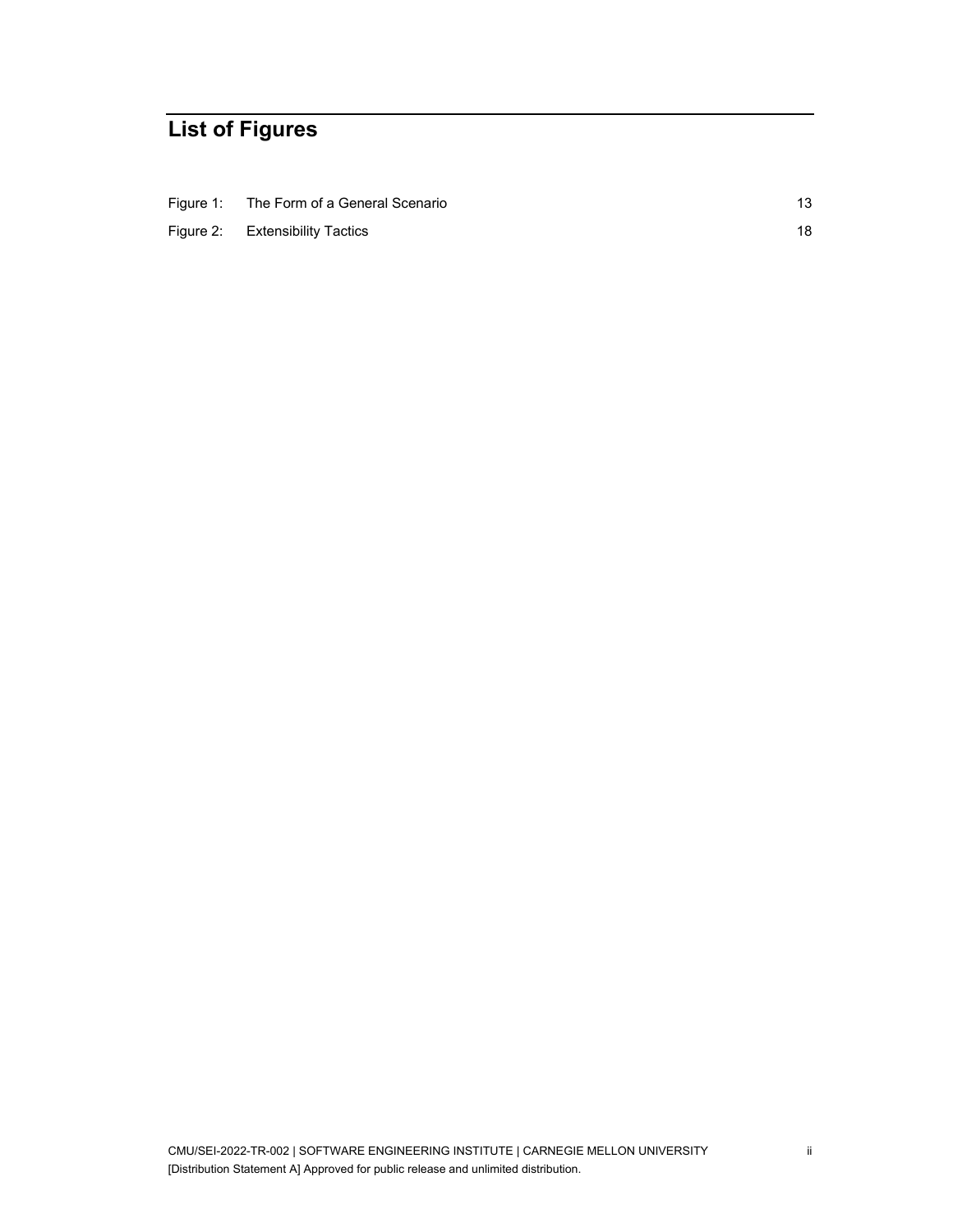# List of Figures

| | | |
|---|---|---|
| Figure 1: | The Form of a General Scenario | 13 |
| Figure 2: | Extensibility Tactics | 18 |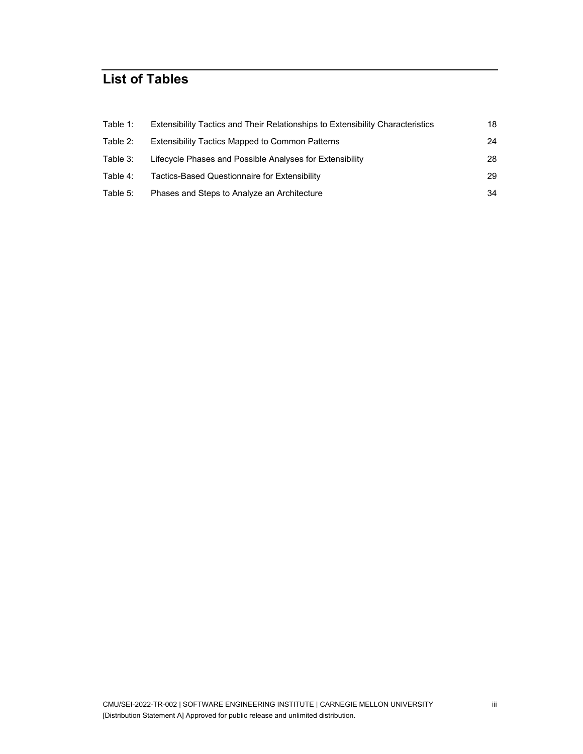# List of Tables

| | | |
|---|---|---|
| Table 1: | Extensibility Tactics and Their Relationships to Extensibility Characteristics | 18 |
| Table 2: | Extensibility Tactics Mapped to Common Patterns | 24 |
| Table 3: | Lifecycle Phases and Possible Analyses for Extensibility | 28 |
| Table 4: | Tactics-Based Questionnaire for Extensibility | 29 |
| Table 5: | Phases and Steps to Analyze an Architecture | 34 |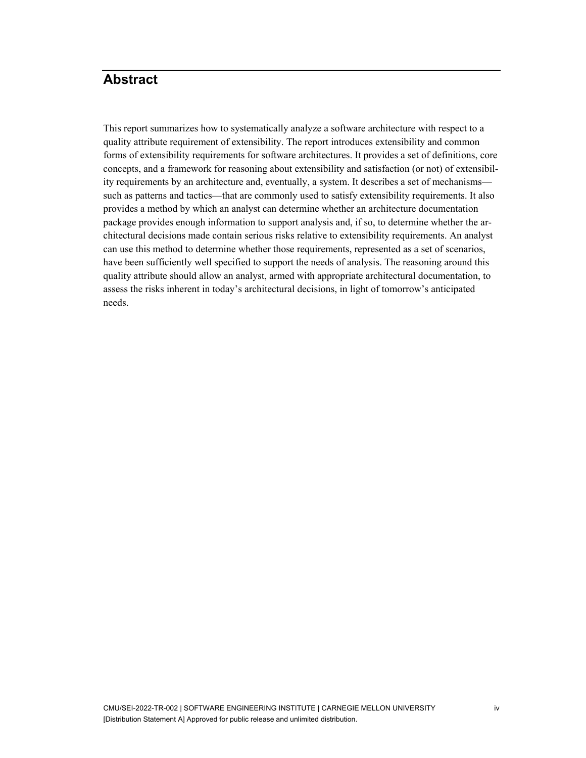## Abstract

This report summarizes how to systematically analyze a software architecture with respect to a quality attribute requirement of extensibility. The report introduces extensibility and common forms of extensibility requirements for software architectures. It provides a set of definitions, core concepts, and a framework for reasoning about extensibility and satisfaction (or not) of extensibility requirements by an architecture and, eventually, a system. It describes a set of mechanisms—such as patterns and tactics—that are commonly used to satisfy extensibility requirements. It also provides a method by which an analyst can determine whether an architecture documentation package provides enough information to support analysis and, if so, to determine whether the architectural decisions made contain serious risks relative to extensibility requirements. An analyst can use this method to determine whether those requirements, represented as a set of scenarios, have been sufficiently well specified to support the needs of analysis. The reasoning around this quality attribute should allow an analyst, armed with appropriate architectural documentation, to assess the risks inherent in today's architectural decisions, in light of tomorrow's anticipated needs.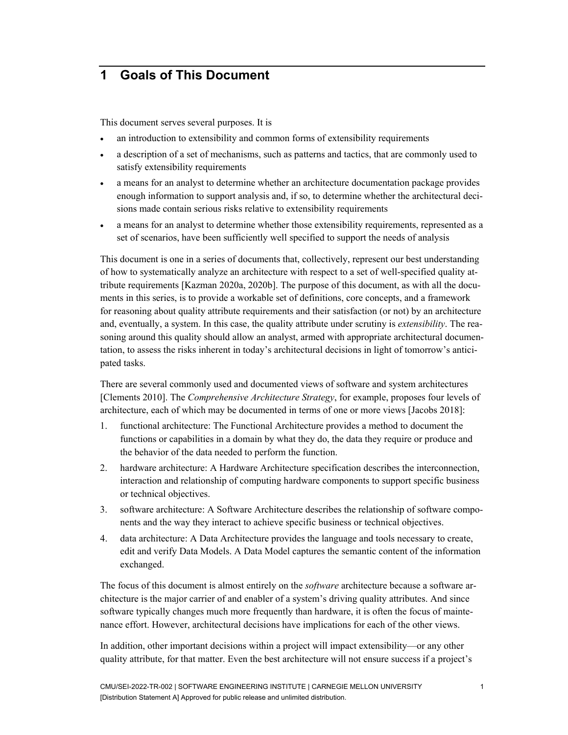# 1 Goals of This Document

This document serves several purposes. It is

- an introduction to extensibility and common forms of extensibility requirements
- a description of a set of mechanisms, such as patterns and tactics, that are commonly used to satisfy extensibility requirements
- a means for an analyst to determine whether an architecture documentation package provides enough information to support analysis and, if so, to determine whether the architectural decisions made contain serious risks relative to extensibility requirements
- a means for an analyst to determine whether those extensibility requirements, represented as a set of scenarios, have been sufficiently well specified to support the needs of analysis

This document is one in a series of documents that, collectively, represent our best understanding of how to systematically analyze an architecture with respect to a set of well-specified quality attribute requirements [Kazman 2020a, 2020b]. The purpose of this document, as with all the documents in this series, is to provide a workable set of definitions, core concepts, and a framework for reasoning about quality attribute requirements and their satisfaction (or not) by an architecture and, eventually, a system. In this case, the quality attribute under scrutiny is *extensibility*. The reasoning around this quality should allow an analyst, armed with appropriate architectural documentation, to assess the risks inherent in today's architectural decisions in light of tomorrow's anticipated tasks.

There are several commonly used and documented views of software and system architectures [Clements 2010]. The *Comprehensive Architecture Strategy*, for example, proposes four levels of architecture, each of which may be documented in terms of one or more views [Jacobs 2018]:

1. functional architecture: The Functional Architecture provides a method to document the functions or capabilities in a domain by what they do, the data they require or produce and the behavior of the data needed to perform the function.
2. hardware architecture: A Hardware Architecture specification describes the interconnection, interaction and relationship of computing hardware components to support specific business or technical objectives.
3. software architecture: A Software Architecture describes the relationship of software components and the way they interact to achieve specific business or technical objectives.
4. data architecture: A Data Architecture provides the language and tools necessary to create, edit and verify Data Models. A Data Model captures the semantic content of the information exchanged.

The focus of this document is almost entirely on the *software* architecture because a software architecture is the major carrier of and enabler of a system's driving quality attributes. And since software typically changes much more frequently than hardware, it is often the focus of maintenance effort. However, architectural decisions have implications for each of the other views.

In addition, other important decisions within a project will impact extensibility—or any other quality attribute, for that matter. Even the best architecture will not ensure success if a project's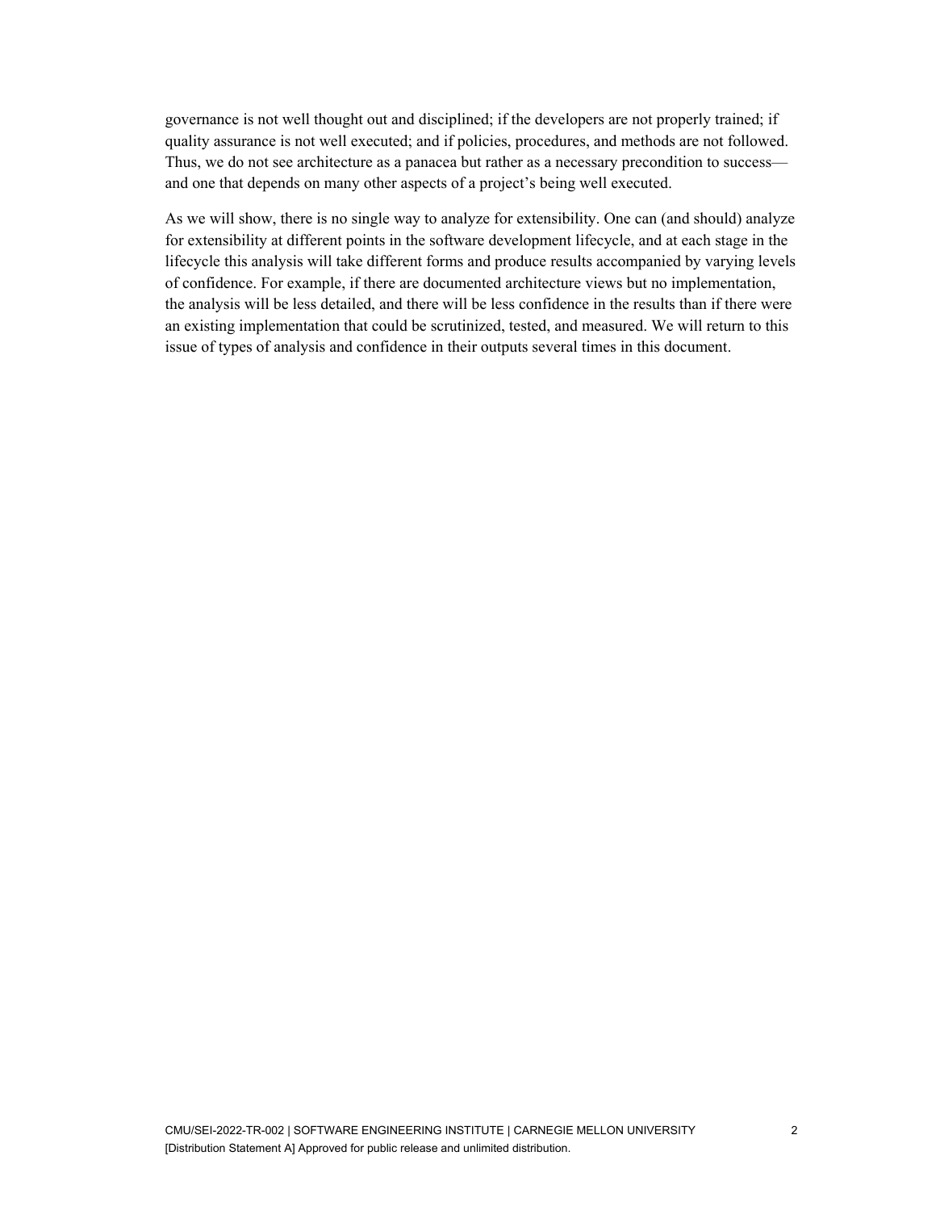governance is not well thought out and disciplined; if the developers are not properly trained; if quality assurance is not well executed; and if policies, procedures, and methods are not followed. Thus, we do not see architecture as a panacea but rather as a necessary precondition to success—and one that depends on many other aspects of a project's being well executed.

As we will show, there is no single way to analyze for extensibility. One can (and should) analyze for extensibility at different points in the software development lifecycle, and at each stage in the lifecycle this analysis will take different forms and produce results accompanied by varying levels of confidence. For example, if there are documented architecture views but no implementation, the analysis will be less detailed, and there will be less confidence in the results than if there were an existing implementation that could be scrutinized, tested, and measured. We will return to this issue of types of analysis and confidence in their outputs several times in this document.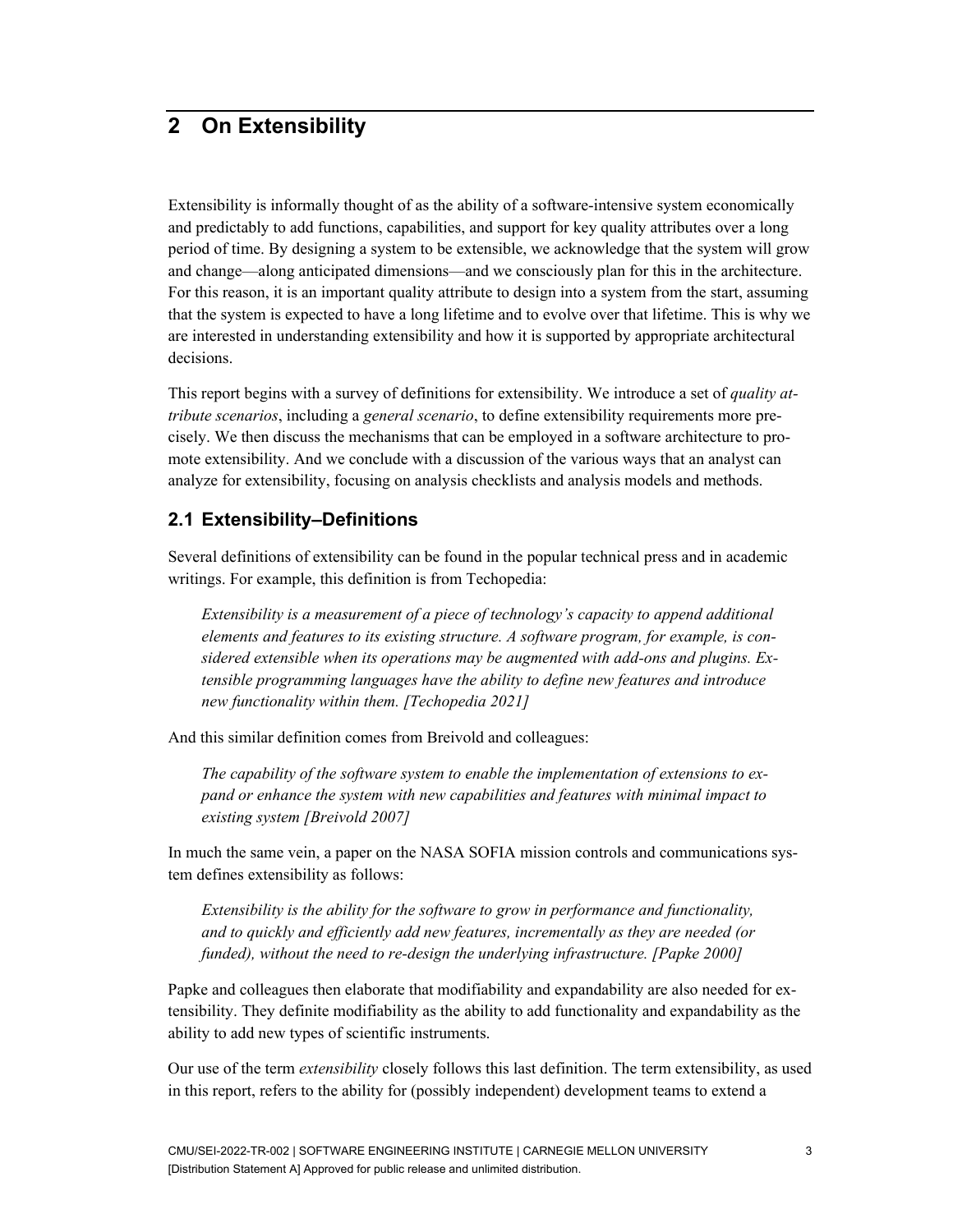# 2 On Extensibility

Extensibility is informally thought of as the ability of a software-intensive system economically and predictably to add functions, capabilities, and support for key quality attributes over a long period of time. By designing a system to be extensible, we acknowledge that the system will grow and change—along anticipated dimensions—and we consciously plan for this in the architecture. For this reason, it is an important quality attribute to design into a system from the start, assuming that the system is expected to have a long lifetime and to evolve over that lifetime. This is why we are interested in understanding extensibility and how it is supported by appropriate architectural decisions.

This report begins with a survey of definitions for extensibility. We introduce a set of *quality attribute scenarios*, including a *general scenario*, to define extensibility requirements more precisely. We then discuss the mechanisms that can be employed in a software architecture to promote extensibility. And we conclude with a discussion of the various ways that an analyst can analyze for extensibility, focusing on analysis checklists and analysis models and methods.

## 2.1 Extensibility–Definitions

Several definitions of extensibility can be found in the popular technical press and in academic writings. For example, this definition is from Techopedia:

> *Extensibility is a measurement of a piece of technology's capacity to append additional elements and features to its existing structure. A software program, for example, is considered extensible when its operations may be augmented with add-ons and plugins. Extensible programming languages have the ability to define new features and introduce new functionality within them. [Techopedia 2021]*

And this similar definition comes from Breivold and colleagues:

> *The capability of the software system to enable the implementation of extensions to expand or enhance the system with new capabilities and features with minimal impact to existing system [Breivold 2007]*

In much the same vein, a paper on the NASA SOFIA mission controls and communications system defines extensibility as follows:

> *Extensibility is the ability for the software to grow in performance and functionality, and to quickly and efficiently add new features, incrementally as they are needed (or funded), without the need to re-design the underlying infrastructure. [Papke 2000]*

Papke and colleagues then elaborate that modifiability and expandability are also needed for extensibility. They definite modifiability as the ability to add functionality and expandability as the ability to add new types of scientific instruments.

Our use of the term *extensibility* closely follows this last definition. The term extensibility, as used in this report, refers to the ability for (possibly independent) development teams to extend a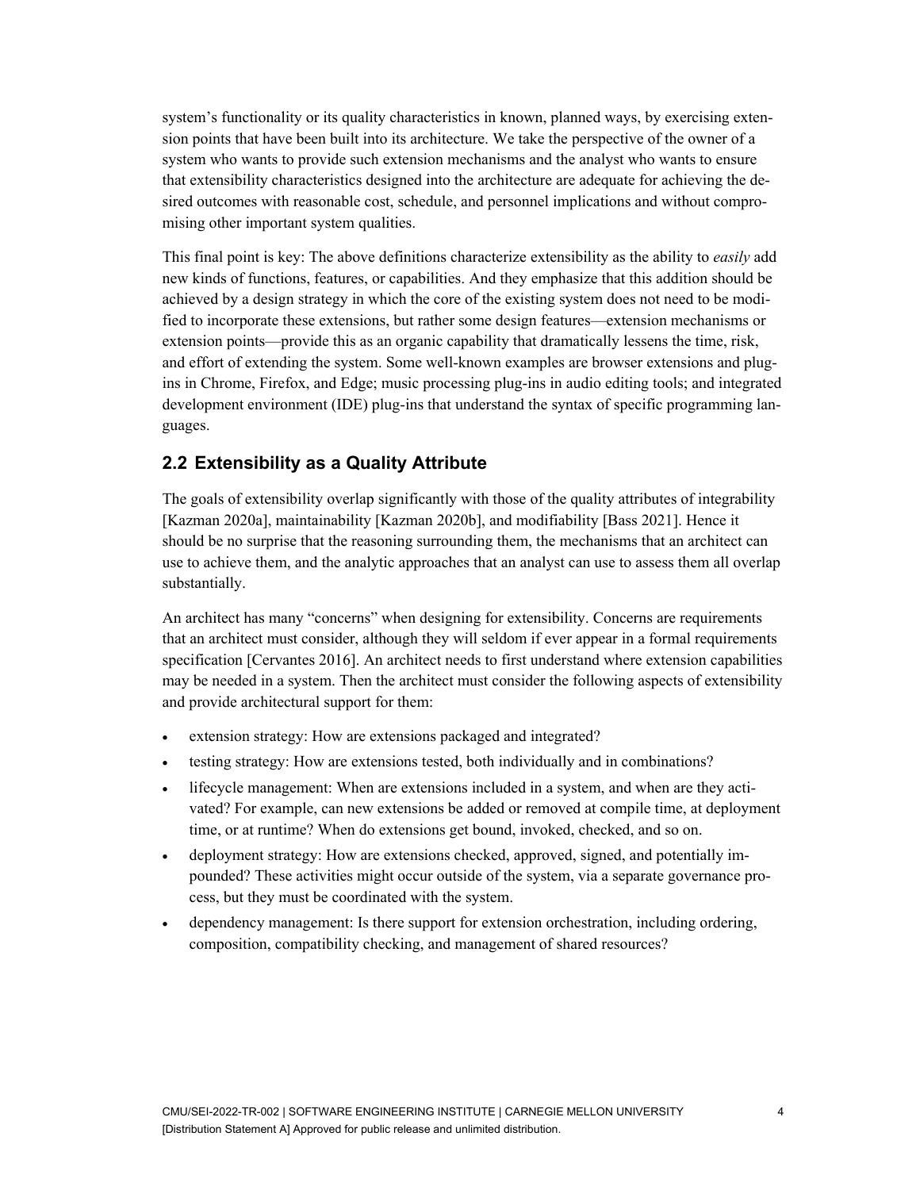system's functionality or its quality characteristics in known, planned ways, by exercising extension points that have been built into its architecture. We take the perspective of the owner of a system who wants to provide such extension mechanisms and the analyst who wants to ensure that extensibility characteristics designed into the architecture are adequate for achieving the desired outcomes with reasonable cost, schedule, and personnel implications and without compromising other important system qualities.

This final point is key: The above definitions characterize extensibility as the ability to *easily* add new kinds of functions, features, or capabilities. And they emphasize that this addition should be achieved by a design strategy in which the core of the existing system does not need to be modified to incorporate these extensions, but rather some design features—extension mechanisms or extension points—provide this as an organic capability that dramatically lessens the time, risk, and effort of extending the system. Some well-known examples are browser extensions and plug-ins in Chrome, Firefox, and Edge; music processing plug-ins in audio editing tools; and integrated development environment (IDE) plug-ins that understand the syntax of specific programming languages.

## 2.2 Extensibility as a Quality Attribute

The goals of extensibility overlap significantly with those of the quality attributes of integrability [Kazman 2020a], maintainability [Kazman 2020b], and modifiability [Bass 2021]. Hence it should be no surprise that the reasoning surrounding them, the mechanisms that an architect can use to achieve them, and the analytic approaches that an analyst can use to assess them all overlap substantially.

An architect has many "concerns" when designing for extensibility. Concerns are requirements that an architect must consider, although they will seldom if ever appear in a formal requirements specification [Cervantes 2016]. An architect needs to first understand where extension capabilities may be needed in a system. Then the architect must consider the following aspects of extensibility and provide architectural support for them:

- extension strategy: How are extensions packaged and integrated?
- testing strategy: How are extensions tested, both individually and in combinations?
- lifecycle management: When are extensions included in a system, and when are they activated? For example, can new extensions be added or removed at compile time, at deployment time, or at runtime? When do extensions get bound, invoked, checked, and so on.
- deployment strategy: How are extensions checked, approved, signed, and potentially impounded? These activities might occur outside of the system, via a separate governance process, but they must be coordinated with the system.
- dependency management: Is there support for extension orchestration, including ordering, composition, compatibility checking, and management of shared resources?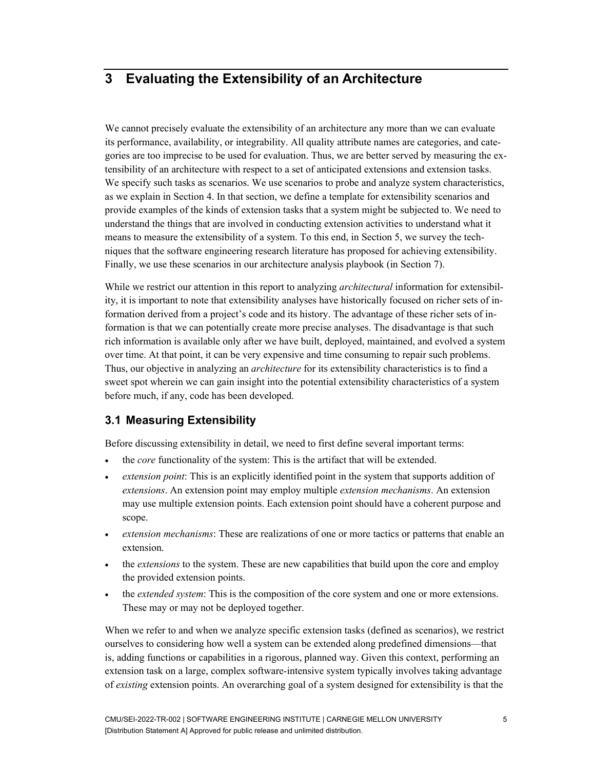# 3 Evaluating the Extensibility of an Architecture

We cannot precisely evaluate the extensibility of an architecture any more than we can evaluate its performance, availability, or integrability. All quality attribute names are categories, and categories are too imprecise to be used for evaluation. Thus, we are better served by measuring the extensibility of an architecture with respect to a set of anticipated extensions and extension tasks. We specify such tasks as scenarios. We use scenarios to probe and analyze system characteristics, as we explain in Section 4. In that section, we define a template for extensibility scenarios and provide examples of the kinds of extension tasks that a system might be subjected to. We need to understand the things that are involved in conducting extension activities to understand what it means to measure the extensibility of a system. To this end, in Section 5, we survey the techniques that the software engineering research literature has proposed for achieving extensibility. Finally, we use these scenarios in our architecture analysis playbook (in Section 7).

While we restrict our attention in this report to analyzing *architectural* information for extensibility, it is important to note that extensibility analyses have historically focused on richer sets of information derived from a project's code and its history. The advantage of these richer sets of information is that we can potentially create more precise analyses. The disadvantage is that such rich information is available only after we have built, deployed, maintained, and evolved a system over time. At that point, it can be very expensive and time consuming to repair such problems. Thus, our objective in analyzing an *architecture* for its extensibility characteristics is to find a sweet spot wherein we can gain insight into the potential extensibility characteristics of a system before much, if any, code has been developed.

## 3.1 Measuring Extensibility

Before discussing extensibility in detail, we need to first define several important terms:

- the *core* functionality of the system: This is the artifact that will be extended.
- *extension point*: This is an explicitly identified point in the system that supports addition of *extensions*. An extension point may employ multiple *extension mechanisms*. An extension may use multiple extension points. Each extension point should have a coherent purpose and scope.
- *extension mechanisms*: These are realizations of one or more tactics or patterns that enable an extension.
- the *extensions* to the system. These are new capabilities that build upon the core and employ the provided extension points.
- the *extended system*: This is the composition of the core system and one or more extensions. These may or may not be deployed together.

When we refer to and when we analyze specific extension tasks (defined as scenarios), we restrict ourselves to considering how well a system can be extended along predefined dimensions—that is, adding functions or capabilities in a rigorous, planned way. Given this context, performing an extension task on a large, complex software-intensive system typically involves taking advantage of *existing* extension points. An overarching goal of a system designed for extensibility is that the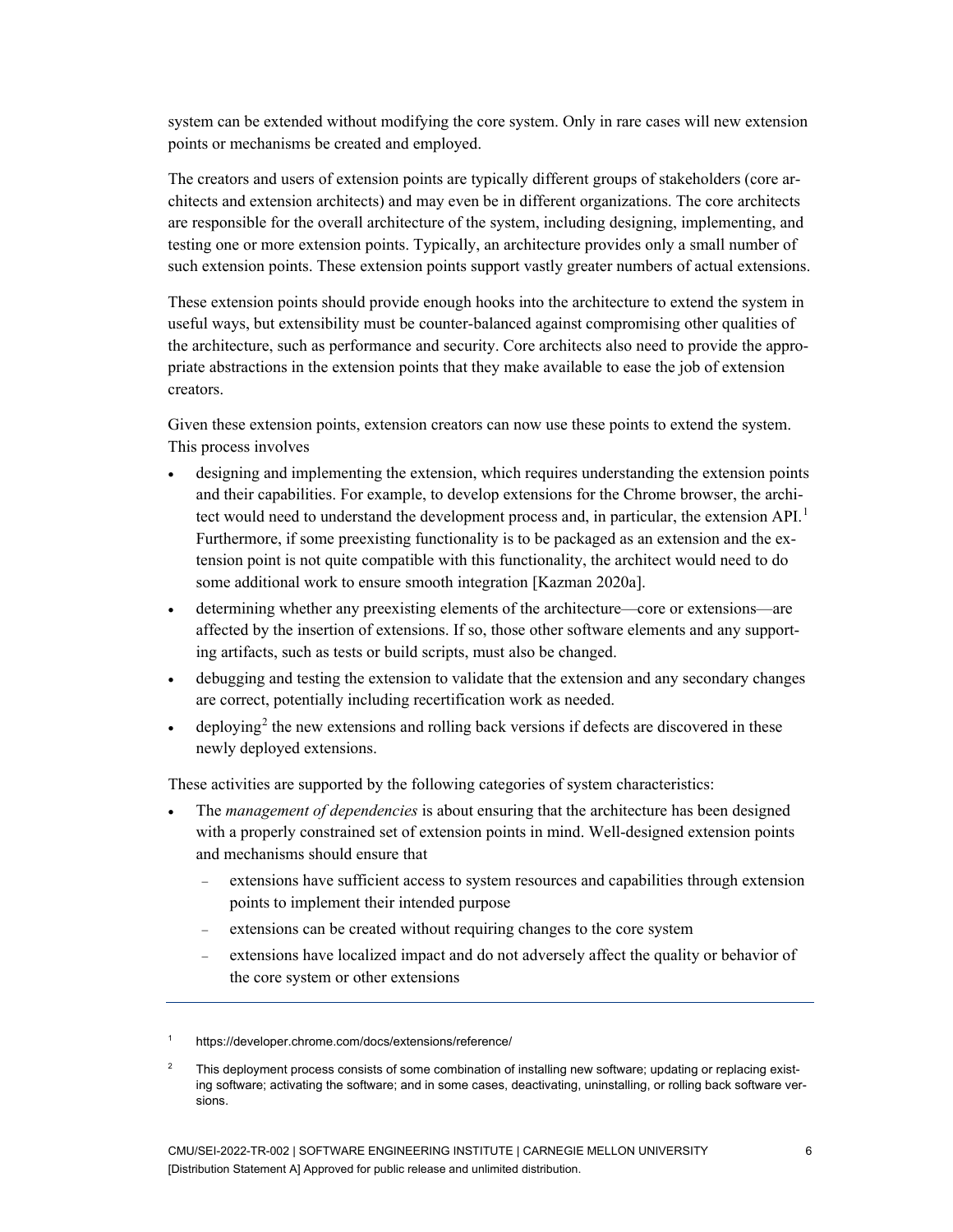system can be extended without modifying the core system. Only in rare cases will new extension points or mechanisms be created and employed.

The creators and users of extension points are typically different groups of stakeholders (core architects and extension architects) and may even be in different organizations. The core architects are responsible for the overall architecture of the system, including designing, implementing, and testing one or more extension points. Typically, an architecture provides only a small number of such extension points. These extension points support vastly greater numbers of actual extensions.

These extension points should provide enough hooks into the architecture to extend the system in useful ways, but extensibility must be counter-balanced against compromising other qualities of the architecture, such as performance and security. Core architects also need to provide the appropriate abstractions in the extension points that they make available to ease the job of extension creators.

Given these extension points, extension creators can now use these points to extend the system. This process involves

- designing and implementing the extension, which requires understanding the extension points and their capabilities. For example, to develop extensions for the Chrome browser, the architect would need to understand the development process and, in particular, the extension API.[1] Furthermore, if some preexisting functionality is to be packaged as an extension and the extension point is not quite compatible with this functionality, the architect would need to do some additional work to ensure smooth integration [Kazman 2020a].
- determining whether any preexisting elements of the architecture—core or extensions—are affected by the insertion of extensions. If so, those other software elements and any supporting artifacts, such as tests or build scripts, must also be changed.
- debugging and testing the extension to validate that the extension and any secondary changes are correct, potentially including recertification work as needed.
- deploying[2] the new extensions and rolling back versions if defects are discovered in these newly deployed extensions.

These activities are supported by the following categories of system characteristics:

- The *management of dependencies* is about ensuring that the architecture has been designed with a properly constrained set of extension points in mind. Well-designed extension points and mechanisms should ensure that
  - extensions have sufficient access to system resources and capabilities through extension points to implement their intended purpose
  - extensions can be created without requiring changes to the core system
  - extensions have localized impact and do not adversely affect the quality or behavior of the core system or other extensions

---

[1] https://developer.chrome.com/docs/extensions/reference/

[2] This deployment process consists of some combination of installing new software; updating or replacing existing software; activating the software; and in some cases, deactivating, uninstalling, or rolling back software versions.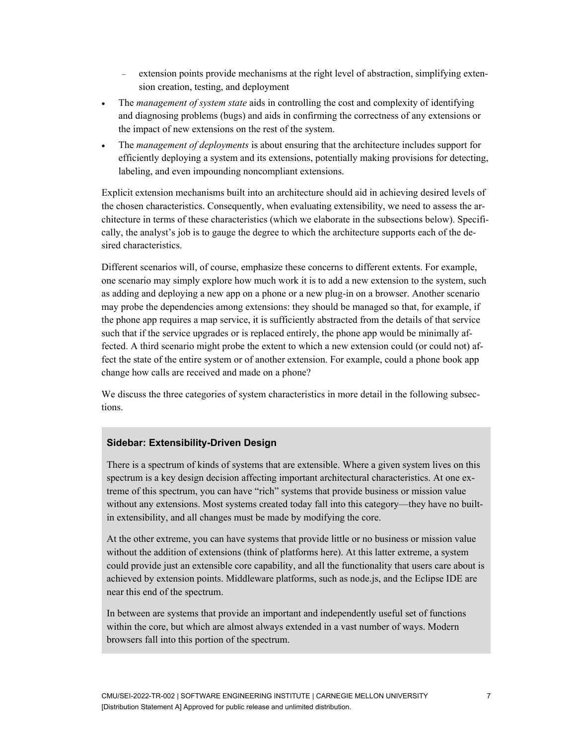- extension points provide mechanisms at the right level of abstraction, simplifying extension creation, testing, and deployment
- The *management of system state* aids in controlling the cost and complexity of identifying and diagnosing problems (bugs) and aids in confirming the correctness of any extensions or the impact of new extensions on the rest of the system.
- The *management of deployments* is about ensuring that the architecture includes support for efficiently deploying a system and its extensions, potentially making provisions for detecting, labeling, and even impounding noncompliant extensions.

Explicit extension mechanisms built into an architecture should aid in achieving desired levels of the chosen characteristics. Consequently, when evaluating extensibility, we need to assess the architecture in terms of these characteristics (which we elaborate in the subsections below). Specifically, the analyst's job is to gauge the degree to which the architecture supports each of the desired characteristics.

Different scenarios will, of course, emphasize these concerns to different extents. For example, one scenario may simply explore how much work it is to add a new extension to the system, such as adding and deploying a new app on a phone or a new plug-in on a browser. Another scenario may probe the dependencies among extensions: they should be managed so that, for example, if the phone app requires a map service, it is sufficiently abstracted from the details of that service such that if the service upgrades or is replaced entirely, the phone app would be minimally affected. A third scenario might probe the extent to which a new extension could (or could not) affect the state of the entire system or of another extension. For example, could a phone book app change how calls are received and made on a phone?

We discuss the three categories of system characteristics in more detail in the following subsections.

**Sidebar: Extensibility-Driven Design**

There is a spectrum of kinds of systems that are extensible. Where a given system lives on this spectrum is a key design decision affecting important architectural characteristics. At one extreme of this spectrum, you can have "rich" systems that provide business or mission value without any extensions. Most systems created today fall into this category—they have no built-in extensibility, and all changes must be made by modifying the core.

At the other extreme, you can have systems that provide little or no business or mission value without the addition of extensions (think of platforms here). At this latter extreme, a system could provide just an extensible core capability, and all the functionality that users care about is achieved by extension points. Middleware platforms, such as node.js, and the Eclipse IDE are near this end of the spectrum.

In between are systems that provide an important and independently useful set of functions within the core, but which are almost always extended in a vast number of ways. Modern browsers fall into this portion of the spectrum.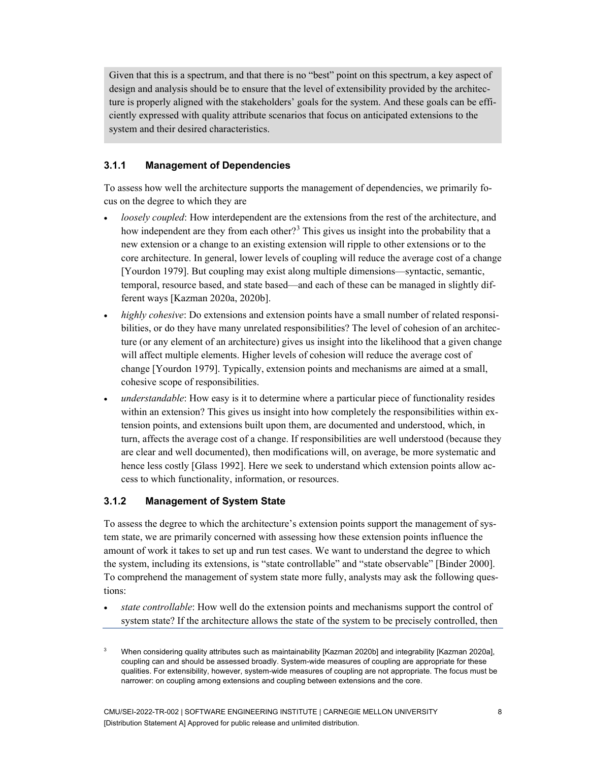Given that this is a spectrum, and that there is no "best" point on this spectrum, a key aspect of design and analysis should be to ensure that the level of extensibility provided by the architecture is properly aligned with the stakeholders' goals for the system. And these goals can be efficiently expressed with quality attribute scenarios that focus on anticipated extensions to the system and their desired characteristics.

### 3.1.1 Management of Dependencies

To assess how well the architecture supports the management of dependencies, we primarily focus on the degree to which they are

- *loosely coupled*: How interdependent are the extensions from the rest of the architecture, and how independent are they from each other?[3] This gives us insight into the probability that a new extension or a change to an existing extension will ripple to other extensions or to the core architecture. In general, lower levels of coupling will reduce the average cost of a change [Yourdon 1979]. But coupling may exist along multiple dimensions—syntactic, semantic, temporal, resource based, and state based—and each of these can be managed in slightly different ways [Kazman 2020a, 2020b].
- *highly cohesive*: Do extensions and extension points have a small number of related responsibilities, or do they have many unrelated responsibilities? The level of cohesion of an architecture (or any element of an architecture) gives us insight into the likelihood that a given change will affect multiple elements. Higher levels of cohesion will reduce the average cost of change [Yourdon 1979]. Typically, extension points and mechanisms are aimed at a small, cohesive scope of responsibilities.
- *understandable*: How easy is it to determine where a particular piece of functionality resides within an extension? This gives us insight into how completely the responsibilities within extension points, and extensions built upon them, are documented and understood, which, in turn, affects the average cost of a change. If responsibilities are well understood (because they are clear and well documented), then modifications will, on average, be more systematic and hence less costly [Glass 1992]. Here we seek to understand which extension points allow access to which functionality, information, or resources.

### 3.1.2 Management of System State

To assess the degree to which the architecture's extension points support the management of system state, we are primarily concerned with assessing how these extension points influence the amount of work it takes to set up and run test cases. We want to understand the degree to which the system, including its extensions, is "state controllable" and "state observable" [Binder 2000]. To comprehend the management of system state more fully, analysts may ask the following questions:

- *state controllable*: How well do the extension points and mechanisms support the control of system state? If the architecture allows the state of the system to be precisely controlled, then

[3] When considering quality attributes such as maintainability [Kazman 2020b] and integrability [Kazman 2020a], coupling can and should be assessed broadly. System-wide measures of coupling are appropriate for these qualities. For extensibility, however, system-wide measures of coupling are not appropriate. The focus must be narrower: on coupling among extensions and coupling between extensions and the core.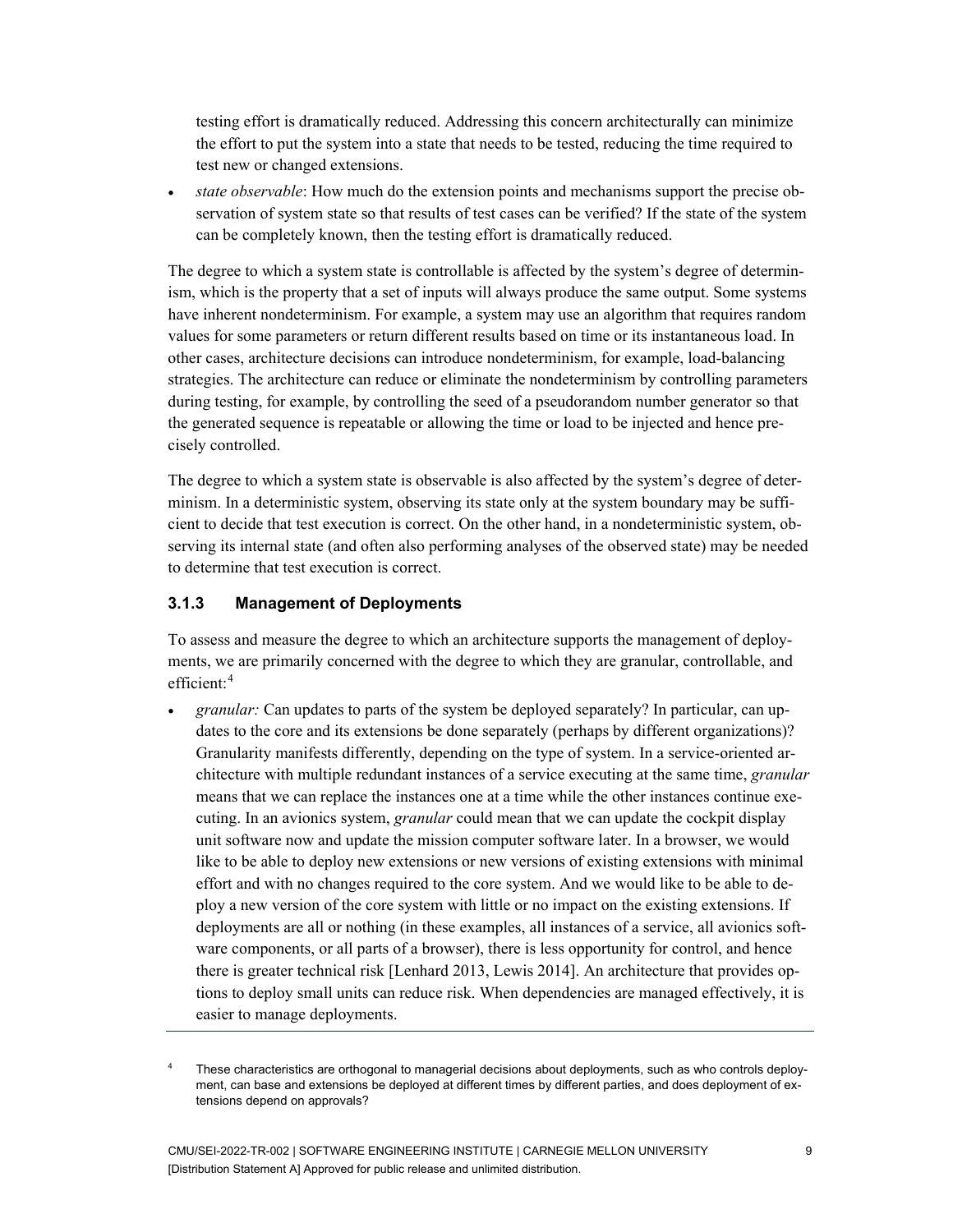testing effort is dramatically reduced. Addressing this concern architecturally can minimize the effort to put the system into a state that needs to be tested, reducing the time required to test new or changed extensions.

- *state observable*: How much do the extension points and mechanisms support the precise observation of system state so that results of test cases can be verified? If the state of the system can be completely known, then the testing effort is dramatically reduced.

The degree to which a system state is controllable is affected by the system's degree of determinism, which is the property that a set of inputs will always produce the same output. Some systems have inherent nondeterminism. For example, a system may use an algorithm that requires random values for some parameters or return different results based on time or its instantaneous load. In other cases, architecture decisions can introduce nondeterminism, for example, load-balancing strategies. The architecture can reduce or eliminate the nondeterminism by controlling parameters during testing, for example, by controlling the seed of a pseudorandom number generator so that the generated sequence is repeatable or allowing the time or load to be injected and hence precisely controlled.

The degree to which a system state is observable is also affected by the system's degree of determinism. In a deterministic system, observing its state only at the system boundary may be sufficient to decide that test execution is correct. On the other hand, in a nondeterministic system, observing its internal state (and often also performing analyses of the observed state) may be needed to determine that test execution is correct.

### 3.1.3 Management of Deployments

To assess and measure the degree to which an architecture supports the management of deployments, we are primarily concerned with the degree to which they are granular, controllable, and efficient:[4]

- *granular:* Can updates to parts of the system be deployed separately? In particular, can updates to the core and its extensions be done separately (perhaps by different organizations)? Granularity manifests differently, depending on the type of system. In a service-oriented architecture with multiple redundant instances of a service executing at the same time, *granular* means that we can replace the instances one at a time while the other instances continue executing. In an avionics system, *granular* could mean that we can update the cockpit display unit software now and update the mission computer software later. In a browser, we would like to be able to deploy new extensions or new versions of existing extensions with minimal effort and with no changes required to the core system. And we would like to be able to deploy a new version of the core system with little or no impact on the existing extensions. If deployments are all or nothing (in these examples, all instances of a service, all avionics software components, or all parts of a browser), there is less opportunity for control, and hence there is greater technical risk [Lenhard 2013, Lewis 2014]. An architecture that provides options to deploy small units can reduce risk. When dependencies are managed effectively, it is easier to manage deployments.

---

[4] These characteristics are orthogonal to managerial decisions about deployments, such as who controls deployment, can base and extensions be deployed at different times by different parties, and does deployment of extensions depend on approvals?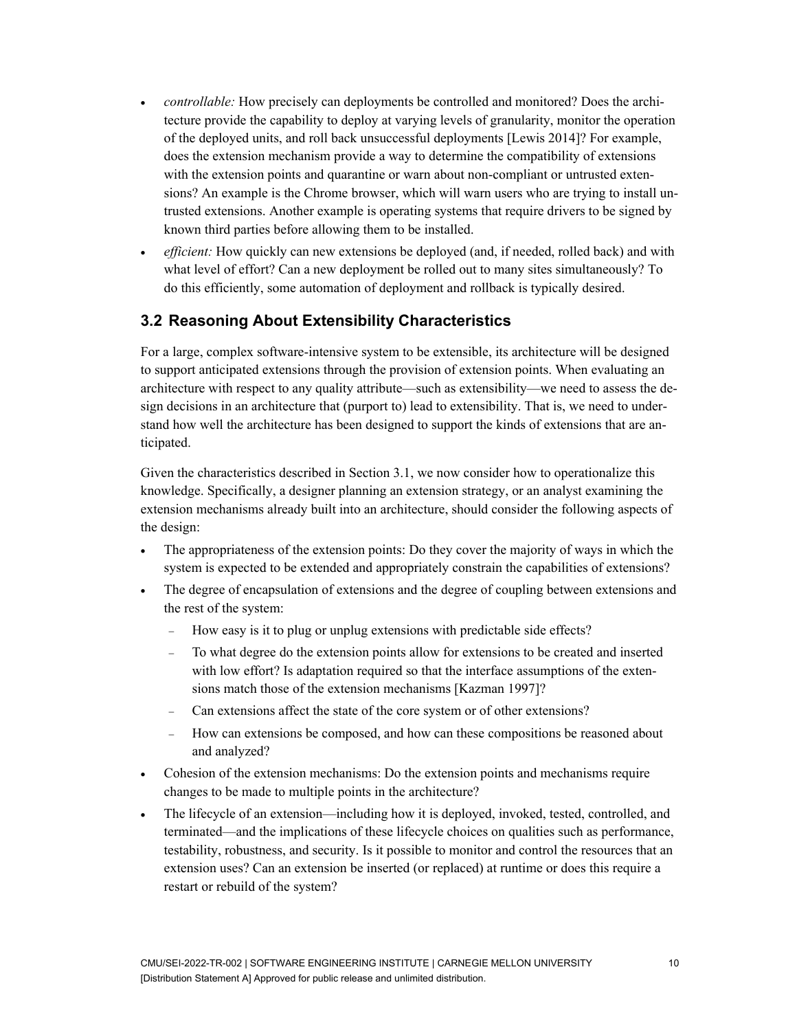- *controllable:* How precisely can deployments be controlled and monitored? Does the architecture provide the capability to deploy at varying levels of granularity, monitor the operation of the deployed units, and roll back unsuccessful deployments [Lewis 2014]? For example, does the extension mechanism provide a way to determine the compatibility of extensions with the extension points and quarantine or warn about non-compliant or untrusted extensions? An example is the Chrome browser, which will warn users who are trying to install untrusted extensions. Another example is operating systems that require drivers to be signed by known third parties before allowing them to be installed.
- *efficient:* How quickly can new extensions be deployed (and, if needed, rolled back) and with what level of effort? Can a new deployment be rolled out to many sites simultaneously? To do this efficiently, some automation of deployment and rollback is typically desired.

## 3.2 Reasoning About Extensibility Characteristics

For a large, complex software-intensive system to be extensible, its architecture will be designed to support anticipated extensions through the provision of extension points. When evaluating an architecture with respect to any quality attribute—such as extensibility—we need to assess the design decisions in an architecture that (purport to) lead to extensibility. That is, we need to understand how well the architecture has been designed to support the kinds of extensions that are anticipated.

Given the characteristics described in Section 3.1, we now consider how to operationalize this knowledge. Specifically, a designer planning an extension strategy, or an analyst examining the extension mechanisms already built into an architecture, should consider the following aspects of the design:

- The appropriateness of the extension points: Do they cover the majority of ways in which the system is expected to be extended and appropriately constrain the capabilities of extensions?
- The degree of encapsulation of extensions and the degree of coupling between extensions and the rest of the system:
  - How easy is it to plug or unplug extensions with predictable side effects?
  - To what degree do the extension points allow for extensions to be created and inserted with low effort? Is adaptation required so that the interface assumptions of the extensions match those of the extension mechanisms [Kazman 1997]?
  - Can extensions affect the state of the core system or of other extensions?
  - How can extensions be composed, and how can these compositions be reasoned about and analyzed?
- Cohesion of the extension mechanisms: Do the extension points and mechanisms require changes to be made to multiple points in the architecture?
- The lifecycle of an extension—including how it is deployed, invoked, tested, controlled, and terminated—and the implications of these lifecycle choices on qualities such as performance, testability, robustness, and security. Is it possible to monitor and control the resources that an extension uses? Can an extension be inserted (or replaced) at runtime or does this require a restart or rebuild of the system?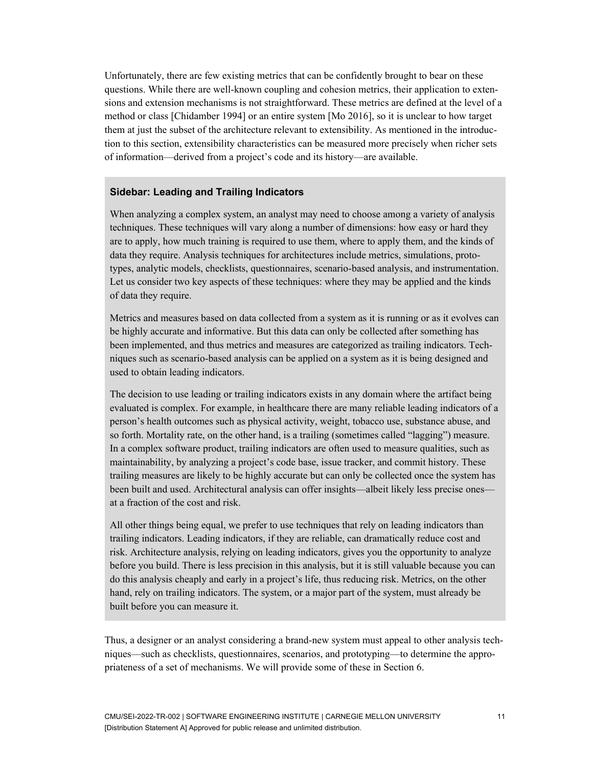Unfortunately, there are few existing metrics that can be confidently brought to bear on these questions. While there are well-known coupling and cohesion metrics, their application to extensions and extension mechanisms is not straightforward. These metrics are defined at the level of a method or class [Chidamber 1994] or an entire system [Mo 2016], so it is unclear to how target them at just the subset of the architecture relevant to extensibility. As mentioned in the introduction to this section, extensibility characteristics can be measured more precisely when richer sets of information—derived from a project's code and its history—are available.

### Sidebar: Leading and Trailing Indicators

When analyzing a complex system, an analyst may need to choose among a variety of analysis techniques. These techniques will vary along a number of dimensions: how easy or hard they are to apply, how much training is required to use them, where to apply them, and the kinds of data they require. Analysis techniques for architectures include metrics, simulations, prototypes, analytic models, checklists, questionnaires, scenario-based analysis, and instrumentation. Let us consider two key aspects of these techniques: where they may be applied and the kinds of data they require.

Metrics and measures based on data collected from a system as it is running or as it evolves can be highly accurate and informative. But this data can only be collected after something has been implemented, and thus metrics and measures are categorized as trailing indicators. Techniques such as scenario-based analysis can be applied on a system as it is being designed and used to obtain leading indicators.

The decision to use leading or trailing indicators exists in any domain where the artifact being evaluated is complex. For example, in healthcare there are many reliable leading indicators of a person's health outcomes such as physical activity, weight, tobacco use, substance abuse, and so forth. Mortality rate, on the other hand, is a trailing (sometimes called "lagging") measure. In a complex software product, trailing indicators are often used to measure qualities, such as maintainability, by analyzing a project's code base, issue tracker, and commit history. These trailing measures are likely to be highly accurate but can only be collected once the system has been built and used. Architectural analysis can offer insights—albeit likely less precise ones—at a fraction of the cost and risk.

All other things being equal, we prefer to use techniques that rely on leading indicators than trailing indicators. Leading indicators, if they are reliable, can dramatically reduce cost and risk. Architecture analysis, relying on leading indicators, gives you the opportunity to analyze before you build. There is less precision in this analysis, but it is still valuable because you can do this analysis cheaply and early in a project's life, thus reducing risk. Metrics, on the other hand, rely on trailing indicators. The system, or a major part of the system, must already be built before you can measure it.

Thus, a designer or an analyst considering a brand-new system must appeal to other analysis techniques—such as checklists, questionnaires, scenarios, and prototyping—to determine the appropriateness of a set of mechanisms. We will provide some of these in Section 6.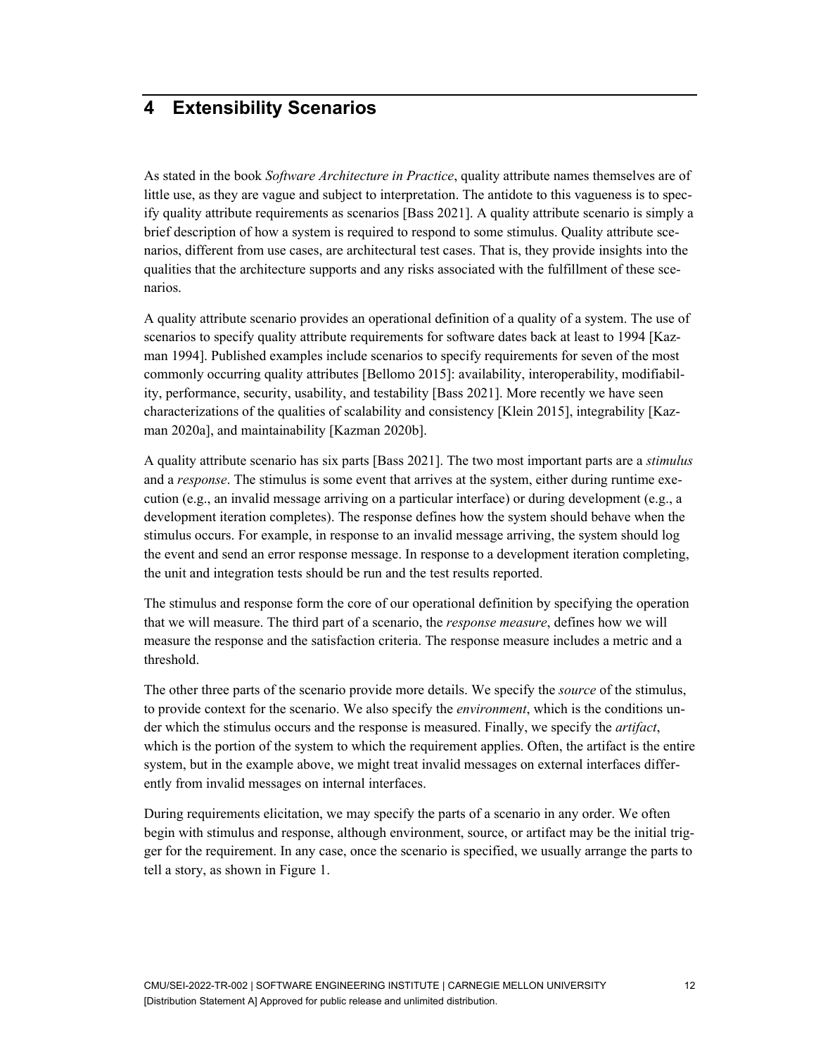# 4 Extensibility Scenarios

As stated in the book *Software Architecture in Practice*, quality attribute names themselves are of little use, as they are vague and subject to interpretation. The antidote to this vagueness is to specify quality attribute requirements as scenarios [Bass 2021]. A quality attribute scenario is simply a brief description of how a system is required to respond to some stimulus. Quality attribute scenarios, different from use cases, are architectural test cases. That is, they provide insights into the qualities that the architecture supports and any risks associated with the fulfillment of these scenarios.

A quality attribute scenario provides an operational definition of a quality of a system. The use of scenarios to specify quality attribute requirements for software dates back at least to 1994 [Kazman 1994]. Published examples include scenarios to specify requirements for seven of the most commonly occurring quality attributes [Bellomo 2015]: availability, interoperability, modifiability, performance, security, usability, and testability [Bass 2021]. More recently we have seen characterizations of the qualities of scalability and consistency [Klein 2015], integrability [Kazman 2020a], and maintainability [Kazman 2020b].

A quality attribute scenario has six parts [Bass 2021]. The two most important parts are a *stimulus* and a *response*. The stimulus is some event that arrives at the system, either during runtime execution (e.g., an invalid message arriving on a particular interface) or during development (e.g., a development iteration completes). The response defines how the system should behave when the stimulus occurs. For example, in response to an invalid message arriving, the system should log the event and send an error response message. In response to a development iteration completing, the unit and integration tests should be run and the test results reported.

The stimulus and response form the core of our operational definition by specifying the operation that we will measure. The third part of a scenario, the *response measure*, defines how we will measure the response and the satisfaction criteria. The response measure includes a metric and a threshold.

The other three parts of the scenario provide more details. We specify the *source* of the stimulus, to provide context for the scenario. We also specify the *environment*, which is the conditions under which the stimulus occurs and the response is measured. Finally, we specify the *artifact*, which is the portion of the system to which the requirement applies. Often, the artifact is the entire system, but in the example above, we might treat invalid messages on external interfaces differently from invalid messages on internal interfaces.

During requirements elicitation, we may specify the parts of a scenario in any order. We often begin with stimulus and response, although environment, source, or artifact may be the initial trigger for the requirement. In any case, once the scenario is specified, we usually arrange the parts to tell a story, as shown in Figure 1.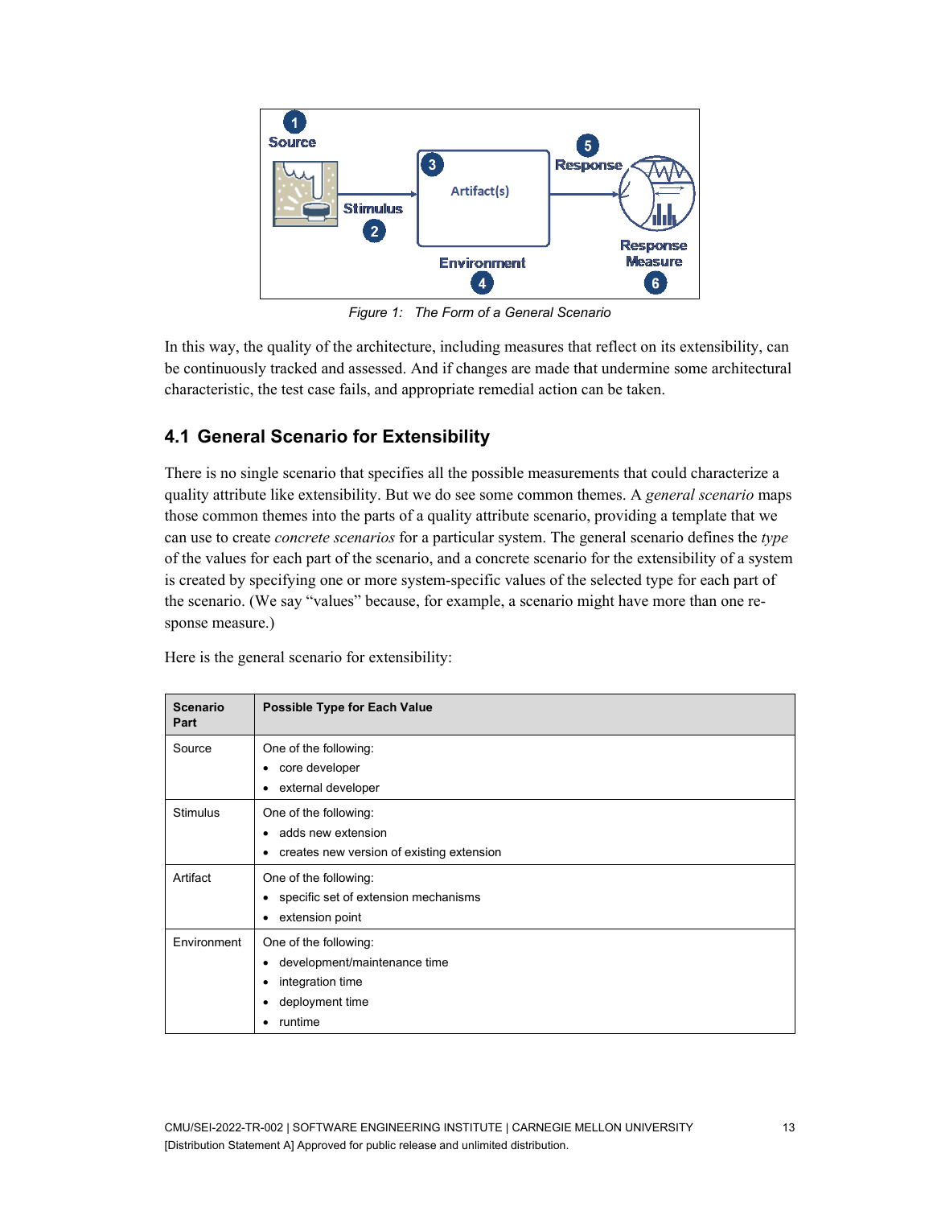Figure 1: The Form of a General Scenario

In this way, the quality of the architecture, including measures that reflect on its extensibility, can be continuously tracked and assessed. And if changes are made that undermine some architectural characteristic, the test case fails, and appropriate remedial action can be taken.

## 4.1 General Scenario for Extensibility

There is no single scenario that specifies all the possible measurements that could characterize a quality attribute like extensibility. But we do see some common themes. A *general scenario* maps those common themes into the parts of a quality attribute scenario, providing a template that we can use to create *concrete scenarios* for a particular system. The general scenario defines the *type* of the values for each part of the scenario, and a concrete scenario for the extensibility of a system is created by specifying one or more system-specific values of the selected type for each part of the scenario. (We say "values" because, for example, a scenario might have more than one response measure.)

Here is the general scenario for extensibility:

| Scenario Part | Possible Type for Each Value |
|---|---|
| Source | One of the following:<br>• core developer<br>• external developer |
| Stimulus | One of the following:<br>• adds new extension<br>• creates new version of existing extension |
| Artifact | One of the following:<br>• specific set of extension mechanisms<br>• extension point |
| Environment | One of the following:<br>• development/maintenance time<br>• integration time<br>• deployment time<br>• runtime |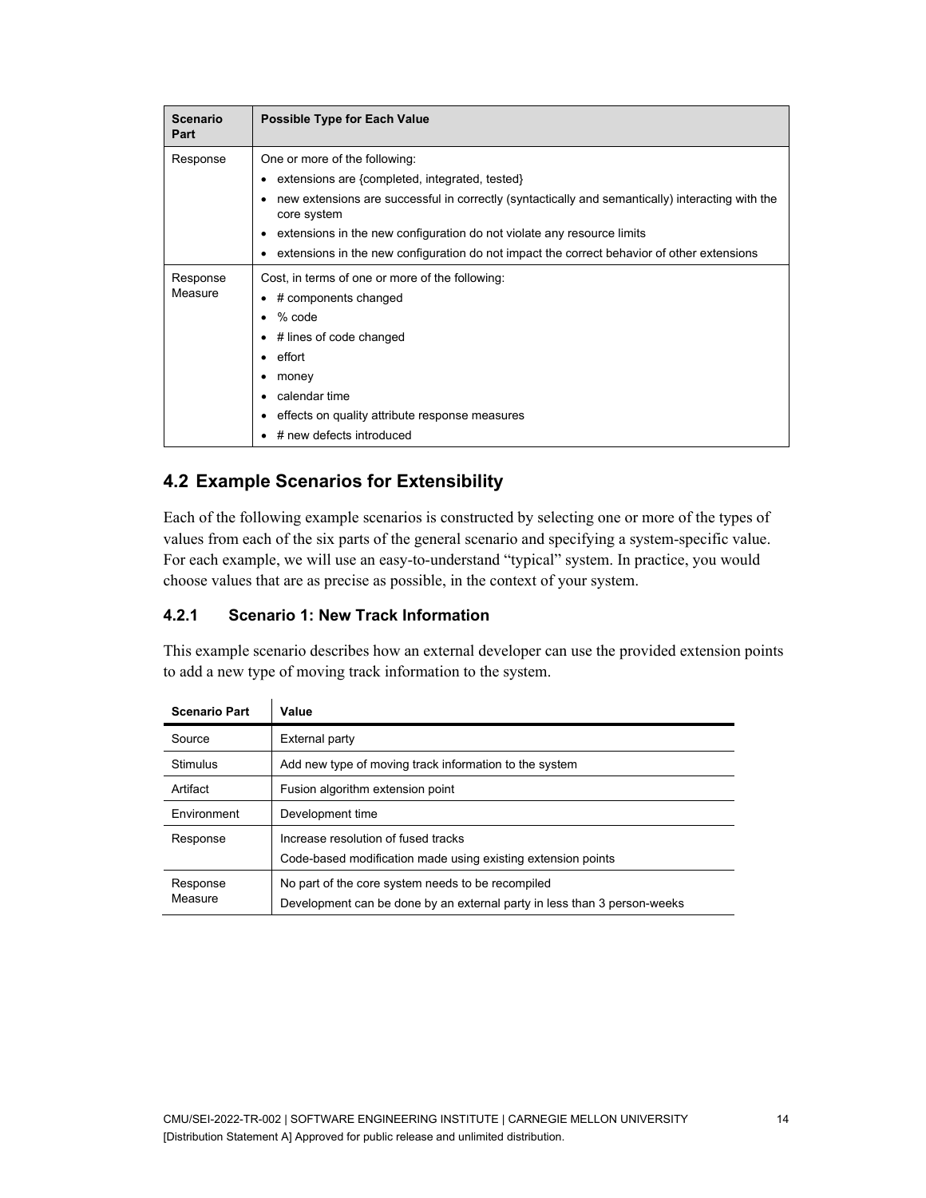| Scenario Part | Possible Type for Each Value |
|---|---|
| Response | One or more of the following:<br>• extensions are {completed, integrated, tested}<br>• new extensions are successful in correctly (syntactically and semantically) interacting with the core system<br>• extensions in the new configuration do not violate any resource limits<br>• extensions in the new configuration do not impact the correct behavior of other extensions |
| Response Measure | Cost, in terms of one or more of the following:<br>• # components changed<br>• % code<br>• # lines of code changed<br>• effort<br>• money<br>• calendar time<br>• effects on quality attribute response measures<br>• # new defects introduced |

## 4.2 Example Scenarios for Extensibility

Each of the following example scenarios is constructed by selecting one or more of the types of values from each of the six parts of the general scenario and specifying a system-specific value. For each example, we will use an easy-to-understand "typical" system. In practice, you would choose values that are as precise as possible, in the context of your system.

### 4.2.1 Scenario 1: New Track Information

This example scenario describes how an external developer can use the provided extension points to add a new type of moving track information to the system.

| Scenario Part | Value |
|---|---|
| Source | External party |
| Stimulus | Add new type of moving track information to the system |
| Artifact | Fusion algorithm extension point |
| Environment | Development time |
| Response | Increase resolution of fused tracks<br>Code-based modification made using existing extension points |
| Response Measure | No part of the core system needs to be recompiled<br>Development can be done by an external party in less than 3 person-weeks |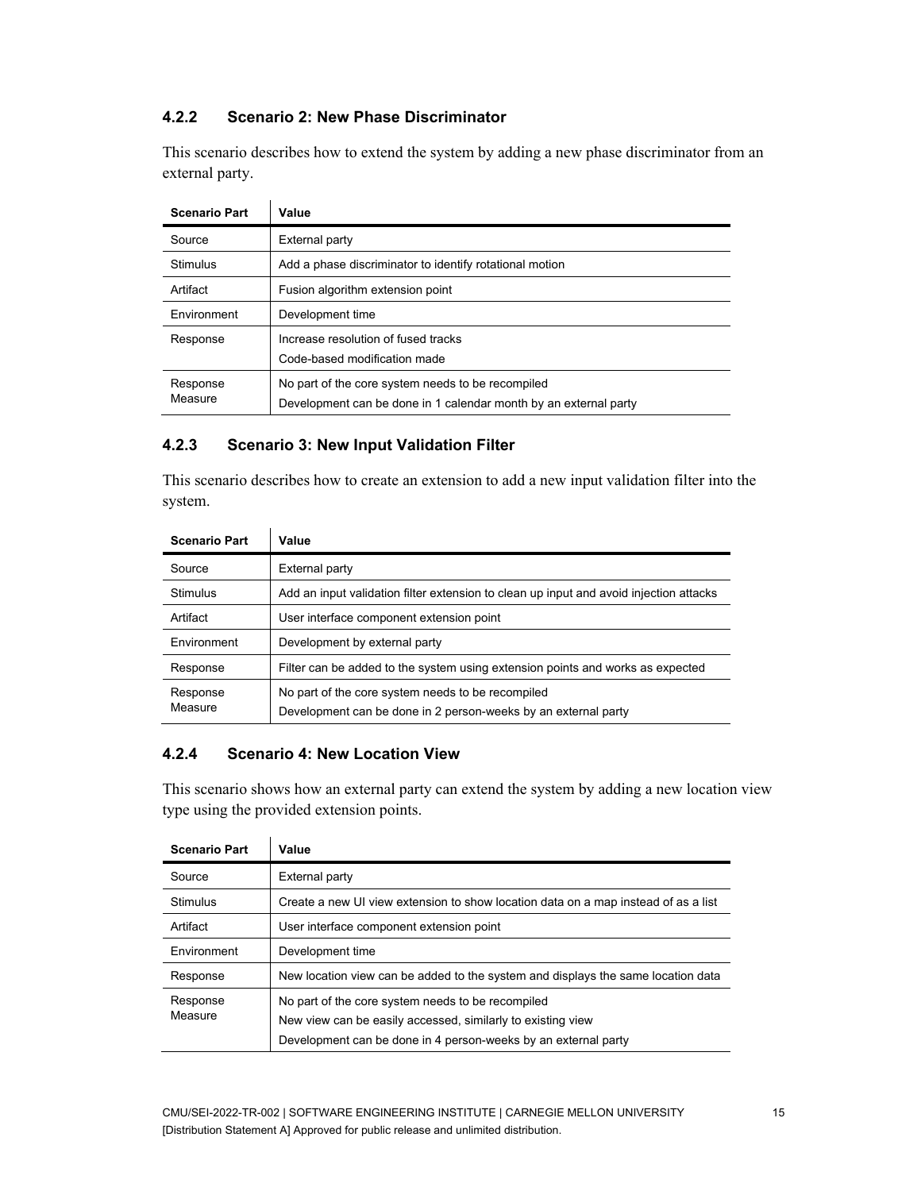### 4.2.2 Scenario 2: New Phase Discriminator

This scenario describes how to extend the system by adding a new phase discriminator from an external party.

| Scenario Part | Value |
| --- | --- |
| Source | External party |
| Stimulus | Add a phase discriminator to identify rotational motion |
| Artifact | Fusion algorithm extension point |
| Environment | Development time |
| Response | Increase resolution of fused tracks<br>Code-based modification made |
| Response Measure | No part of the core system needs to be recompiled<br>Development can be done in 1 calendar month by an external party |

### 4.2.3 Scenario 3: New Input Validation Filter

This scenario describes how to create an extension to add a new input validation filter into the system.

| Scenario Part | Value |
| --- | --- |
| Source | External party |
| Stimulus | Add an input validation filter extension to clean up input and avoid injection attacks |
| Artifact | User interface component extension point |
| Environment | Development by external party |
| Response | Filter can be added to the system using extension points and works as expected |
| Response Measure | No part of the core system needs to be recompiled<br>Development can be done in 2 person-weeks by an external party |

### 4.2.4 Scenario 4: New Location View

This scenario shows how an external party can extend the system by adding a new location view type using the provided extension points.

| Scenario Part | Value |
| --- | --- |
| Source | External party |
| Stimulus | Create a new UI view extension to show location data on a map instead of as a list |
| Artifact | User interface component extension point |
| Environment | Development time |
| Response | New location view can be added to the system and displays the same location data |
| Response Measure | No part of the core system needs to be recompiled<br>New view can be easily accessed, similarly to existing view<br>Development can be done in 4 person-weeks by an external party |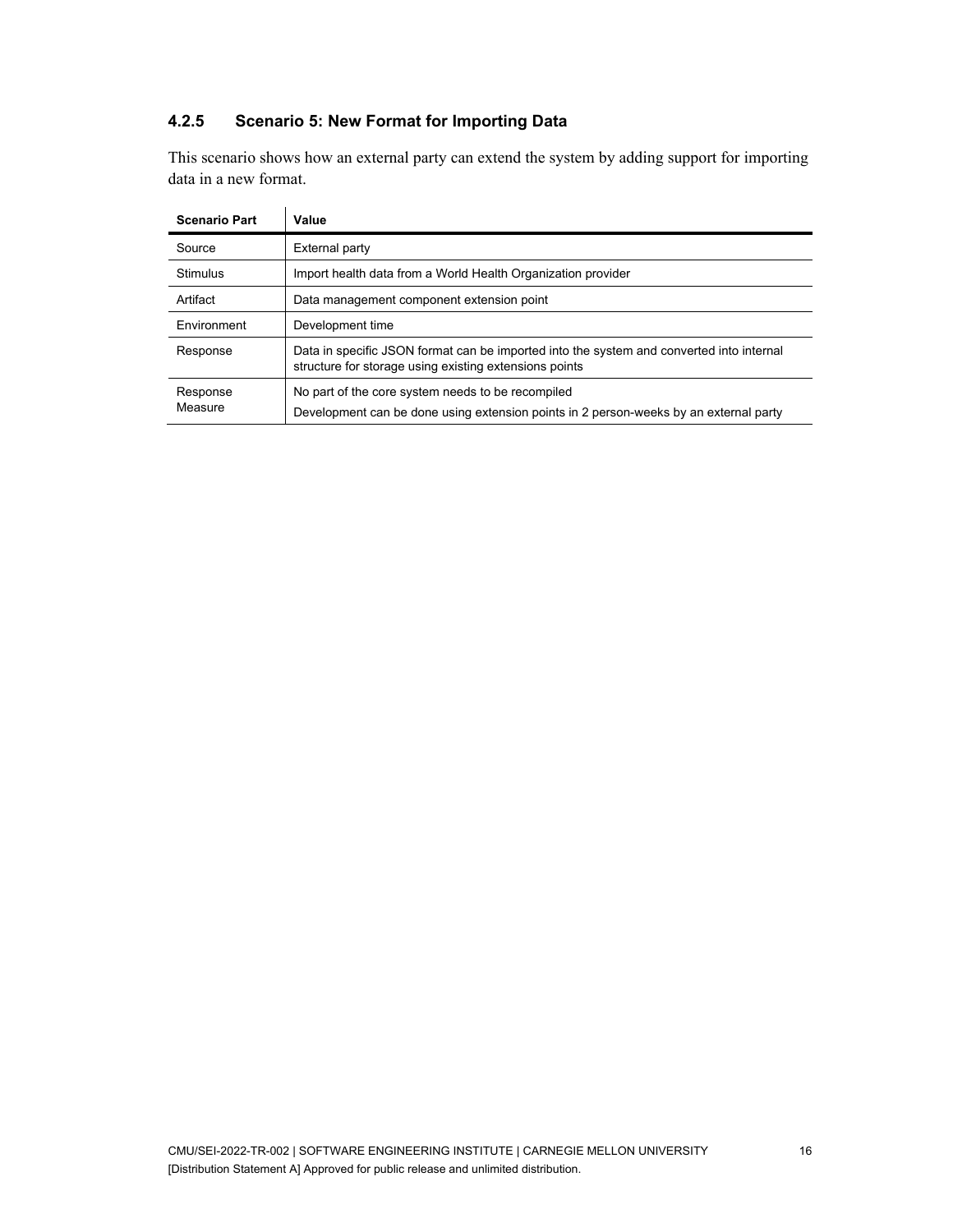### 4.2.5 Scenario 5: New Format for Importing Data

This scenario shows how an external party can extend the system by adding support for importing data in a new format.

| Scenario Part | Value |
| --- | --- |
| Source | External party |
| Stimulus | Import health data from a World Health Organization provider |
| Artifact | Data management component extension point |
| Environment | Development time |
| Response | Data in specific JSON format can be imported into the system and converted into internal structure for storage using existing extensions points |
| Response Measure | No part of the core system needs to be recompiled<br>Development can be done using extension points in 2 person-weeks by an external party |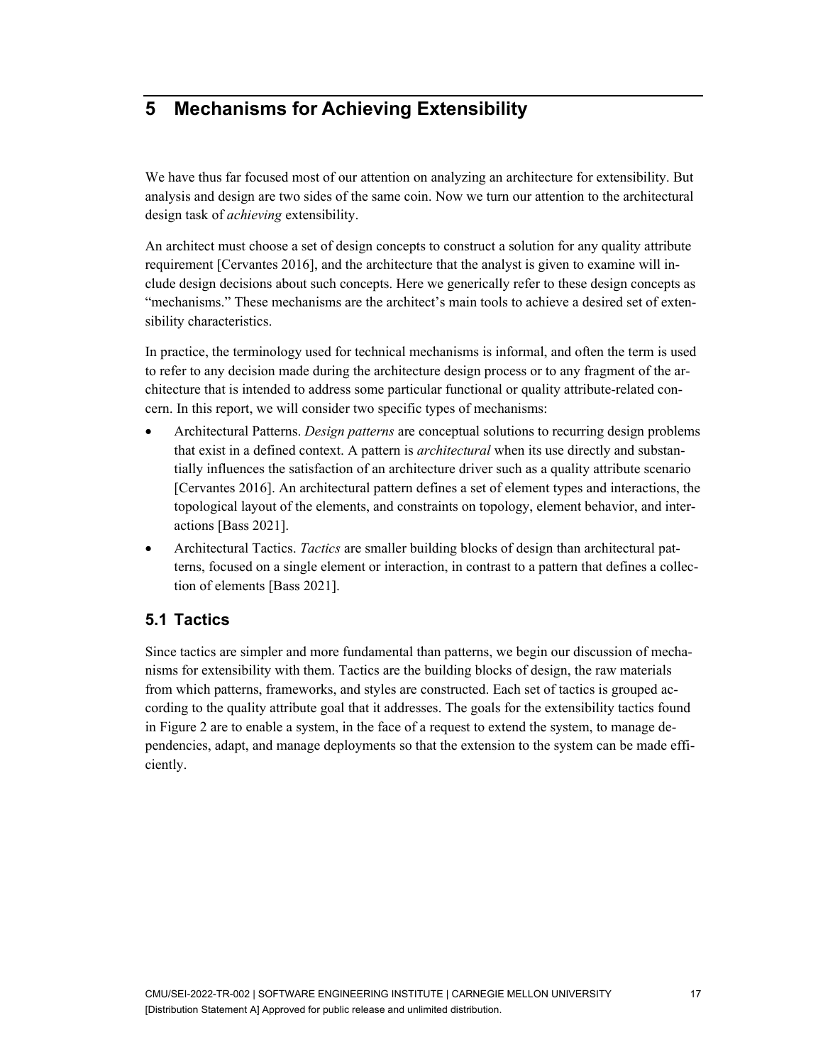# 5 Mechanisms for Achieving Extensibility

We have thus far focused most of our attention on analyzing an architecture for extensibility. But analysis and design are two sides of the same coin. Now we turn our attention to the architectural design task of *achieving* extensibility.

An architect must choose a set of design concepts to construct a solution for any quality attribute requirement [Cervantes 2016], and the architecture that the analyst is given to examine will include design decisions about such concepts. Here we generically refer to these design concepts as "mechanisms." These mechanisms are the architect's main tools to achieve a desired set of extensibility characteristics.

In practice, the terminology used for technical mechanisms is informal, and often the term is used to refer to any decision made during the architecture design process or to any fragment of the architecture that is intended to address some particular functional or quality attribute-related concern. In this report, we will consider two specific types of mechanisms:

- Architectural Patterns. *Design patterns* are conceptual solutions to recurring design problems that exist in a defined context. A pattern is *architectural* when its use directly and substantially influences the satisfaction of an architecture driver such as a quality attribute scenario [Cervantes 2016]. An architectural pattern defines a set of element types and interactions, the topological layout of the elements, and constraints on topology, element behavior, and interactions [Bass 2021].
- Architectural Tactics. *Tactics* are smaller building blocks of design than architectural patterns, focused on a single element or interaction, in contrast to a pattern that defines a collection of elements [Bass 2021].

## 5.1 Tactics

Since tactics are simpler and more fundamental than patterns, we begin our discussion of mechanisms for extensibility with them. Tactics are the building blocks of design, the raw materials from which patterns, frameworks, and styles are constructed. Each set of tactics is grouped according to the quality attribute goal that it addresses. The goals for the extensibility tactics found in Figure 2 are to enable a system, in the face of a request to extend the system, to manage dependencies, adapt, and manage deployments so that the extension to the system can be made efficiently.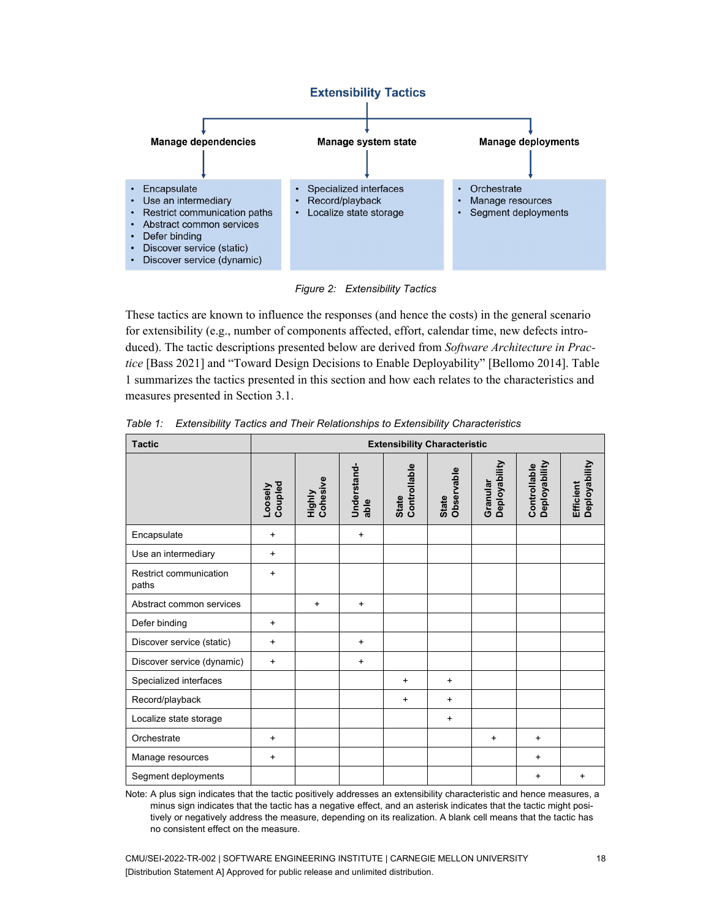**Extensibility Tactics**

**Manage dependencies**

- Encapsulate
- Use an intermediary
- Restrict communication paths
- Abstract common services
- Defer binding
- Discover service (static)
- Discover service (dynamic)

**Manage system state**

- Specialized interfaces
- Record/playback
- Localize state storage

**Manage deployments**

- Orchestrate
- Manage resources
- Segment deployments

*Figure 2: Extensibility Tactics*

These tactics are known to influence the responses (and hence the costs) in the general scenario for extensibility (e.g., number of components affected, effort, calendar time, new defects introduced). The tactic descriptions presented below are derived from *Software Architecture in Practice* [Bass 2021] and “Toward Design Decisions to Enable Deployability” [Bellomo 2014]. Table 1 summarizes the tactics presented in this section and how each relates to the characteristics and measures presented in Section 3.1.

*Table 1: Extensibility Tactics and Their Relationships to Extensibility Characteristics*

| Tactic | Extensibility Characteristic | | | | | | | |
|---|---|---|---|---|---|---|---|---|
| | Loosely Coupled | Highly Cohesive | Understand-able | State Controllable | State Observable | Granular Deployability | Controllable Deployability | Efficient Deployability |
| Encapsulate | + | | + | | | | | |
| Use an intermediary | + | | | | | | | |
| Restrict communication paths | + | | | | | | | |
| Abstract common services | | + | + | | | | | |
| Defer binding | + | | | | | | | |
| Discover service (static) | + | | + | | | | | |
| Discover service (dynamic) | + | | + | | | | | |
| Specialized interfaces | | | | + | + | | | |
| Record/playback | | | | + | + | | | |
| Localize state storage | | | | | + | | | |
| Orchestrate | + | | | | | + | + | |
| Manage resources | + | | | | | | + | |
| Segment deployments | | | | | | | + | + |

Note: A plus sign indicates that the tactic positively addresses an extensibility characteristic and hence measures, a minus sign indicates that the tactic has a negative effect, and an asterisk indicates that the tactic might positively or negatively address the measure, depending on its realization. A blank cell means that the tactic has no consistent effect on the measure.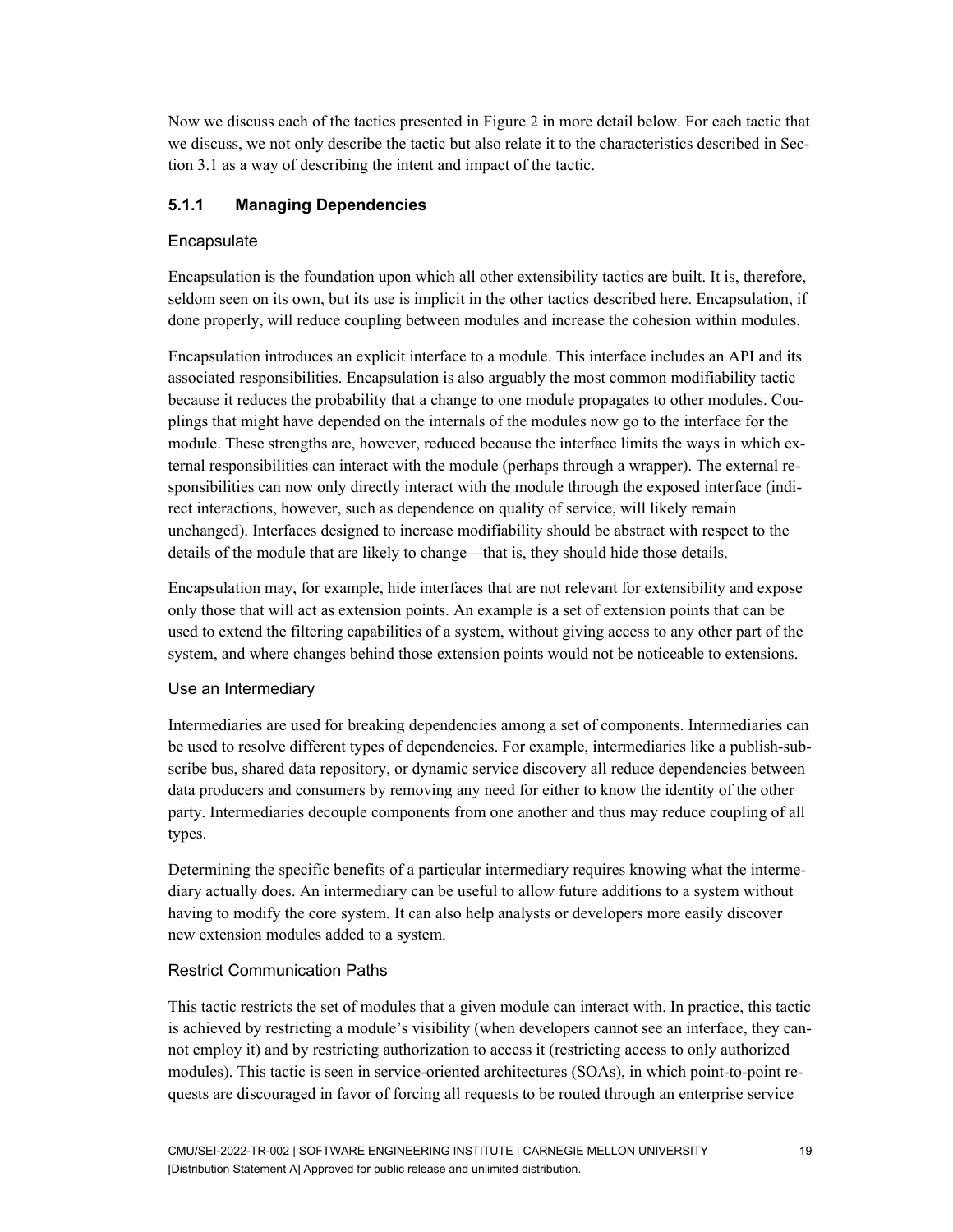Now we discuss each of the tactics presented in Figure 2 in more detail below. For each tactic that we discuss, we not only describe the tactic but also relate it to the characteristics described in Section 3.1 as a way of describing the intent and impact of the tactic.

### 5.1.1 Managing Dependencies

#### Encapsulate

Encapsulation is the foundation upon which all other extensibility tactics are built. It is, therefore, seldom seen on its own, but its use is implicit in the other tactics described here. Encapsulation, if done properly, will reduce coupling between modules and increase the cohesion within modules.

Encapsulation introduces an explicit interface to a module. This interface includes an API and its associated responsibilities. Encapsulation is also arguably the most common modifiability tactic because it reduces the probability that a change to one module propagates to other modules. Couplings that might have depended on the internals of the modules now go to the interface for the module. These strengths are, however, reduced because the interface limits the ways in which external responsibilities can interact with the module (perhaps through a wrapper). The external responsibilities can now only directly interact with the module through the exposed interface (indirect interactions, however, such as dependence on quality of service, will likely remain unchanged). Interfaces designed to increase modifiability should be abstract with respect to the details of the module that are likely to change—that is, they should hide those details.

Encapsulation may, for example, hide interfaces that are not relevant for extensibility and expose only those that will act as extension points. An example is a set of extension points that can be used to extend the filtering capabilities of a system, without giving access to any other part of the system, and where changes behind those extension points would not be noticeable to extensions.

#### Use an Intermediary

Intermediaries are used for breaking dependencies among a set of components. Intermediaries can be used to resolve different types of dependencies. For example, intermediaries like a publish-subscribe bus, shared data repository, or dynamic service discovery all reduce dependencies between data producers and consumers by removing any need for either to know the identity of the other party. Intermediaries decouple components from one another and thus may reduce coupling of all types.

Determining the specific benefits of a particular intermediary requires knowing what the intermediary actually does. An intermediary can be useful to allow future additions to a system without having to modify the core system. It can also help analysts or developers more easily discover new extension modules added to a system.

#### Restrict Communication Paths

This tactic restricts the set of modules that a given module can interact with. In practice, this tactic is achieved by restricting a module's visibility (when developers cannot see an interface, they cannot employ it) and by restricting authorization to access it (restricting access to only authorized modules). This tactic is seen in service-oriented architectures (SOAs), in which point-to-point requests are discouraged in favor of forcing all requests to be routed through an enterprise service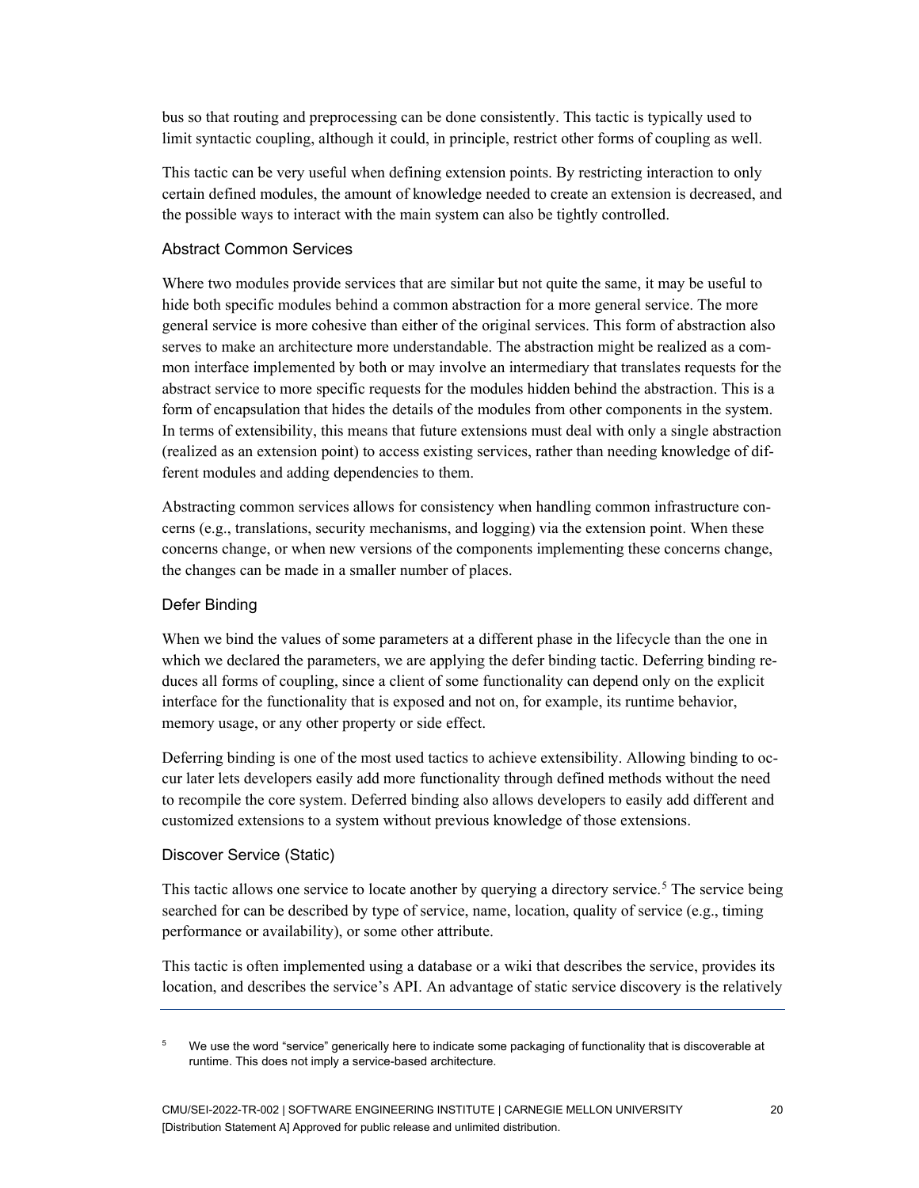bus so that routing and preprocessing can be done consistently. This tactic is typically used to limit syntactic coupling, although it could, in principle, restrict other forms of coupling as well.

This tactic can be very useful when defining extension points. By restricting interaction to only certain defined modules, the amount of knowledge needed to create an extension is decreased, and the possible ways to interact with the main system can also be tightly controlled.

### Abstract Common Services

Where two modules provide services that are similar but not quite the same, it may be useful to hide both specific modules behind a common abstraction for a more general service. The more general service is more cohesive than either of the original services. This form of abstraction also serves to make an architecture more understandable. The abstraction might be realized as a common interface implemented by both or may involve an intermediary that translates requests for the abstract service to more specific requests for the modules hidden behind the abstraction. This is a form of encapsulation that hides the details of the modules from other components in the system. In terms of extensibility, this means that future extensions must deal with only a single abstraction (realized as an extension point) to access existing services, rather than needing knowledge of different modules and adding dependencies to them.

Abstracting common services allows for consistency when handling common infrastructure concerns (e.g., translations, security mechanisms, and logging) via the extension point. When these concerns change, or when new versions of the components implementing these concerns change, the changes can be made in a smaller number of places.

### Defer Binding

When we bind the values of some parameters at a different phase in the lifecycle than the one in which we declared the parameters, we are applying the defer binding tactic. Deferring binding reduces all forms of coupling, since a client of some functionality can depend only on the explicit interface for the functionality that is exposed and not on, for example, its runtime behavior, memory usage, or any other property or side effect.

Deferring binding is one of the most used tactics to achieve extensibility. Allowing binding to occur later lets developers easily add more functionality through defined methods without the need to recompile the core system. Deferred binding also allows developers to easily add different and customized extensions to a system without previous knowledge of those extensions.

### Discover Service (Static)

This tactic allows one service to locate another by querying a directory service.[5] The service being searched for can be described by type of service, name, location, quality of service (e.g., timing performance or availability), or some other attribute.

This tactic is often implemented using a database or a wiki that describes the service, provides its location, and describes the service's API. An advantage of static service discovery is the relatively

[5] We use the word "service" generically here to indicate some packaging of functionality that is discoverable at runtime. This does not imply a service-based architecture.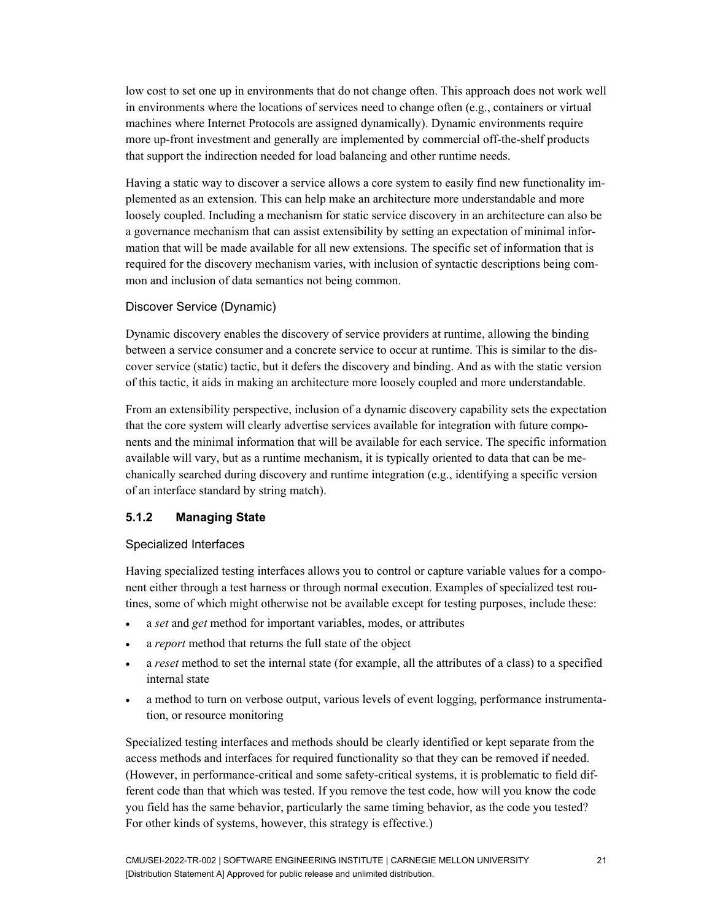low cost to set one up in environments that do not change often. This approach does not work well in environments where the locations of services need to change often (e.g., containers or virtual machines where Internet Protocols are assigned dynamically). Dynamic environments require more up-front investment and generally are implemented by commercial off-the-shelf products that support the indirection needed for load balancing and other runtime needs.

Having a static way to discover a service allows a core system to easily find new functionality implemented as an extension. This can help make an architecture more understandable and more loosely coupled. Including a mechanism for static service discovery in an architecture can also be a governance mechanism that can assist extensibility by setting an expectation of minimal information that will be made available for all new extensions. The specific set of information that is required for the discovery mechanism varies, with inclusion of syntactic descriptions being common and inclusion of data semantics not being common.

#### Discover Service (Dynamic)

Dynamic discovery enables the discovery of service providers at runtime, allowing the binding between a service consumer and a concrete service to occur at runtime. This is similar to the discover service (static) tactic, but it defers the discovery and binding. And as with the static version of this tactic, it aids in making an architecture more loosely coupled and more understandable.

From an extensibility perspective, inclusion of a dynamic discovery capability sets the expectation that the core system will clearly advertise services available for integration with future components and the minimal information that will be available for each service. The specific information available will vary, but as a runtime mechanism, it is typically oriented to data that can be mechanically searched during discovery and runtime integration (e.g., identifying a specific version of an interface standard by string match).

### 5.1.2 Managing State

#### Specialized Interfaces

Having specialized testing interfaces allows you to control or capture variable values for a component either through a test harness or through normal execution. Examples of specialized test routines, some of which might otherwise not be available except for testing purposes, include these:

- a *set* and *get* method for important variables, modes, or attributes
- a *report* method that returns the full state of the object
- a *reset* method to set the internal state (for example, all the attributes of a class) to a specified internal state
- a method to turn on verbose output, various levels of event logging, performance instrumentation, or resource monitoring

Specialized testing interfaces and methods should be clearly identified or kept separate from the access methods and interfaces for required functionality so that they can be removed if needed. (However, in performance-critical and some safety-critical systems, it is problematic to field different code than that which was tested. If you remove the test code, how will you know the code you field has the same behavior, particularly the same timing behavior, as the code you tested? For other kinds of systems, however, this strategy is effective.)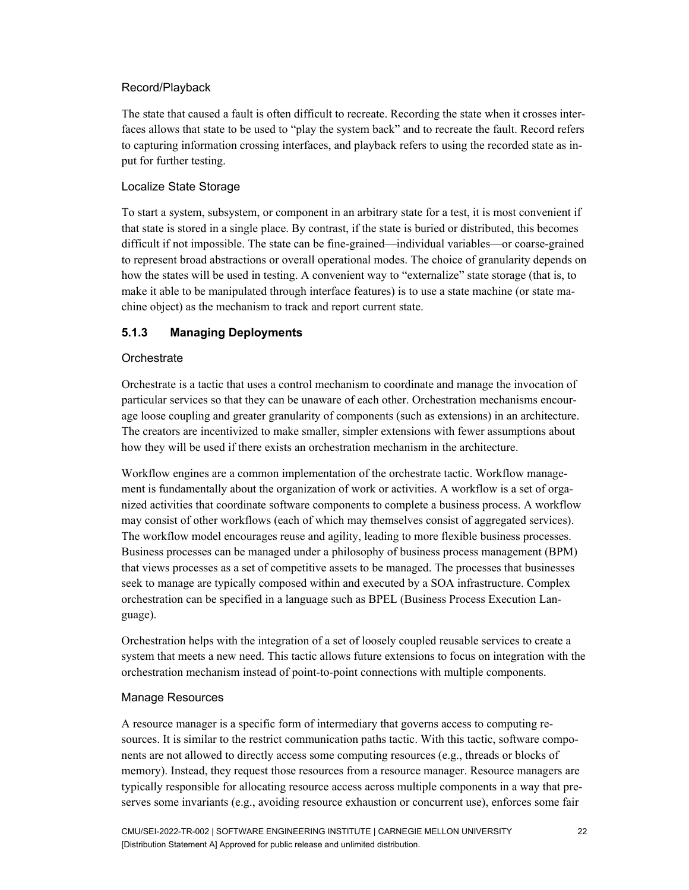#### Record/Playback

The state that caused a fault is often difficult to recreate. Recording the state when it crosses interfaces allows that state to be used to "play the system back" and to recreate the fault. Record refers to capturing information crossing interfaces, and playback refers to using the recorded state as input for further testing.

#### Localize State Storage

To start a system, subsystem, or component in an arbitrary state for a test, it is most convenient if that state is stored in a single place. By contrast, if the state is buried or distributed, this becomes difficult if not impossible. The state can be fine-grained—individual variables—or coarse-grained to represent broad abstractions or overall operational modes. The choice of granularity depends on how the states will be used in testing. A convenient way to "externalize" state storage (that is, to make it able to be manipulated through interface features) is to use a state machine (or state machine object) as the mechanism to track and report current state.

### 5.1.3 Managing Deployments

#### Orchestrate

Orchestrate is a tactic that uses a control mechanism to coordinate and manage the invocation of particular services so that they can be unaware of each other. Orchestration mechanisms encourage loose coupling and greater granularity of components (such as extensions) in an architecture. The creators are incentivized to make smaller, simpler extensions with fewer assumptions about how they will be used if there exists an orchestration mechanism in the architecture.

Workflow engines are a common implementation of the orchestrate tactic. Workflow management is fundamentally about the organization of work or activities. A workflow is a set of organized activities that coordinate software components to complete a business process. A workflow may consist of other workflows (each of which may themselves consist of aggregated services). The workflow model encourages reuse and agility, leading to more flexible business processes. Business processes can be managed under a philosophy of business process management (BPM) that views processes as a set of competitive assets to be managed. The processes that businesses seek to manage are typically composed within and executed by a SOA infrastructure. Complex orchestration can be specified in a language such as BPEL (Business Process Execution Language).

Orchestration helps with the integration of a set of loosely coupled reusable services to create a system that meets a new need. This tactic allows future extensions to focus on integration with the orchestration mechanism instead of point-to-point connections with multiple components.

#### Manage Resources

A resource manager is a specific form of intermediary that governs access to computing resources. It is similar to the restrict communication paths tactic. With this tactic, software components are not allowed to directly access some computing resources (e.g., threads or blocks of memory). Instead, they request those resources from a resource manager. Resource managers are typically responsible for allocating resource access across multiple components in a way that preserves some invariants (e.g., avoiding resource exhaustion or concurrent use), enforces some fair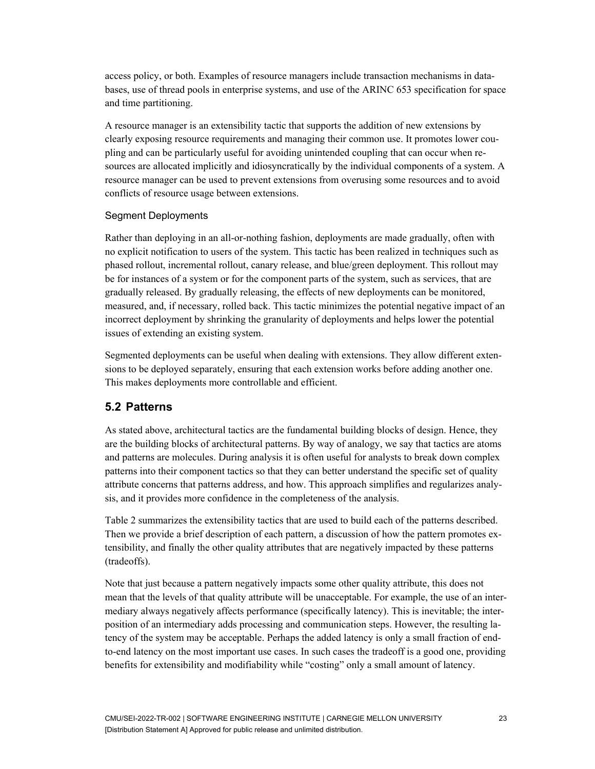access policy, or both. Examples of resource managers include transaction mechanisms in databases, use of thread pools in enterprise systems, and use of the ARINC 653 specification for space and time partitioning.

A resource manager is an extensibility tactic that supports the addition of new extensions by clearly exposing resource requirements and managing their common use. It promotes lower coupling and can be particularly useful for avoiding unintended coupling that can occur when resources are allocated implicitly and idiosyncratically by the individual components of a system. A resource manager can be used to prevent extensions from overusing some resources and to avoid conflicts of resource usage between extensions.

#### Segment Deployments

Rather than deploying in an all-or-nothing fashion, deployments are made gradually, often with no explicit notification to users of the system. This tactic has been realized in techniques such as phased rollout, incremental rollout, canary release, and blue/green deployment. This rollout may be for instances of a system or for the component parts of the system, such as services, that are gradually released. By gradually releasing, the effects of new deployments can be monitored, measured, and, if necessary, rolled back. This tactic minimizes the potential negative impact of an incorrect deployment by shrinking the granularity of deployments and helps lower the potential issues of extending an existing system.

Segmented deployments can be useful when dealing with extensions. They allow different extensions to be deployed separately, ensuring that each extension works before adding another one. This makes deployments more controllable and efficient.

## 5.2 Patterns

As stated above, architectural tactics are the fundamental building blocks of design. Hence, they are the building blocks of architectural patterns. By way of analogy, we say that tactics are atoms and patterns are molecules. During analysis it is often useful for analysts to break down complex patterns into their component tactics so that they can better understand the specific set of quality attribute concerns that patterns address, and how. This approach simplifies and regularizes analysis, and it provides more confidence in the completeness of the analysis.

Table 2 summarizes the extensibility tactics that are used to build each of the patterns described. Then we provide a brief description of each pattern, a discussion of how the pattern promotes extensibility, and finally the other quality attributes that are negatively impacted by these patterns (tradeoffs).

Note that just because a pattern negatively impacts some other quality attribute, this does not mean that the levels of that quality attribute will be unacceptable. For example, the use of an intermediary always negatively affects performance (specifically latency). This is inevitable; the interposition of an intermediary adds processing and communication steps. However, the resulting latency of the system may be acceptable. Perhaps the added latency is only a small fraction of end-to-end latency on the most important use cases. In such cases the tradeoff is a good one, providing benefits for extensibility and modifiability while "costing" only a small amount of latency.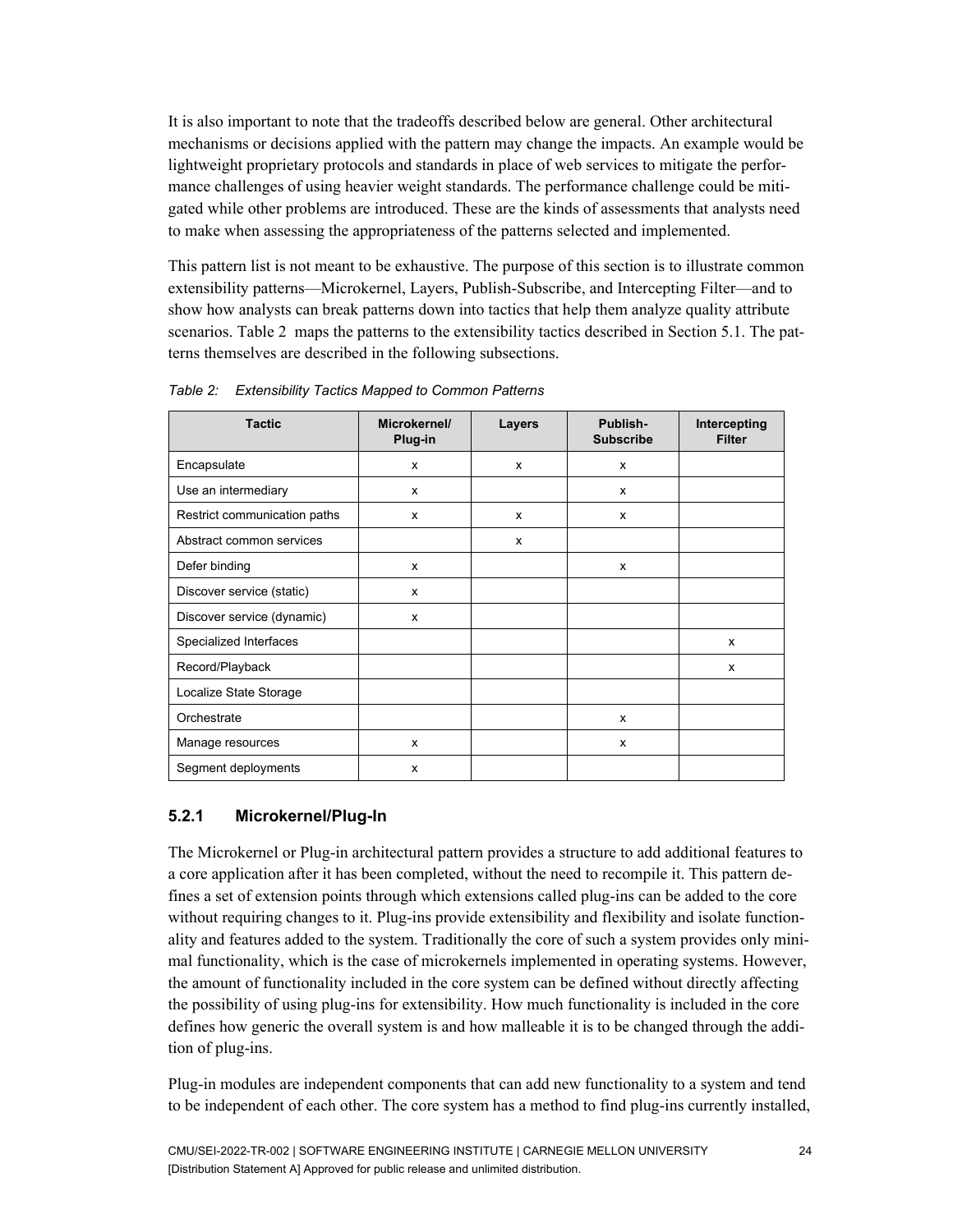It is also important to note that the tradeoffs described below are general. Other architectural mechanisms or decisions applied with the pattern may change the impacts. An example would be lightweight proprietary protocols and standards in place of web services to mitigate the performance challenges of using heavier weight standards. The performance challenge could be mitigated while other problems are introduced. These are the kinds of assessments that analysts need to make when assessing the appropriateness of the patterns selected and implemented.

This pattern list is not meant to be exhaustive. The purpose of this section is to illustrate common extensibility patterns—Microkernel, Layers, Publish-Subscribe, and Intercepting Filter—and to show how analysts can break patterns down into tactics that help them analyze quality attribute scenarios. Table 2 maps the patterns to the extensibility tactics described in Section 5.1. The patterns themselves are described in the following subsections.

*Table 2: Extensibility Tactics Mapped to Common Patterns*

| Tactic | Microkernel/ Plug-in | Layers | Publish-Subscribe | Intercepting Filter |
|---|---|---|---|---|
| Encapsulate | x | x | x | |
| Use an intermediary | x | | x | |
| Restrict communication paths | x | x | x | |
| Abstract common services | | x | | |
| Defer binding | x | | x | |
| Discover service (static) | x | | | |
| Discover service (dynamic) | x | | | |
| Specialized Interfaces | | | | x |
| Record/Playback | | | | x |
| Localize State Storage | | | | |
| Orchestrate | | | x | |
| Manage resources | x | | x | |
| Segment deployments | x | | | |

### 5.2.1 Microkernel/Plug-In

The Microkernel or Plug-in architectural pattern provides a structure to add additional features to a core application after it has been completed, without the need to recompile it. This pattern defines a set of extension points through which extensions called plug-ins can be added to the core without requiring changes to it. Plug-ins provide extensibility and flexibility and isolate functionality and features added to the system. Traditionally the core of such a system provides only minimal functionality, which is the case of microkernels implemented in operating systems. However, the amount of functionality included in the core system can be defined without directly affecting the possibility of using plug-ins for extensibility. How much functionality is included in the core defines how generic the overall system is and how malleable it is to be changed through the addition of plug-ins.

Plug-in modules are independent components that can add new functionality to a system and tend to be independent of each other. The core system has a method to find plug-ins currently installed,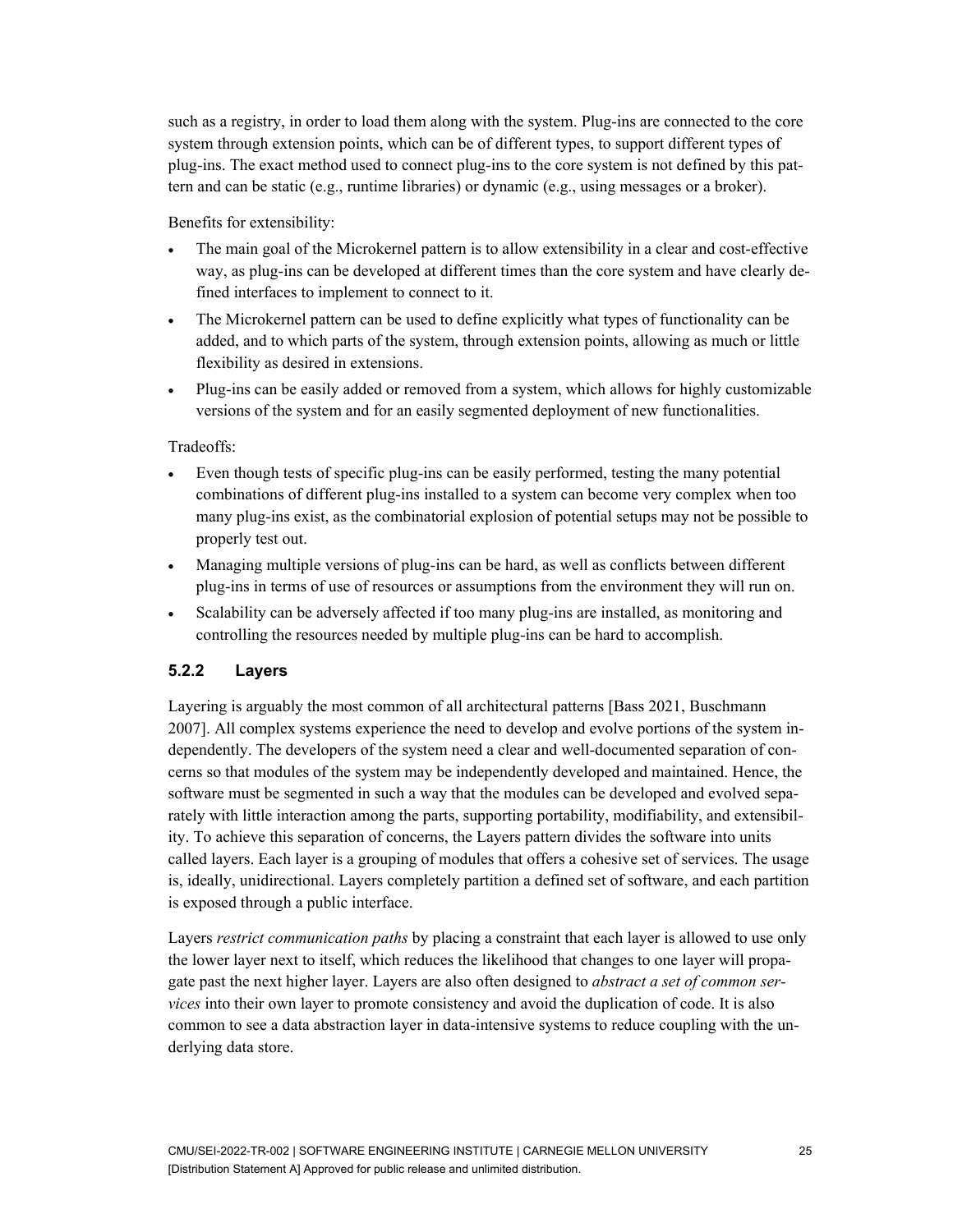such as a registry, in order to load them along with the system. Plug-ins are connected to the core system through extension points, which can be of different types, to support different types of plug-ins. The exact method used to connect plug-ins to the core system is not defined by this pattern and can be static (e.g., runtime libraries) or dynamic (e.g., using messages or a broker).

Benefits for extensibility:

- The main goal of the Microkernel pattern is to allow extensibility in a clear and cost-effective way, as plug-ins can be developed at different times than the core system and have clearly defined interfaces to implement to connect to it.
- The Microkernel pattern can be used to define explicitly what types of functionality can be added, and to which parts of the system, through extension points, allowing as much or little flexibility as desired in extensions.
- Plug-ins can be easily added or removed from a system, which allows for highly customizable versions of the system and for an easily segmented deployment of new functionalities.

Tradeoffs:

- Even though tests of specific plug-ins can be easily performed, testing the many potential combinations of different plug-ins installed to a system can become very complex when too many plug-ins exist, as the combinatorial explosion of potential setups may not be possible to properly test out.
- Managing multiple versions of plug-ins can be hard, as well as conflicts between different plug-ins in terms of use of resources or assumptions from the environment they will run on.
- Scalability can be adversely affected if too many plug-ins are installed, as monitoring and controlling the resources needed by multiple plug-ins can be hard to accomplish.

### 5.2.2 Layers

Layering is arguably the most common of all architectural patterns [Bass 2021, Buschmann 2007]. All complex systems experience the need to develop and evolve portions of the system independently. The developers of the system need a clear and well-documented separation of concerns so that modules of the system may be independently developed and maintained. Hence, the software must be segmented in such a way that the modules can be developed and evolved separately with little interaction among the parts, supporting portability, modifiability, and extensibility. To achieve this separation of concerns, the Layers pattern divides the software into units called layers. Each layer is a grouping of modules that offers a cohesive set of services. The usage is, ideally, unidirectional. Layers completely partition a defined set of software, and each partition is exposed through a public interface.

Layers *restrict communication paths* by placing a constraint that each layer is allowed to use only the lower layer next to itself, which reduces the likelihood that changes to one layer will propagate past the next higher layer. Layers are also often designed to *abstract a set of common services* into their own layer to promote consistency and avoid the duplication of code. It is also common to see a data abstraction layer in data-intensive systems to reduce coupling with the underlying data store.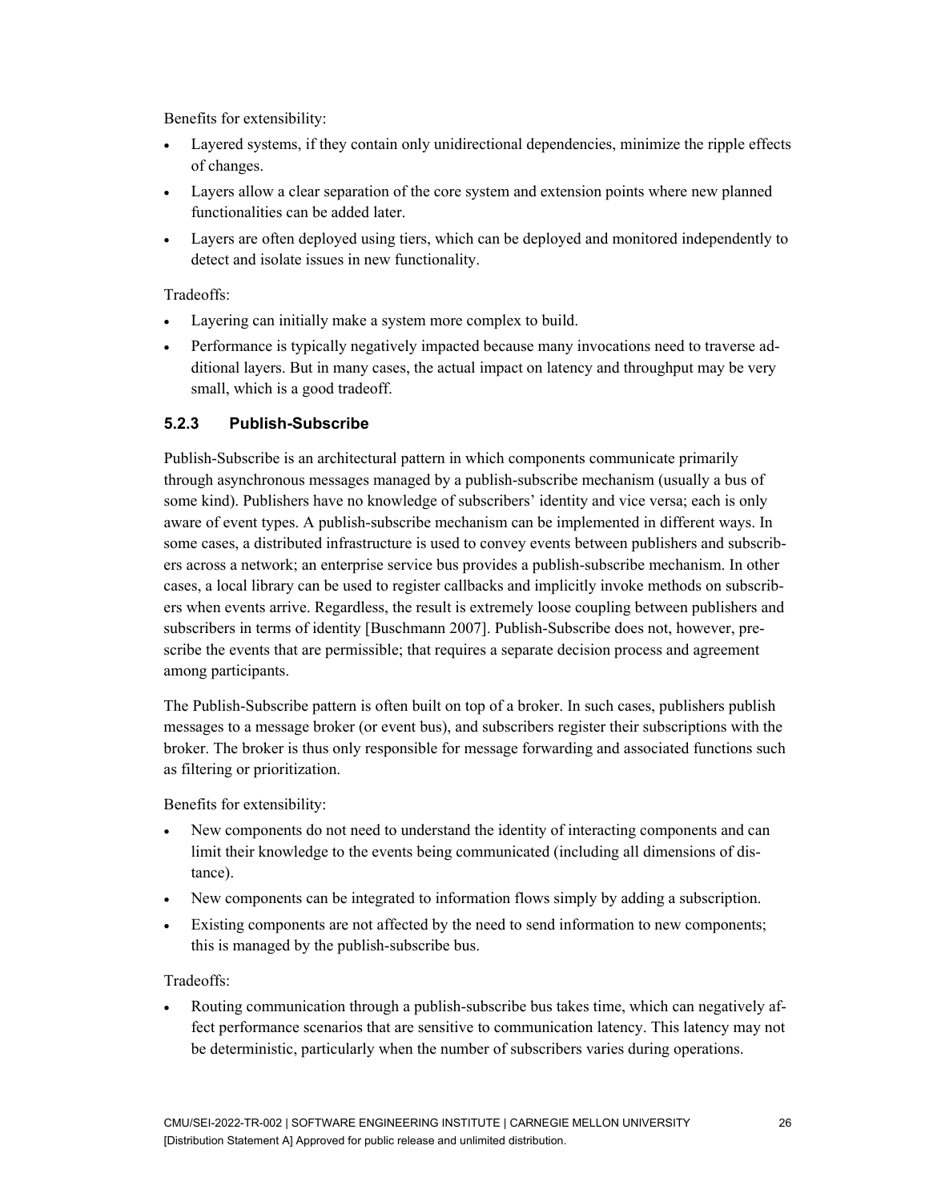Benefits for extensibility:

- Layered systems, if they contain only unidirectional dependencies, minimize the ripple effects of changes.
- Layers allow a clear separation of the core system and extension points where new planned functionalities can be added later.
- Layers are often deployed using tiers, which can be deployed and monitored independently to detect and isolate issues in new functionality.

Tradeoffs:

- Layering can initially make a system more complex to build.
- Performance is typically negatively impacted because many invocations need to traverse additional layers. But in many cases, the actual impact on latency and throughput may be very small, which is a good tradeoff.

### 5.2.3 Publish-Subscribe

Publish-Subscribe is an architectural pattern in which components communicate primarily through asynchronous messages managed by a publish-subscribe mechanism (usually a bus of some kind). Publishers have no knowledge of subscribers' identity and vice versa; each is only aware of event types. A publish-subscribe mechanism can be implemented in different ways. In some cases, a distributed infrastructure is used to convey events between publishers and subscribers across a network; an enterprise service bus provides a publish-subscribe mechanism. In other cases, a local library can be used to register callbacks and implicitly invoke methods on subscribers when events arrive. Regardless, the result is extremely loose coupling between publishers and subscribers in terms of identity [Buschmann 2007]. Publish-Subscribe does not, however, prescribe the events that are permissible; that requires a separate decision process and agreement among participants.

The Publish-Subscribe pattern is often built on top of a broker. In such cases, publishers publish messages to a message broker (or event bus), and subscribers register their subscriptions with the broker. The broker is thus only responsible for message forwarding and associated functions such as filtering or prioritization.

Benefits for extensibility:

- New components do not need to understand the identity of interacting components and can limit their knowledge to the events being communicated (including all dimensions of distance).
- New components can be integrated to information flows simply by adding a subscription.
- Existing components are not affected by the need to send information to new components; this is managed by the publish-subscribe bus.

Tradeoffs:

- Routing communication through a publish-subscribe bus takes time, which can negatively affect performance scenarios that are sensitive to communication latency. This latency may not be deterministic, particularly when the number of subscribers varies during operations.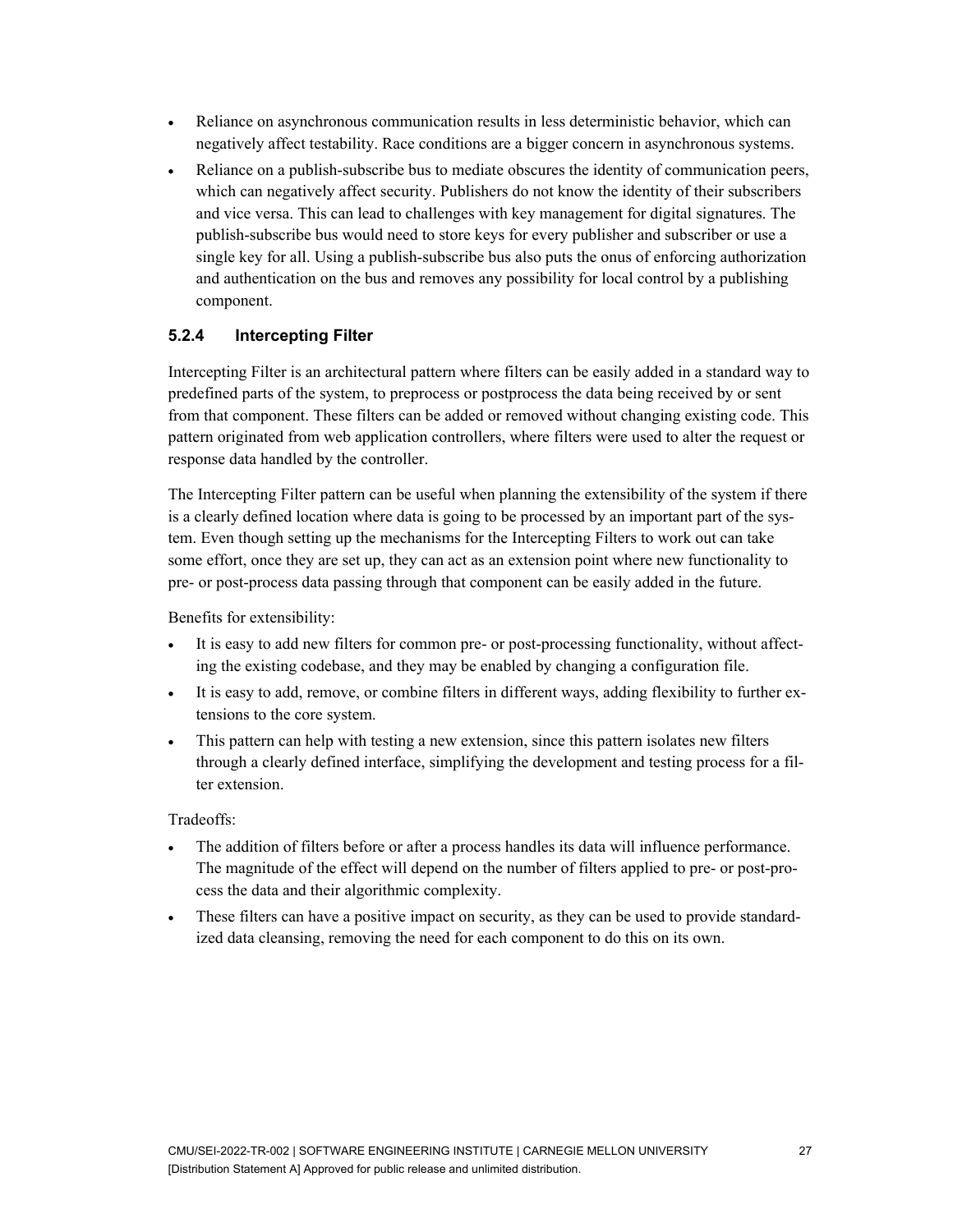- Reliance on asynchronous communication results in less deterministic behavior, which can negatively affect testability. Race conditions are a bigger concern in asynchronous systems.
- Reliance on a publish-subscribe bus to mediate obscures the identity of communication peers, which can negatively affect security. Publishers do not know the identity of their subscribers and vice versa. This can lead to challenges with key management for digital signatures. The publish-subscribe bus would need to store keys for every publisher and subscriber or use a single key for all. Using a publish-subscribe bus also puts the onus of enforcing authorization and authentication on the bus and removes any possibility for local control by a publishing component.

### 5.2.4 Intercepting Filter

Intercepting Filter is an architectural pattern where filters can be easily added in a standard way to predefined parts of the system, to preprocess or postprocess the data being received by or sent from that component. These filters can be added or removed without changing existing code. This pattern originated from web application controllers, where filters were used to alter the request or response data handled by the controller.

The Intercepting Filter pattern can be useful when planning the extensibility of the system if there is a clearly defined location where data is going to be processed by an important part of the system. Even though setting up the mechanisms for the Intercepting Filters to work out can take some effort, once they are set up, they can act as an extension point where new functionality to pre- or post-process data passing through that component can be easily added in the future.

Benefits for extensibility:

- It is easy to add new filters for common pre- or post-processing functionality, without affecting the existing codebase, and they may be enabled by changing a configuration file.
- It is easy to add, remove, or combine filters in different ways, adding flexibility to further extensions to the core system.
- This pattern can help with testing a new extension, since this pattern isolates new filters through a clearly defined interface, simplifying the development and testing process for a filter extension.

Tradeoffs:

- The addition of filters before or after a process handles its data will influence performance. The magnitude of the effect will depend on the number of filters applied to pre- or post-process the data and their algorithmic complexity.
- These filters can have a positive impact on security, as they can be used to provide standardized data cleansing, removing the need for each component to do this on its own.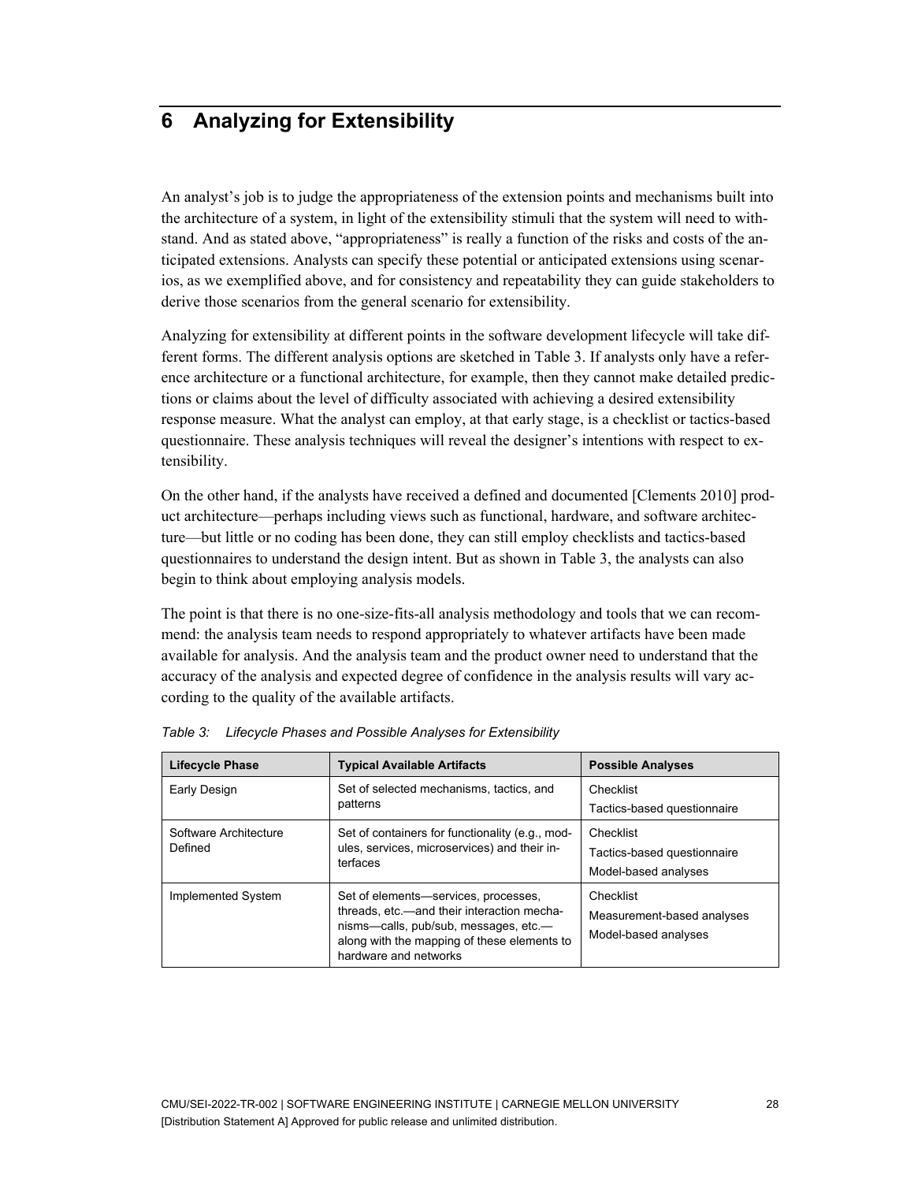# 6 Analyzing for Extensibility

An analyst's job is to judge the appropriateness of the extension points and mechanisms built into the architecture of a system, in light of the extensibility stimuli that the system will need to withstand. And as stated above, "appropriateness" is really a function of the risks and costs of the anticipated extensions. Analysts can specify these potential or anticipated extensions using scenarios, as we exemplified above, and for consistency and repeatability they can guide stakeholders to derive those scenarios from the general scenario for extensibility.

Analyzing for extensibility at different points in the software development lifecycle will take different forms. The different analysis options are sketched in Table 3. If analysts only have a reference architecture or a functional architecture, for example, then they cannot make detailed predictions or claims about the level of difficulty associated with achieving a desired extensibility response measure. What the analyst can employ, at that early stage, is a checklist or tactics-based questionnaire. These analysis techniques will reveal the designer's intentions with respect to extensibility.

On the other hand, if the analysts have received a defined and documented [Clements 2010] product architecture—perhaps including views such as functional, hardware, and software architecture—but little or no coding has been done, they can still employ checklists and tactics-based questionnaires to understand the design intent. But as shown in Table 3, the analysts can also begin to think about employing analysis models.

The point is that there is no one-size-fits-all analysis methodology and tools that we can recommend: the analysis team needs to respond appropriately to whatever artifacts have been made available for analysis. And the analysis team and the product owner need to understand that the accuracy of the analysis and expected degree of confidence in the analysis results will vary according to the quality of the available artifacts.

*Table 3: Lifecycle Phases and Possible Analyses for Extensibility*

| Lifecycle Phase | Typical Available Artifacts | Possible Analyses |
|---|---|---|
| Early Design | Set of selected mechanisms, tactics, and patterns | Checklist<br>Tactics-based questionnaire |
| Software Architecture Defined | Set of containers for functionality (e.g., modules, services, microservices) and their interfaces | Checklist<br>Tactics-based questionnaire<br>Model-based analyses |
| Implemented System | Set of elements—services, processes, threads, etc.—and their interaction mechanisms—calls, pub/sub, messages, etc.—along with the mapping of these elements to hardware and networks | Checklist<br>Measurement-based analyses<br>Model-based analyses |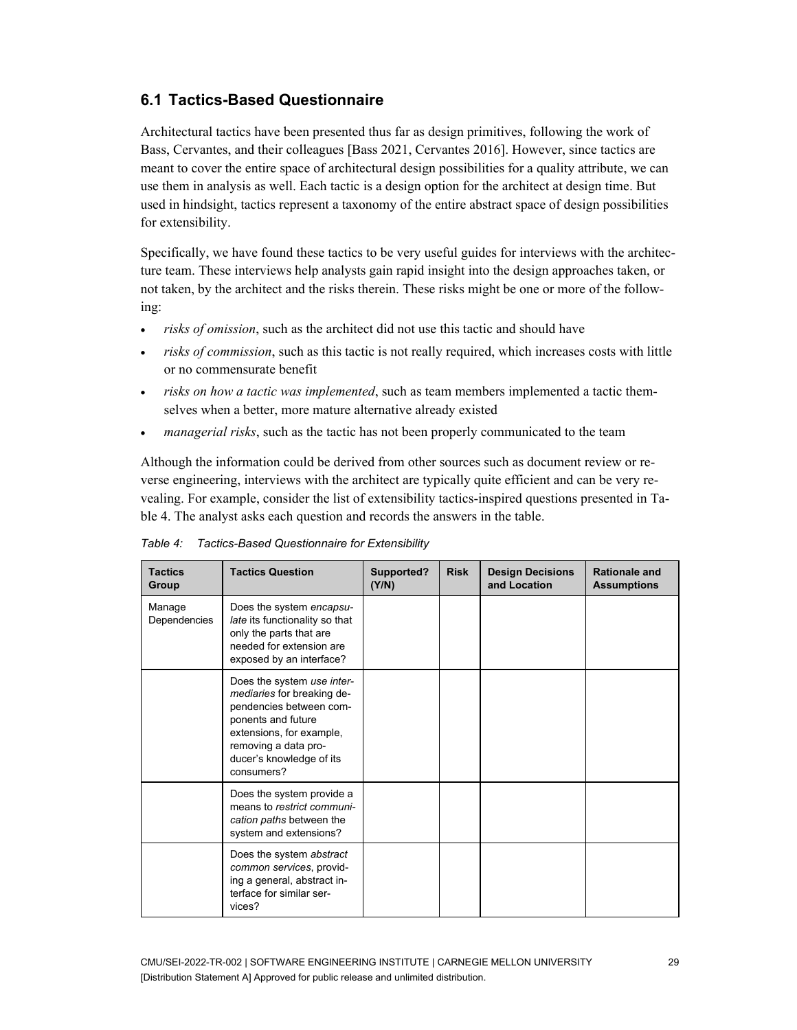## 6.1 Tactics-Based Questionnaire

Architectural tactics have been presented thus far as design primitives, following the work of Bass, Cervantes, and their colleagues [Bass 2021, Cervantes 2016]. However, since tactics are meant to cover the entire space of architectural design possibilities for a quality attribute, we can use them in analysis as well. Each tactic is a design option for the architect at design time. But used in hindsight, tactics represent a taxonomy of the entire abstract space of design possibilities for extensibility.

Specifically, we have found these tactics to be very useful guides for interviews with the architecture team. These interviews help analysts gain rapid insight into the design approaches taken, or not taken, by the architect and the risks therein. These risks might be one or more of the following:

- *risks of omission*, such as the architect did not use this tactic and should have
- *risks of commission*, such as this tactic is not really required, which increases costs with little or no commensurate benefit
- *risks on how a tactic was implemented*, such as team members implemented a tactic themselves when a better, more mature alternative already existed
- *managerial risks*, such as the tactic has not been properly communicated to the team

Although the information could be derived from other sources such as document review or reverse engineering, interviews with the architect are typically quite efficient and can be very revealing. For example, consider the list of extensibility tactics-inspired questions presented in Table 4. The analyst asks each question and records the answers in the table.

*Table 4: Tactics-Based Questionnaire for Extensibility*

| Tactics Group | Tactics Question | Supported? (Y/N) | Risk | Design Decisions and Location | Rationale and Assumptions |
|---|---|---|---|---|---|
| Manage Dependencies | Does the system *encapsulate* its functionality so that only the parts that are needed for extension are exposed by an interface? | | | | |
| | Does the system *use intermediaries* for breaking dependencies between components and future extensions, for example, removing a data producer's knowledge of its consumers? | | | | |
| | Does the system provide a means to *restrict communication paths* between the system and extensions? | | | | |
| | Does the system *abstract common services*, providing a general, abstract interface for similar services? | | | | |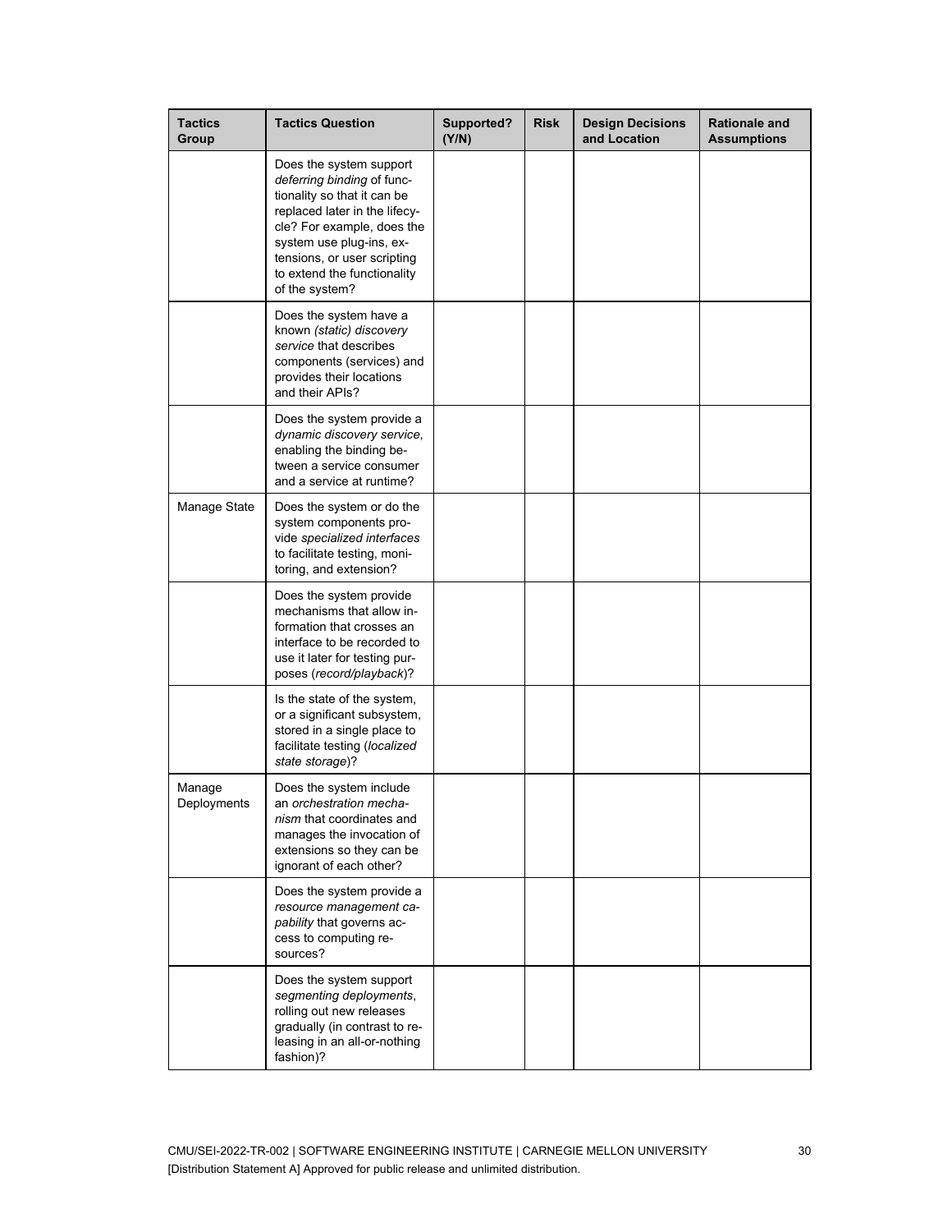| Tactics Group | Tactics Question | Supported? (Y/N) | Risk | Design Decisions and Location | Rationale and Assumptions |
| --- | --- | --- | --- | --- | --- |
| | Does the system support *deferring binding* of functionality so that it can be replaced later in the lifecycle? For example, does the system use plug-ins, extensions, or user scripting to extend the functionality of the system? | | | | |
| | Does the system have a known *(static) discovery service* that describes components (services) and provides their locations and their APIs? | | | | |
| | Does the system provide a *dynamic discovery service*, enabling the binding between a service consumer and a service at runtime? | | | | |
| Manage State | Does the system or do the system components provide *specialized interfaces* to facilitate testing, monitoring, and extension? | | | | |
| | Does the system provide mechanisms that allow information that crosses an interface to be recorded to use it later for testing purposes (*record/playback*)? | | | | |
| | Is the state of the system, or a significant subsystem, stored in a single place to facilitate testing (*localized state storage*)? | | | | |
| Manage Deployments | Does the system include an *orchestration mechanism* that coordinates and manages the invocation of extensions so they can be ignorant of each other? | | | | |
| | Does the system provide a *resource management capability* that governs access to computing resources? | | | | |
| | Does the system support *segmenting deployments*, rolling out new releases gradually (in contrast to releasing in an all-or-nothing fashion)? | | | | |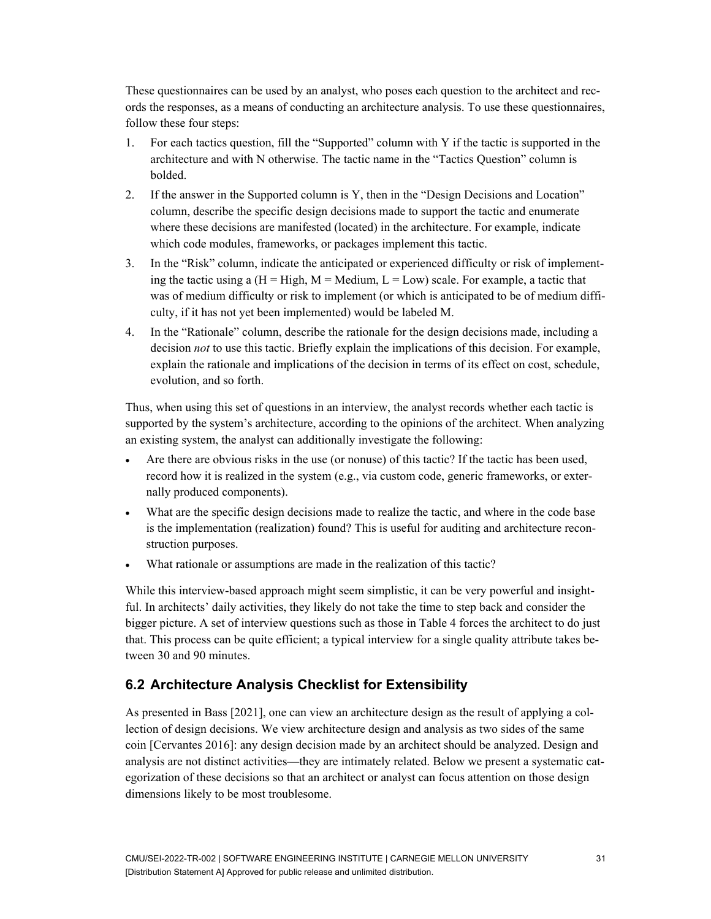These questionnaires can be used by an analyst, who poses each question to the architect and records the responses, as a means of conducting an architecture analysis. To use these questionnaires, follow these four steps:

1. For each tactics question, fill the "Supported" column with Y if the tactic is supported in the architecture and with N otherwise. The tactic name in the "Tactics Question" column is bolded.
2. If the answer in the Supported column is Y, then in the "Design Decisions and Location" column, describe the specific design decisions made to support the tactic and enumerate where these decisions are manifested (located) in the architecture. For example, indicate which code modules, frameworks, or packages implement this tactic.
3. In the "Risk" column, indicate the anticipated or experienced difficulty or risk of implementing the tactic using a (H = High, M = Medium, L = Low) scale. For example, a tactic that was of medium difficulty or risk to implement (or which is anticipated to be of medium difficulty, if it has not yet been implemented) would be labeled M.
4. In the "Rationale" column, describe the rationale for the design decisions made, including a decision *not* to use this tactic. Briefly explain the implications of this decision. For example, explain the rationale and implications of the decision in terms of its effect on cost, schedule, evolution, and so forth.

Thus, when using this set of questions in an interview, the analyst records whether each tactic is supported by the system's architecture, according to the opinions of the architect. When analyzing an existing system, the analyst can additionally investigate the following:

- Are there are obvious risks in the use (or nonuse) of this tactic? If the tactic has been used, record how it is realized in the system (e.g., via custom code, generic frameworks, or externally produced components).
- What are the specific design decisions made to realize the tactic, and where in the code base is the implementation (realization) found? This is useful for auditing and architecture reconstruction purposes.
- What rationale or assumptions are made in the realization of this tactic?

While this interview-based approach might seem simplistic, it can be very powerful and insightful. In architects' daily activities, they likely do not take the time to step back and consider the bigger picture. A set of interview questions such as those in Table 4 forces the architect to do just that. This process can be quite efficient; a typical interview for a single quality attribute takes between 30 and 90 minutes.

## 6.2 Architecture Analysis Checklist for Extensibility

As presented in Bass [2021], one can view an architecture design as the result of applying a collection of design decisions. We view architecture design and analysis as two sides of the same coin [Cervantes 2016]: any design decision made by an architect should be analyzed. Design and analysis are not distinct activities—they are intimately related. Below we present a systematic categorization of these decisions so that an architect or analyst can focus attention on those design dimensions likely to be most troublesome.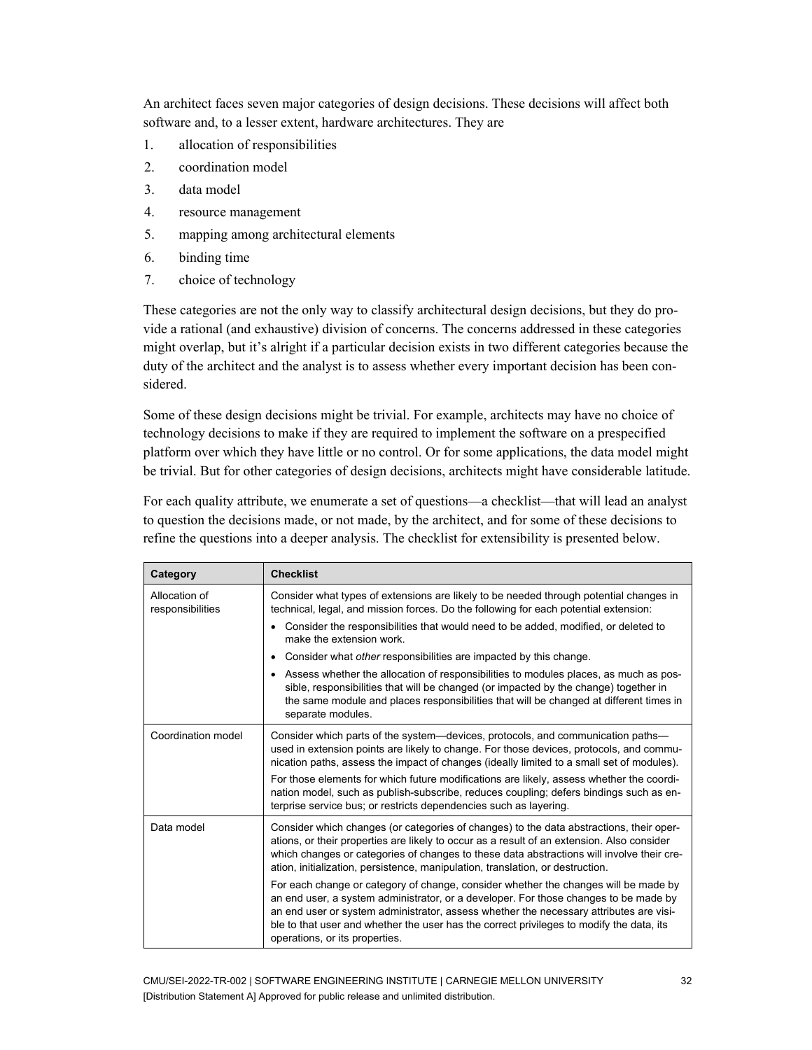An architect faces seven major categories of design decisions. These decisions will affect both software and, to a lesser extent, hardware architectures. They are

1. allocation of responsibilities
2. coordination model
3. data model
4. resource management
5. mapping among architectural elements
6. binding time
7. choice of technology

These categories are not the only way to classify architectural design decisions, but they do provide a rational (and exhaustive) division of concerns. The concerns addressed in these categories might overlap, but it's alright if a particular decision exists in two different categories because the duty of the architect and the analyst is to assess whether every important decision has been considered.

Some of these design decisions might be trivial. For example, architects may have no choice of technology decisions to make if they are required to implement the software on a prespecified platform over which they have little or no control. Or for some applications, the data model might be trivial. But for other categories of design decisions, architects might have considerable latitude.

For each quality attribute, we enumerate a set of questions—a checklist—that will lead an analyst to question the decisions made, or not made, by the architect, and for some of these decisions to refine the questions into a deeper analysis. The checklist for extensibility is presented below.

| Category | Checklist |
| --- | --- |
| Allocation of responsibilities | Consider what types of extensions are likely to be needed through potential changes in technical, legal, and mission forces. Do the following for each potential extension:<br>• Consider the responsibilities that would need to be added, modified, or deleted to make the extension work.<br>• Consider what *other* responsibilities are impacted by this change.<br>• Assess whether the allocation of responsibilities to modules places, as much as possible, responsibilities that will be changed (or impacted by the change) together in the same module and places responsibilities that will be changed at different times in separate modules. |
| Coordination model | Consider which parts of the system—devices, protocols, and communication paths—used in extension points are likely to change. For those devices, protocols, and communication paths, assess the impact of changes (ideally limited to a small set of modules).<br>For those elements for which future modifications are likely, assess whether the coordination model, such as publish-subscribe, reduces coupling; defers bindings such as enterprise service bus; or restricts dependencies such as layering. |
| Data model | Consider which changes (or categories of changes) to the data abstractions, their operations, or their properties are likely to occur as a result of an extension. Also consider which changes or categories of changes to these data abstractions will involve their creation, initialization, persistence, manipulation, translation, or destruction.<br>For each change or category of change, consider whether the changes will be made by an end user, a system administrator, or a developer. For those changes to be made by an end user or system administrator, assess whether the necessary attributes are visible to that user and whether the user has the correct privileges to modify the data, its operations, or its properties. |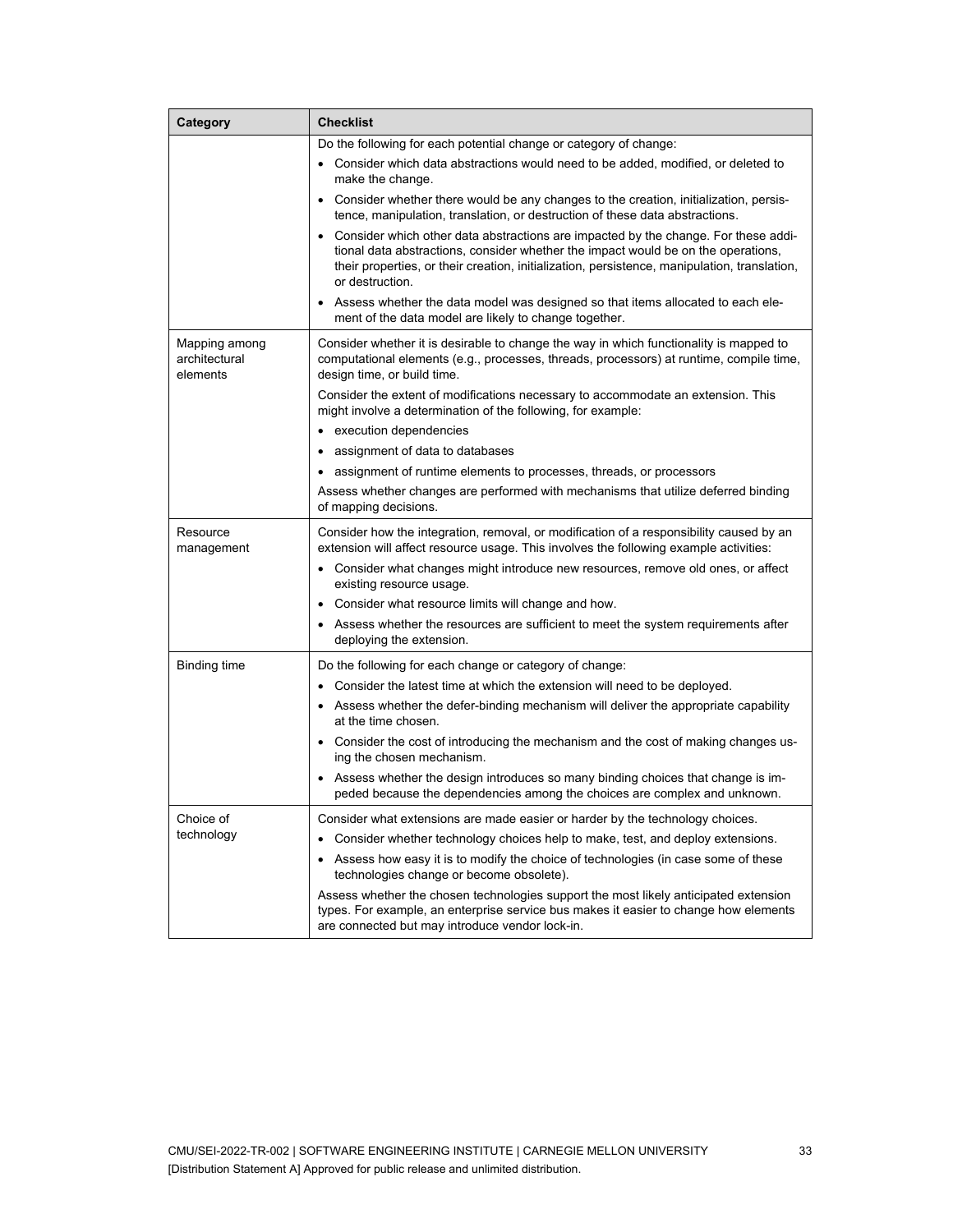| Category | Checklist |
| --- | --- |
| | Do the following for each potential change or category of change:<br>• Consider which data abstractions would need to be added, modified, or deleted to make the change.<br>• Consider whether there would be any changes to the creation, initialization, persistence, manipulation, translation, or destruction of these data abstractions.<br>• Consider which other data abstractions are impacted by the change. For these additional data abstractions, consider whether the impact would be on the operations, their properties, or their creation, initialization, persistence, manipulation, translation, or destruction.<br>• Assess whether the data model was designed so that items allocated to each element of the data model are likely to change together. |
| Mapping among architectural elements | Consider whether it is desirable to change the way in which functionality is mapped to computational elements (e.g., processes, threads, processors) at runtime, compile time, design time, or build time.<br>Consider the extent of modifications necessary to accommodate an extension. This might involve a determination of the following, for example:<br>• execution dependencies<br>• assignment of data to databases<br>• assignment of runtime elements to processes, threads, or processors<br>Assess whether changes are performed with mechanisms that utilize deferred binding of mapping decisions. |
| Resource management | Consider how the integration, removal, or modification of a responsibility caused by an extension will affect resource usage. This involves the following example activities:<br>• Consider what changes might introduce new resources, remove old ones, or affect existing resource usage.<br>• Consider what resource limits will change and how.<br>• Assess whether the resources are sufficient to meet the system requirements after deploying the extension. |
| Binding time | Do the following for each change or category of change:<br>• Consider the latest time at which the extension will need to be deployed.<br>• Assess whether the defer-binding mechanism will deliver the appropriate capability at the time chosen.<br>• Consider the cost of introducing the mechanism and the cost of making changes using the chosen mechanism.<br>• Assess whether the design introduces so many binding choices that change is impeded because the dependencies among the choices are complex and unknown. |
| Choice of technology | Consider what extensions are made easier or harder by the technology choices.<br>• Consider whether technology choices help to make, test, and deploy extensions.<br>• Assess how easy it is to modify the choice of technologies (in case some of these technologies change or become obsolete).<br>Assess whether the chosen technologies support the most likely anticipated extension types. For example, an enterprise service bus makes it easier to change how elements are connected but may introduce vendor lock-in. |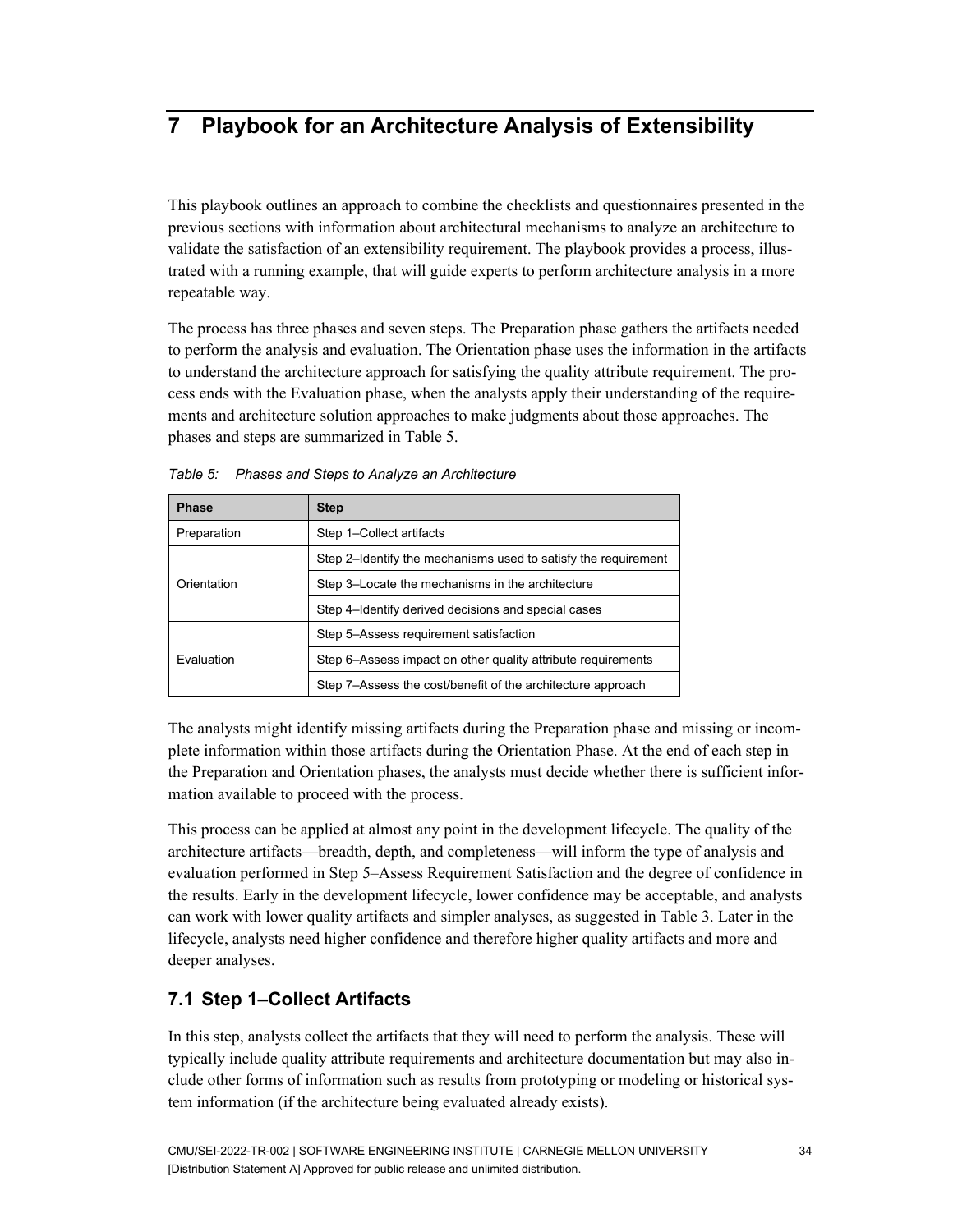# 7 Playbook for an Architecture Analysis of Extensibility

This playbook outlines an approach to combine the checklists and questionnaires presented in the previous sections with information about architectural mechanisms to analyze an architecture to validate the satisfaction of an extensibility requirement. The playbook provides a process, illustrated with a running example, that will guide experts to perform architecture analysis in a more repeatable way.

The process has three phases and seven steps. The Preparation phase gathers the artifacts needed to perform the analysis and evaluation. The Orientation phase uses the information in the artifacts to understand the architecture approach for satisfying the quality attribute requirement. The process ends with the Evaluation phase, when the analysts apply their understanding of the requirements and architecture solution approaches to make judgments about those approaches. The phases and steps are summarized in Table 5.

*Table 5: Phases and Steps to Analyze an Architecture*

| Phase | Step |
| --- | --- |
| Preparation | Step 1–Collect artifacts |
| Orientation | Step 2–Identify the mechanisms used to satisfy the requirement |
| | Step 3–Locate the mechanisms in the architecture |
| | Step 4–Identify derived decisions and special cases |
| Evaluation | Step 5–Assess requirement satisfaction |
| | Step 6–Assess impact on other quality attribute requirements |
| | Step 7–Assess the cost/benefit of the architecture approach |

The analysts might identify missing artifacts during the Preparation phase and missing or incomplete information within those artifacts during the Orientation Phase. At the end of each step in the Preparation and Orientation phases, the analysts must decide whether there is sufficient information available to proceed with the process.

This process can be applied at almost any point in the development lifecycle. The quality of the architecture artifacts—breadth, depth, and completeness—will inform the type of analysis and evaluation performed in Step 5–Assess Requirement Satisfaction and the degree of confidence in the results. Early in the development lifecycle, lower confidence may be acceptable, and analysts can work with lower quality artifacts and simpler analyses, as suggested in Table 3. Later in the lifecycle, analysts need higher confidence and therefore higher quality artifacts and more and deeper analyses.

## 7.1 Step 1–Collect Artifacts

In this step, analysts collect the artifacts that they will need to perform the analysis. These will typically include quality attribute requirements and architecture documentation but may also include other forms of information such as results from prototyping or modeling or historical system information (if the architecture being evaluated already exists).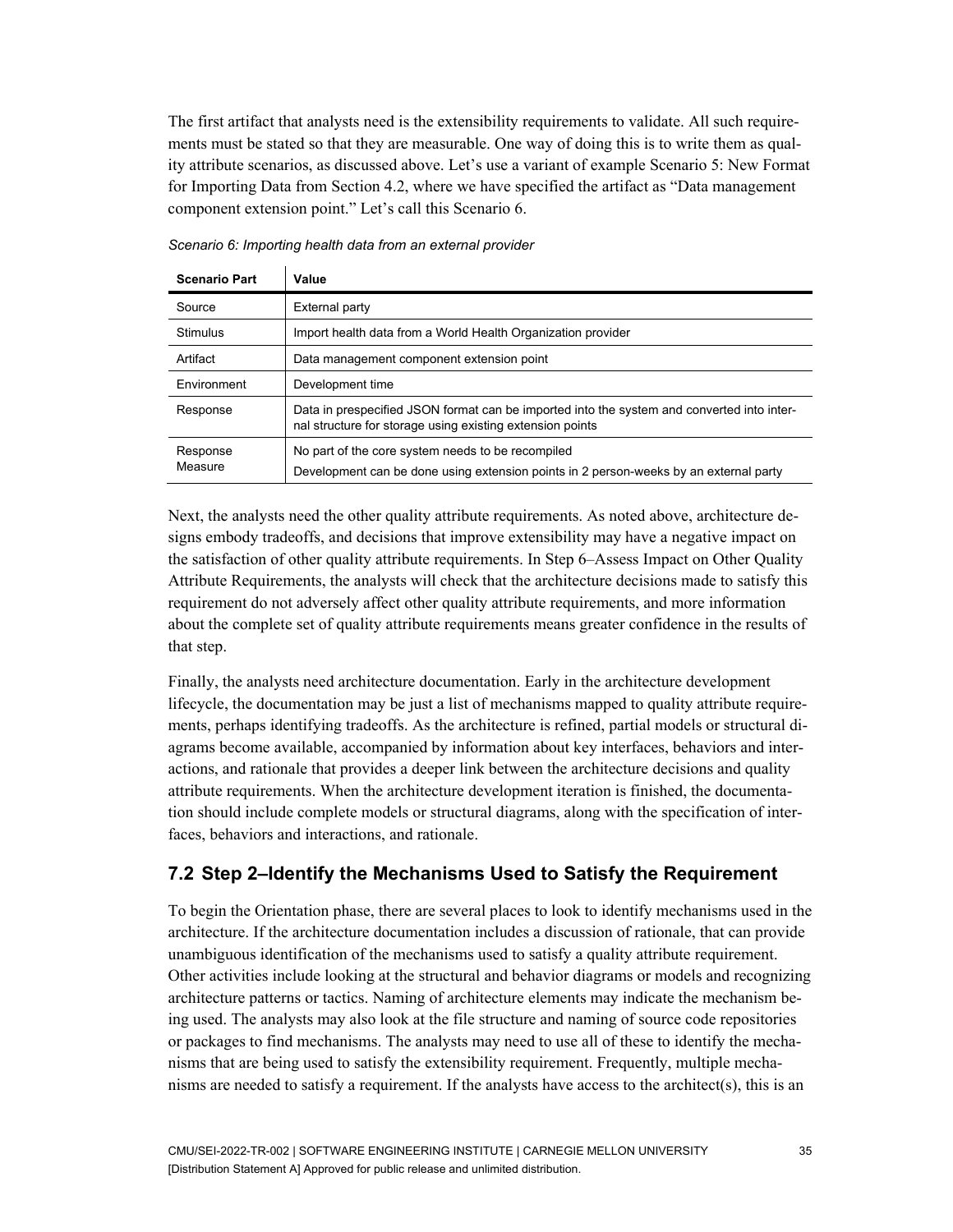The first artifact that analysts need is the extensibility requirements to validate. All such requirements must be stated so that they are measurable. One way of doing this is to write them as quality attribute scenarios, as discussed above. Let's use a variant of example Scenario 5: New Format for Importing Data from Section 4.2, where we have specified the artifact as "Data management component extension point." Let's call this Scenario 6.

*Scenario 6: Importing health data from an external provider*

| Scenario Part | Value |
|---|---|
| Source | External party |
| Stimulus | Import health data from a World Health Organization provider |
| Artifact | Data management component extension point |
| Environment | Development time |
| Response | Data in prespecified JSON format can be imported into the system and converted into internal structure for storage using existing extension points |
| Response Measure | No part of the core system needs to be recompiled<br>Development can be done using extension points in 2 person-weeks by an external party |

Next, the analysts need the other quality attribute requirements. As noted above, architecture designs embody tradeoffs, and decisions that improve extensibility may have a negative impact on the satisfaction of other quality attribute requirements. In Step 6–Assess Impact on Other Quality Attribute Requirements, the analysts will check that the architecture decisions made to satisfy this requirement do not adversely affect other quality attribute requirements, and more information about the complete set of quality attribute requirements means greater confidence in the results of that step.

Finally, the analysts need architecture documentation. Early in the architecture development lifecycle, the documentation may be just a list of mechanisms mapped to quality attribute requirements, perhaps identifying tradeoffs. As the architecture is refined, partial models or structural diagrams become available, accompanied by information about key interfaces, behaviors and interactions, and rationale that provides a deeper link between the architecture decisions and quality attribute requirements. When the architecture development iteration is finished, the documentation should include complete models or structural diagrams, along with the specification of interfaces, behaviors and interactions, and rationale.

## 7.2 Step 2–Identify the Mechanisms Used to Satisfy the Requirement

To begin the Orientation phase, there are several places to look to identify mechanisms used in the architecture. If the architecture documentation includes a discussion of rationale, that can provide unambiguous identification of the mechanisms used to satisfy a quality attribute requirement. Other activities include looking at the structural and behavior diagrams or models and recognizing architecture patterns or tactics. Naming of architecture elements may indicate the mechanism being used. The analysts may also look at the file structure and naming of source code repositories or packages to find mechanisms. The analysts may need to use all of these to identify the mechanisms that are being used to satisfy the extensibility requirement. Frequently, multiple mechanisms are needed to satisfy a requirement. If the analysts have access to the architect(s), this is an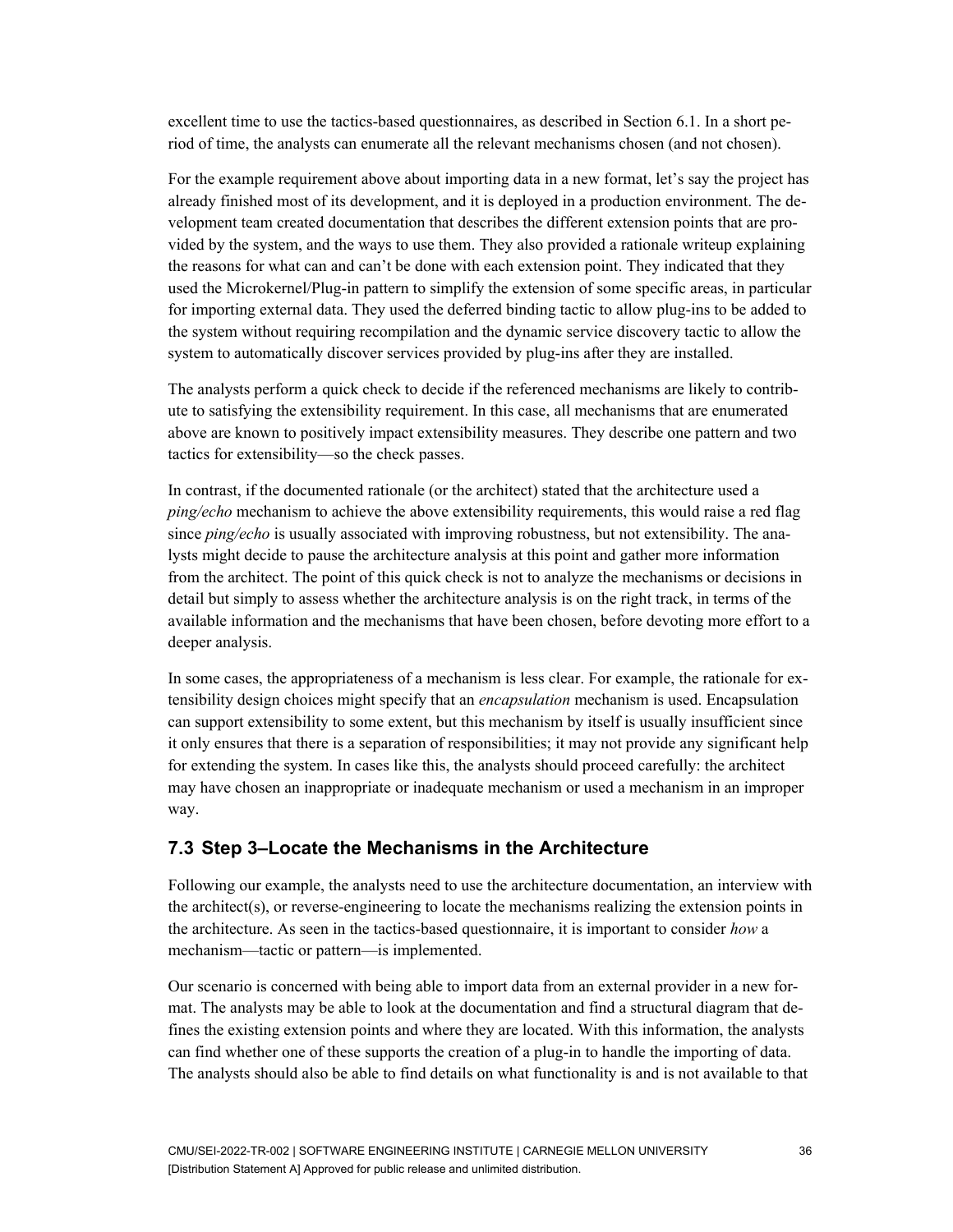excellent time to use the tactics-based questionnaires, as described in Section 6.1. In a short period of time, the analysts can enumerate all the relevant mechanisms chosen (and not chosen).

For the example requirement above about importing data in a new format, let's say the project has already finished most of its development, and it is deployed in a production environment. The development team created documentation that describes the different extension points that are provided by the system, and the ways to use them. They also provided a rationale writeup explaining the reasons for what can and can't be done with each extension point. They indicated that they used the Microkernel/Plug-in pattern to simplify the extension of some specific areas, in particular for importing external data. They used the deferred binding tactic to allow plug-ins to be added to the system without requiring recompilation and the dynamic service discovery tactic to allow the system to automatically discover services provided by plug-ins after they are installed.

The analysts perform a quick check to decide if the referenced mechanisms are likely to contribute to satisfying the extensibility requirement. In this case, all mechanisms that are enumerated above are known to positively impact extensibility measures. They describe one pattern and two tactics for extensibility—so the check passes.

In contrast, if the documented rationale (or the architect) stated that the architecture used a *ping/echo* mechanism to achieve the above extensibility requirements, this would raise a red flag since *ping/echo* is usually associated with improving robustness, but not extensibility. The analysts might decide to pause the architecture analysis at this point and gather more information from the architect. The point of this quick check is not to analyze the mechanisms or decisions in detail but simply to assess whether the architecture analysis is on the right track, in terms of the available information and the mechanisms that have been chosen, before devoting more effort to a deeper analysis.

In some cases, the appropriateness of a mechanism is less clear. For example, the rationale for extensibility design choices might specify that an *encapsulation* mechanism is used. Encapsulation can support extensibility to some extent, but this mechanism by itself is usually insufficient since it only ensures that there is a separation of responsibilities; it may not provide any significant help for extending the system. In cases like this, the analysts should proceed carefully: the architect may have chosen an inappropriate or inadequate mechanism or used a mechanism in an improper way.

## 7.3 Step 3–Locate the Mechanisms in the Architecture

Following our example, the analysts need to use the architecture documentation, an interview with the architect(s), or reverse-engineering to locate the mechanisms realizing the extension points in the architecture. As seen in the tactics-based questionnaire, it is important to consider *how* a mechanism—tactic or pattern—is implemented.

Our scenario is concerned with being able to import data from an external provider in a new format. The analysts may be able to look at the documentation and find a structural diagram that defines the existing extension points and where they are located. With this information, the analysts can find whether one of these supports the creation of a plug-in to handle the importing of data. The analysts should also be able to find details on what functionality is and is not available to that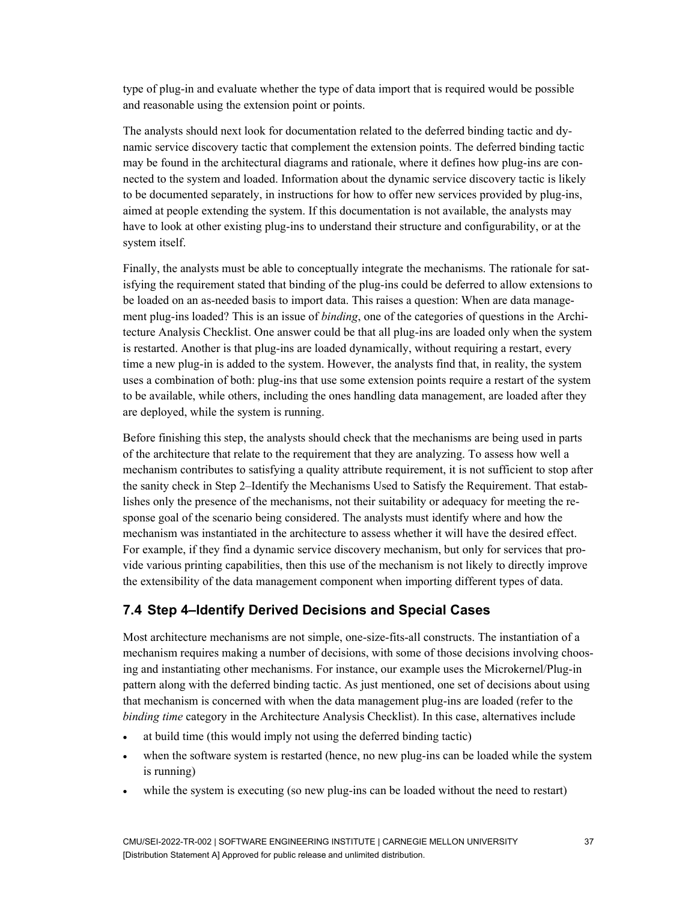type of plug-in and evaluate whether the type of data import that is required would be possible and reasonable using the extension point or points.

The analysts should next look for documentation related to the deferred binding tactic and dynamic service discovery tactic that complement the extension points. The deferred binding tactic may be found in the architectural diagrams and rationale, where it defines how plug-ins are connected to the system and loaded. Information about the dynamic service discovery tactic is likely to be documented separately, in instructions for how to offer new services provided by plug-ins, aimed at people extending the system. If this documentation is not available, the analysts may have to look at other existing plug-ins to understand their structure and configurability, or at the system itself.

Finally, the analysts must be able to conceptually integrate the mechanisms. The rationale for satisfying the requirement stated that binding of the plug-ins could be deferred to allow extensions to be loaded on an as-needed basis to import data. This raises a question: When are data management plug-ins loaded? This is an issue of *binding*, one of the categories of questions in the Architecture Analysis Checklist. One answer could be that all plug-ins are loaded only when the system is restarted. Another is that plug-ins are loaded dynamically, without requiring a restart, every time a new plug-in is added to the system. However, the analysts find that, in reality, the system uses a combination of both: plug-ins that use some extension points require a restart of the system to be available, while others, including the ones handling data management, are loaded after they are deployed, while the system is running.

Before finishing this step, the analysts should check that the mechanisms are being used in parts of the architecture that relate to the requirement that they are analyzing. To assess how well a mechanism contributes to satisfying a quality attribute requirement, it is not sufficient to stop after the sanity check in Step 2–Identify the Mechanisms Used to Satisfy the Requirement. That establishes only the presence of the mechanisms, not their suitability or adequacy for meeting the response goal of the scenario being considered. The analysts must identify where and how the mechanism was instantiated in the architecture to assess whether it will have the desired effect. For example, if they find a dynamic service discovery mechanism, but only for services that provide various printing capabilities, then this use of the mechanism is not likely to directly improve the extensibility of the data management component when importing different types of data.

## 7.4 Step 4–Identify Derived Decisions and Special Cases

Most architecture mechanisms are not simple, one-size-fits-all constructs. The instantiation of a mechanism requires making a number of decisions, with some of those decisions involving choosing and instantiating other mechanisms. For instance, our example uses the Microkernel/Plug-in pattern along with the deferred binding tactic. As just mentioned, one set of decisions about using that mechanism is concerned with when the data management plug-ins are loaded (refer to the *binding time* category in the Architecture Analysis Checklist). In this case, alternatives include

- at build time (this would imply not using the deferred binding tactic)
- when the software system is restarted (hence, no new plug-ins can be loaded while the system is running)
- while the system is executing (so new plug-ins can be loaded without the need to restart)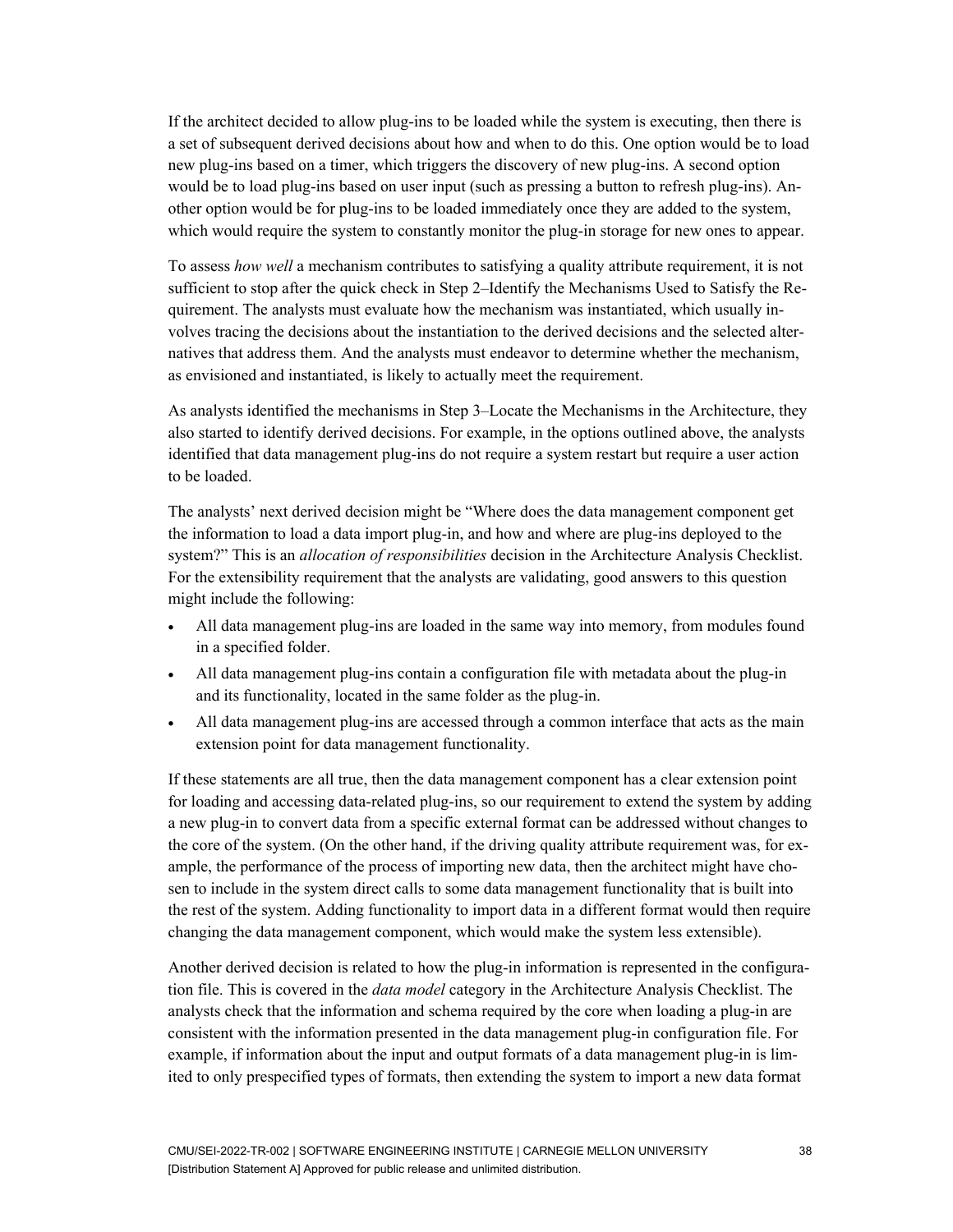If the architect decided to allow plug-ins to be loaded while the system is executing, then there is a set of subsequent derived decisions about how and when to do this. One option would be to load new plug-ins based on a timer, which triggers the discovery of new plug-ins. A second option would be to load plug-ins based on user input (such as pressing a button to refresh plug-ins). Another option would be for plug-ins to be loaded immediately once they are added to the system, which would require the system to constantly monitor the plug-in storage for new ones to appear.

To assess *how well* a mechanism contributes to satisfying a quality attribute requirement, it is not sufficient to stop after the quick check in Step 2–Identify the Mechanisms Used to Satisfy the Requirement. The analysts must evaluate how the mechanism was instantiated, which usually involves tracing the decisions about the instantiation to the derived decisions and the selected alternatives that address them. And the analysts must endeavor to determine whether the mechanism, as envisioned and instantiated, is likely to actually meet the requirement.

As analysts identified the mechanisms in Step 3–Locate the Mechanisms in the Architecture, they also started to identify derived decisions. For example, in the options outlined above, the analysts identified that data management plug-ins do not require a system restart but require a user action to be loaded.

The analysts' next derived decision might be "Where does the data management component get the information to load a data import plug-in, and how and where are plug-ins deployed to the system?" This is an *allocation of responsibilities* decision in the Architecture Analysis Checklist. For the extensibility requirement that the analysts are validating, good answers to this question might include the following:

- All data management plug-ins are loaded in the same way into memory, from modules found in a specified folder.
- All data management plug-ins contain a configuration file with metadata about the plug-in and its functionality, located in the same folder as the plug-in.
- All data management plug-ins are accessed through a common interface that acts as the main extension point for data management functionality.

If these statements are all true, then the data management component has a clear extension point for loading and accessing data-related plug-ins, so our requirement to extend the system by adding a new plug-in to convert data from a specific external format can be addressed without changes to the core of the system. (On the other hand, if the driving quality attribute requirement was, for example, the performance of the process of importing new data, then the architect might have chosen to include in the system direct calls to some data management functionality that is built into the rest of the system. Adding functionality to import data in a different format would then require changing the data management component, which would make the system less extensible).

Another derived decision is related to how the plug-in information is represented in the configuration file. This is covered in the *data model* category in the Architecture Analysis Checklist. The analysts check that the information and schema required by the core when loading a plug-in are consistent with the information presented in the data management plug-in configuration file. For example, if information about the input and output formats of a data management plug-in is limited to only prespecified types of formats, then extending the system to import a new data format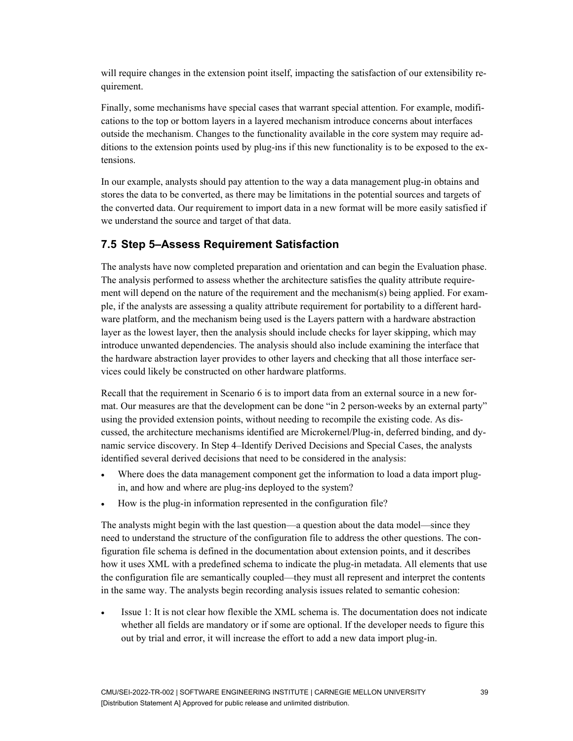will require changes in the extension point itself, impacting the satisfaction of our extensibility requirement.

Finally, some mechanisms have special cases that warrant special attention. For example, modifications to the top or bottom layers in a layered mechanism introduce concerns about interfaces outside the mechanism. Changes to the functionality available in the core system may require additions to the extension points used by plug-ins if this new functionality is to be exposed to the extensions.

In our example, analysts should pay attention to the way a data management plug-in obtains and stores the data to be converted, as there may be limitations in the potential sources and targets of the converted data. Our requirement to import data in a new format will be more easily satisfied if we understand the source and target of that data.

## 7.5 Step 5–Assess Requirement Satisfaction

The analysts have now completed preparation and orientation and can begin the Evaluation phase. The analysis performed to assess whether the architecture satisfies the quality attribute requirement will depend on the nature of the requirement and the mechanism(s) being applied. For example, if the analysts are assessing a quality attribute requirement for portability to a different hardware platform, and the mechanism being used is the Layers pattern with a hardware abstraction layer as the lowest layer, then the analysis should include checks for layer skipping, which may introduce unwanted dependencies. The analysis should also include examining the interface that the hardware abstraction layer provides to other layers and checking that all those interface services could likely be constructed on other hardware platforms.

Recall that the requirement in Scenario 6 is to import data from an external source in a new format. Our measures are that the development can be done "in 2 person-weeks by an external party" using the provided extension points, without needing to recompile the existing code. As discussed, the architecture mechanisms identified are Microkernel/Plug-in, deferred binding, and dynamic service discovery. In Step 4–Identify Derived Decisions and Special Cases, the analysts identified several derived decisions that need to be considered in the analysis:

- Where does the data management component get the information to load a data import plug-in, and how and where are plug-ins deployed to the system?
- How is the plug-in information represented in the configuration file?

The analysts might begin with the last question—a question about the data model—since they need to understand the structure of the configuration file to address the other questions. The configuration file schema is defined in the documentation about extension points, and it describes how it uses XML with a predefined schema to indicate the plug-in metadata. All elements that use the configuration file are semantically coupled—they must all represent and interpret the contents in the same way. The analysts begin recording analysis issues related to semantic cohesion:

- Issue 1: It is not clear how flexible the XML schema is. The documentation does not indicate whether all fields are mandatory or if some are optional. If the developer needs to figure this out by trial and error, it will increase the effort to add a new data import plug-in.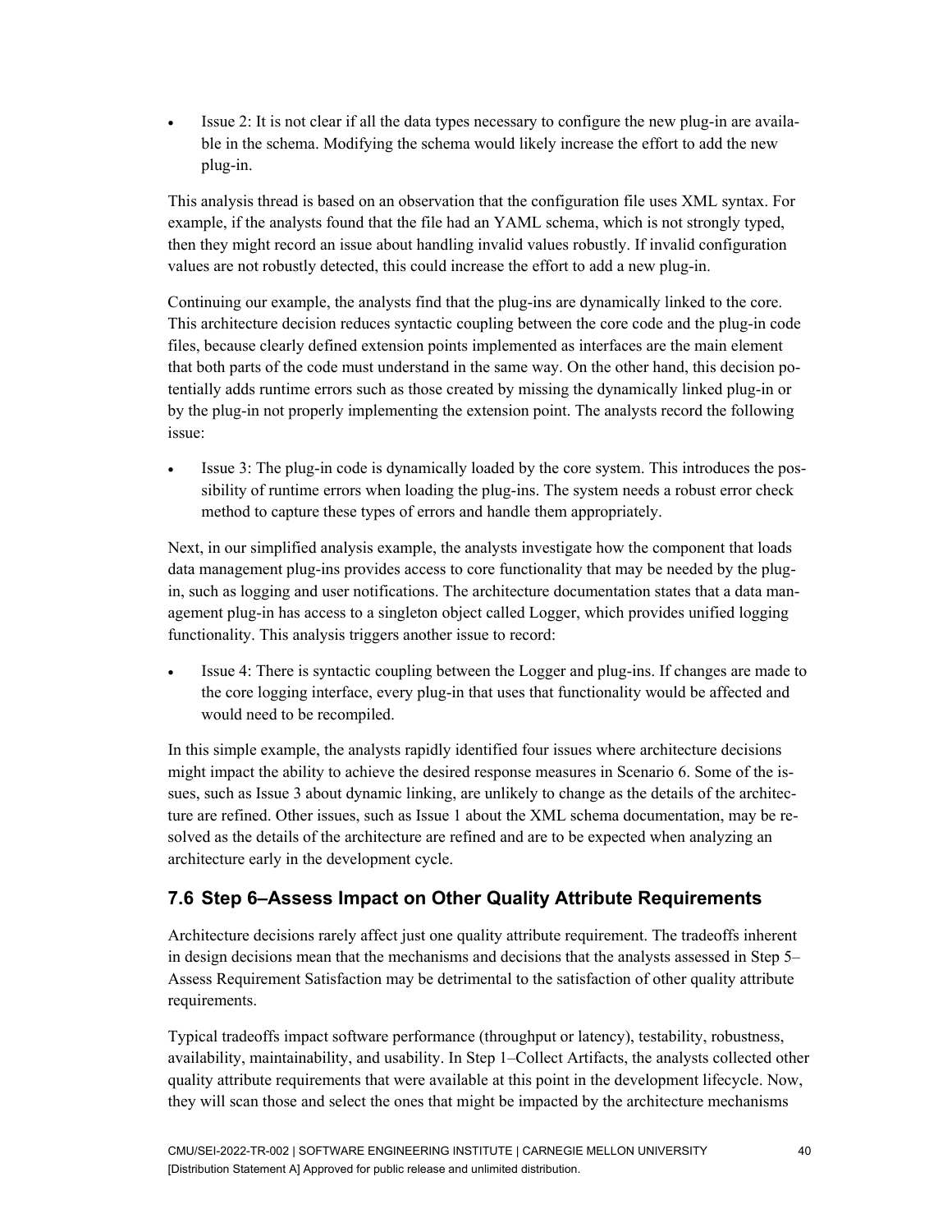- Issue 2: It is not clear if all the data types necessary to configure the new plug-in are available in the schema. Modifying the schema would likely increase the effort to add the new plug-in.

This analysis thread is based on an observation that the configuration file uses XML syntax. For example, if the analysts found that the file had an YAML schema, which is not strongly typed, then they might record an issue about handling invalid values robustly. If invalid configuration values are not robustly detected, this could increase the effort to add a new plug-in.

Continuing our example, the analysts find that the plug-ins are dynamically linked to the core. This architecture decision reduces syntactic coupling between the core code and the plug-in code files, because clearly defined extension points implemented as interfaces are the main element that both parts of the code must understand in the same way. On the other hand, this decision potentially adds runtime errors such as those created by missing the dynamically linked plug-in or by the plug-in not properly implementing the extension point. The analysts record the following issue:

- Issue 3: The plug-in code is dynamically loaded by the core system. This introduces the possibility of runtime errors when loading the plug-ins. The system needs a robust error check method to capture these types of errors and handle them appropriately.

Next, in our simplified analysis example, the analysts investigate how the component that loads data management plug-ins provides access to core functionality that may be needed by the plug-in, such as logging and user notifications. The architecture documentation states that a data management plug-in has access to a singleton object called Logger, which provides unified logging functionality. This analysis triggers another issue to record:

- Issue 4: There is syntactic coupling between the Logger and plug-ins. If changes are made to the core logging interface, every plug-in that uses that functionality would be affected and would need to be recompiled.

In this simple example, the analysts rapidly identified four issues where architecture decisions might impact the ability to achieve the desired response measures in Scenario 6. Some of the issues, such as Issue 3 about dynamic linking, are unlikely to change as the details of the architecture are refined. Other issues, such as Issue 1 about the XML schema documentation, may be resolved as the details of the architecture are refined and are to be expected when analyzing an architecture early in the development cycle.

## 7.6 Step 6–Assess Impact on Other Quality Attribute Requirements

Architecture decisions rarely affect just one quality attribute requirement. The tradeoffs inherent in design decisions mean that the mechanisms and decisions that the analysts assessed in Step 5–Assess Requirement Satisfaction may be detrimental to the satisfaction of other quality attribute requirements.

Typical tradeoffs impact software performance (throughput or latency), testability, robustness, availability, maintainability, and usability. In Step 1–Collect Artifacts, the analysts collected other quality attribute requirements that were available at this point in the development lifecycle. Now, they will scan those and select the ones that might be impacted by the architecture mechanisms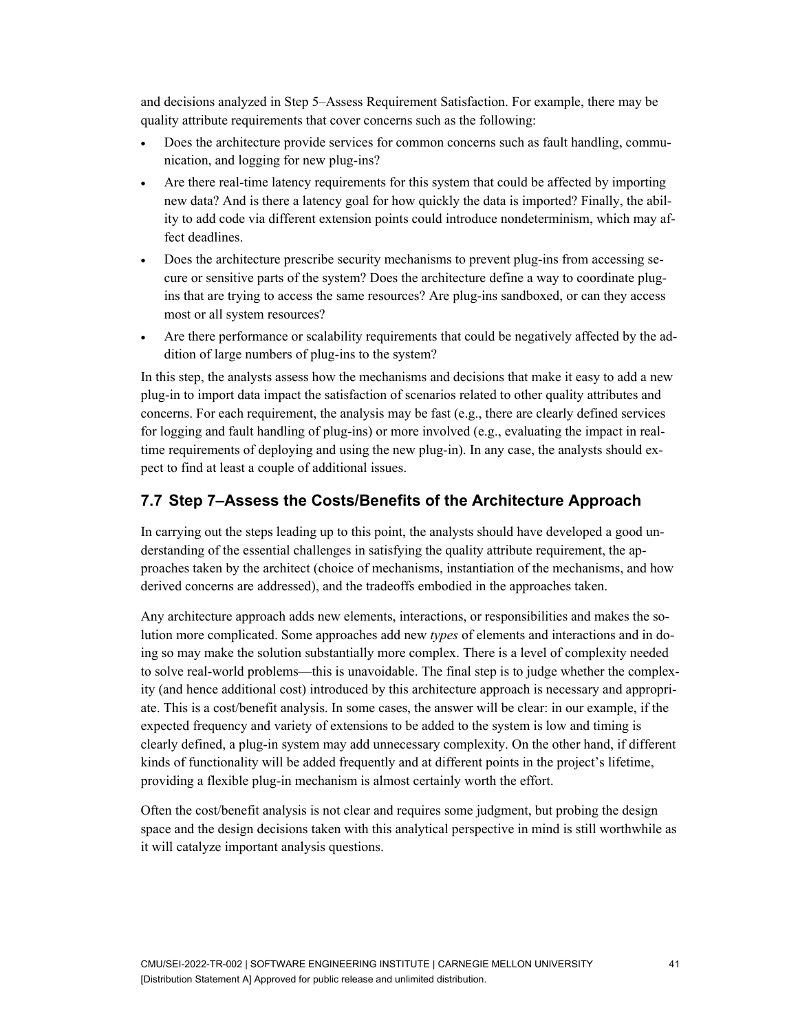and decisions analyzed in Step 5–Assess Requirement Satisfaction. For example, there may be quality attribute requirements that cover concerns such as the following:

- Does the architecture provide services for common concerns such as fault handling, communication, and logging for new plug-ins?
- Are there real-time latency requirements for this system that could be affected by importing new data? And is there a latency goal for how quickly the data is imported? Finally, the ability to add code via different extension points could introduce nondeterminism, which may affect deadlines.
- Does the architecture prescribe security mechanisms to prevent plug-ins from accessing secure or sensitive parts of the system? Does the architecture define a way to coordinate plug-ins that are trying to access the same resources? Are plug-ins sandboxed, or can they access most or all system resources?
- Are there performance or scalability requirements that could be negatively affected by the addition of large numbers of plug-ins to the system?

In this step, the analysts assess how the mechanisms and decisions that make it easy to add a new plug-in to import data impact the satisfaction of scenarios related to other quality attributes and concerns. For each requirement, the analysis may be fast (e.g., there are clearly defined services for logging and fault handling of plug-ins) or more involved (e.g., evaluating the impact in real-time requirements of deploying and using the new plug-in). In any case, the analysts should expect to find at least a couple of additional issues.

## 7.7 Step 7–Assess the Costs/Benefits of the Architecture Approach

In carrying out the steps leading up to this point, the analysts should have developed a good understanding of the essential challenges in satisfying the quality attribute requirement, the approaches taken by the architect (choice of mechanisms, instantiation of the mechanisms, and how derived concerns are addressed), and the tradeoffs embodied in the approaches taken.

Any architecture approach adds new elements, interactions, or responsibilities and makes the solution more complicated. Some approaches add new *types* of elements and interactions and in doing so may make the solution substantially more complex. There is a level of complexity needed to solve real-world problems—this is unavoidable. The final step is to judge whether the complexity (and hence additional cost) introduced by this architecture approach is necessary and appropriate. This is a cost/benefit analysis. In some cases, the answer will be clear: in our example, if the expected frequency and variety of extensions to be added to the system is low and timing is clearly defined, a plug-in system may add unnecessary complexity. On the other hand, if different kinds of functionality will be added frequently and at different points in the project's lifetime, providing a flexible plug-in mechanism is almost certainly worth the effort.

Often the cost/benefit analysis is not clear and requires some judgment, but probing the design space and the design decisions taken with this analytical perspective in mind is still worthwhile as it will catalyze important analysis questions.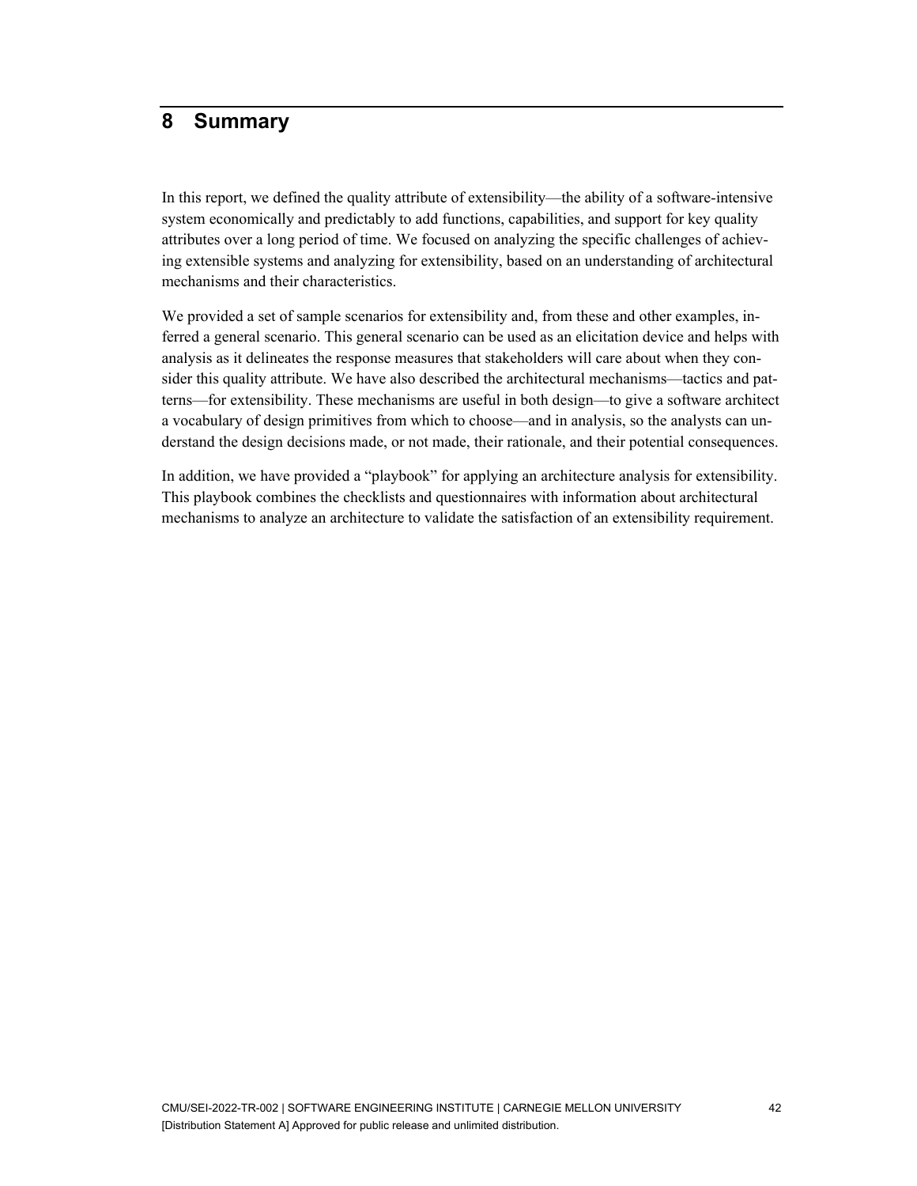# 8 Summary

In this report, we defined the quality attribute of extensibility—the ability of a software-intensive system economically and predictably to add functions, capabilities, and support for key quality attributes over a long period of time. We focused on analyzing the specific challenges of achieving extensible systems and analyzing for extensibility, based on an understanding of architectural mechanisms and their characteristics.

We provided a set of sample scenarios for extensibility and, from these and other examples, inferred a general scenario. This general scenario can be used as an elicitation device and helps with analysis as it delineates the response measures that stakeholders will care about when they consider this quality attribute. We have also described the architectural mechanisms—tactics and patterns—for extensibility. These mechanisms are useful in both design—to give a software architect a vocabulary of design primitives from which to choose—and in analysis, so the analysts can understand the design decisions made, or not made, their rationale, and their potential consequences.

In addition, we have provided a "playbook" for applying an architecture analysis for extensibility. This playbook combines the checklists and questionnaires with information about architectural mechanisms to analyze an architecture to validate the satisfaction of an extensibility requirement.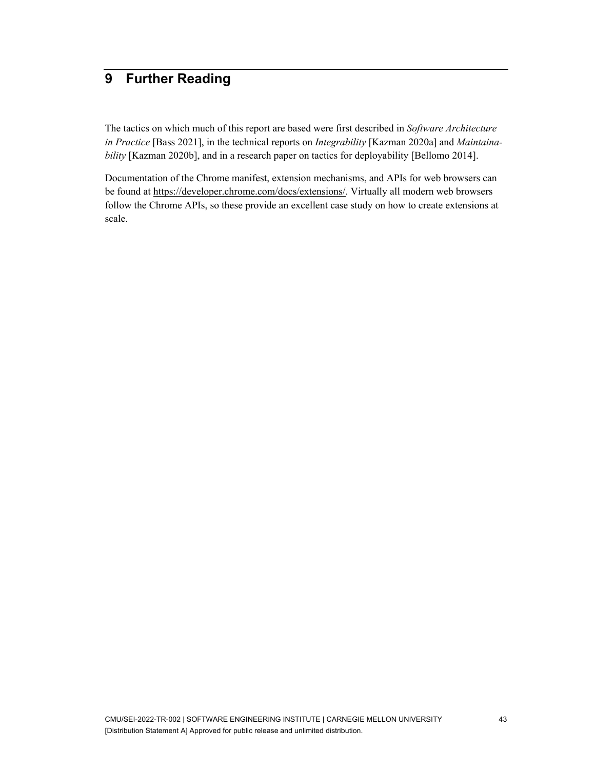# 9 Further Reading

The tactics on which much of this report are based were first described in *Software Architecture in Practice* [Bass 2021], in the technical reports on *Integrability* [Kazman 2020a] and *Maintainability* [Kazman 2020b], and in a research paper on tactics for deployability [Bellomo 2014].

Documentation of the Chrome manifest, extension mechanisms, and APIs for web browsers can be found at https://developer.chrome.com/docs/extensions/. Virtually all modern web browsers follow the Chrome APIs, so these provide an excellent case study on how to create extensions at scale.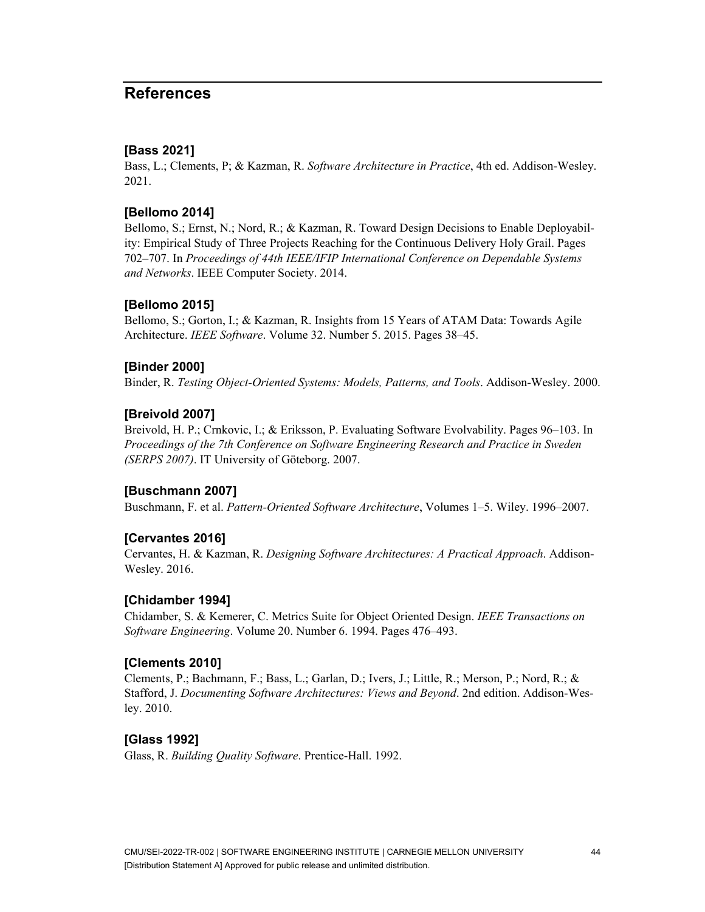## References

### [Bass 2021]

Bass, L.; Clements, P; & Kazman, R. *Software Architecture in Practice*, 4th ed. Addison-Wesley. 2021.

### [Bellomo 2014]

Bellomo, S.; Ernst, N.; Nord, R.; & Kazman, R. Toward Design Decisions to Enable Deployability: Empirical Study of Three Projects Reaching for the Continuous Delivery Holy Grail. Pages 702–707. In *Proceedings of 44th IEEE/IFIP International Conference on Dependable Systems and Networks*. IEEE Computer Society. 2014.

### [Bellomo 2015]

Bellomo, S.; Gorton, I.; & Kazman, R. Insights from 15 Years of ATAM Data: Towards Agile Architecture. *IEEE Software*. Volume 32. Number 5. 2015. Pages 38–45.

### [Binder 2000]

Binder, R. *Testing Object-Oriented Systems: Models, Patterns, and Tools*. Addison-Wesley. 2000.

### [Breivold 2007]

Breivold, H. P.; Crnkovic, I.; & Eriksson, P. Evaluating Software Evolvability. Pages 96–103. In *Proceedings of the 7th Conference on Software Engineering Research and Practice in Sweden (SERPS 2007)*. IT University of Göteborg. 2007.

### [Buschmann 2007]

Buschmann, F. et al. *Pattern-Oriented Software Architecture*, Volumes 1–5. Wiley. 1996–2007.

### [Cervantes 2016]

Cervantes, H. & Kazman, R. *Designing Software Architectures: A Practical Approach*. Addison-Wesley. 2016.

### [Chidamber 1994]

Chidamber, S. & Kemerer, C. Metrics Suite for Object Oriented Design. *IEEE Transactions on Software Engineering*. Volume 20. Number 6. 1994. Pages 476–493.

### [Clements 2010]

Clements, P.; Bachmann, F.; Bass, L.; Garlan, D.; Ivers, J.; Little, R.; Merson, P.; Nord, R.; & Stafford, J. *Documenting Software Architectures: Views and Beyond*. 2nd edition. Addison-Wesley. 2010.

### [Glass 1992]

Glass, R. *Building Quality Software*. Prentice-Hall. 1992.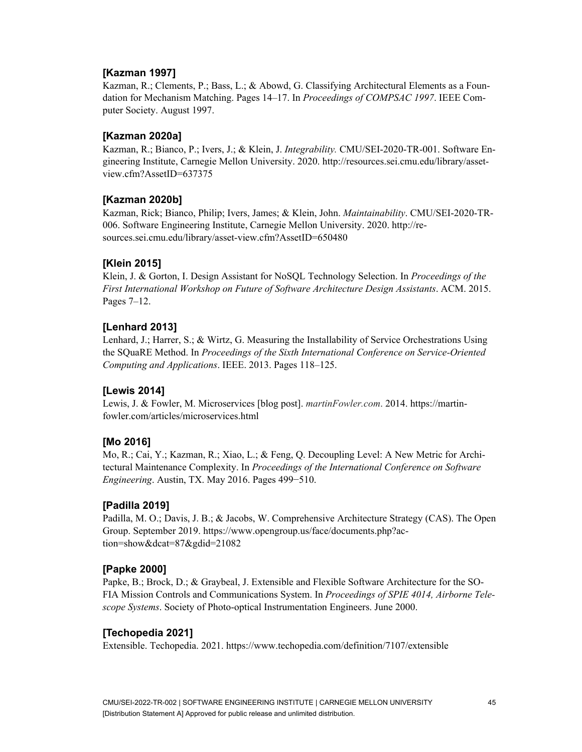### [Kazman 1997]

Kazman, R.; Clements, P.; Bass, L.; & Abowd, G. Classifying Architectural Elements as a Foundation for Mechanism Matching. Pages 14–17. In *Proceedings of COMPSAC 1997*. IEEE Computer Society. August 1997.

### [Kazman 2020a]

Kazman, R.; Bianco, P.; Ivers, J.; & Klein, J. *Integrability.* CMU/SEI-2020-TR-001. Software Engineering Institute, Carnegie Mellon University. 2020. http://resources.sei.cmu.edu/library/asset-view.cfm?AssetID=637375

### [Kazman 2020b]

Kazman, Rick; Bianco, Philip; Ivers, James; & Klein, John. *Maintainability*. CMU/SEI-2020-TR-006. Software Engineering Institute, Carnegie Mellon University. 2020. http://resources.sei.cmu.edu/library/asset-view.cfm?AssetID=650480

### [Klein 2015]

Klein, J. & Gorton, I. Design Assistant for NoSQL Technology Selection. In *Proceedings of the First International Workshop on Future of Software Architecture Design Assistants*. ACM. 2015. Pages 7–12.

### [Lenhard 2013]

Lenhard, J.; Harrer, S.; & Wirtz, G. Measuring the Installability of Service Orchestrations Using the SQuaRE Method. In *Proceedings of the Sixth International Conference on Service-Oriented Computing and Applications*. IEEE. 2013. Pages 118–125.

### [Lewis 2014]

Lewis, J. & Fowler, M. Microservices [blog post]. *martinFowler.com*. 2014. https://martinfowler.com/articles/microservices.html

### [Mo 2016]

Mo, R.; Cai, Y.; Kazman, R.; Xiao, L.; & Feng, Q. Decoupling Level: A New Metric for Architectural Maintenance Complexity. In *Proceedings of the International Conference on Software Engineering*. Austin, TX. May 2016. Pages 499−510.

### [Padilla 2019]

Padilla, M. O.; Davis, J. B.; & Jacobs, W. Comprehensive Architecture Strategy (CAS). The Open Group. September 2019. https://www.opengroup.us/face/documents.php?action=show&dcat=87&gdid=21082

### [Papke 2000]

Papke, B.; Brock, D.; & Graybeal, J. Extensible and Flexible Software Architecture for the SOFIA Mission Controls and Communications System. In *Proceedings of SPIE 4014, Airborne Telescope Systems*. Society of Photo-optical Instrumentation Engineers. June 2000.

### [Techopedia 2021]

Extensible. Techopedia. 2021. https://www.techopedia.com/definition/7107/extensible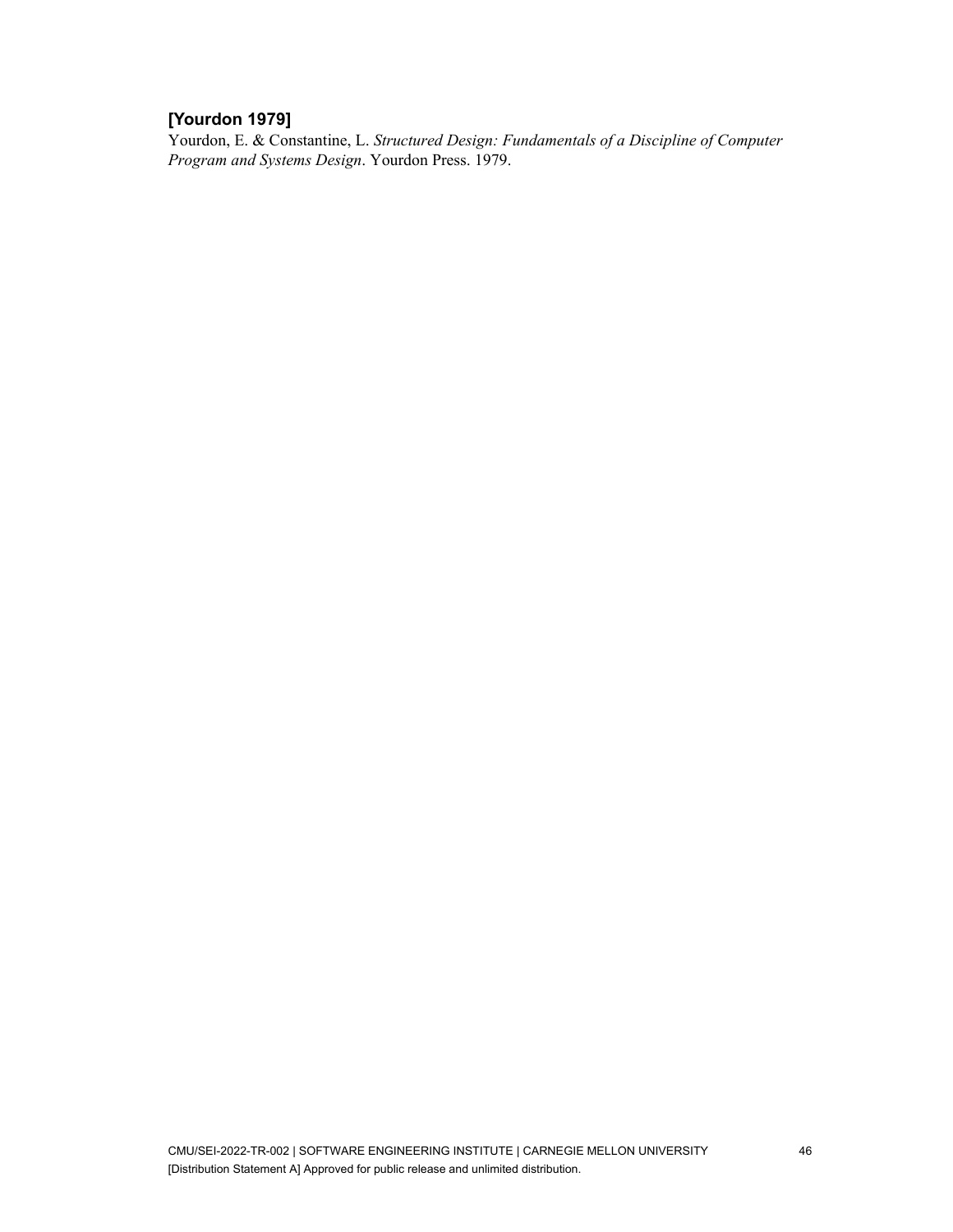**[Yourdon 1979]**
Yourdon, E. & Constantine, L. *Structured Design: Fundamentals of a Discipline of Computer Program and Systems Design*. Yourdon Press. 1979.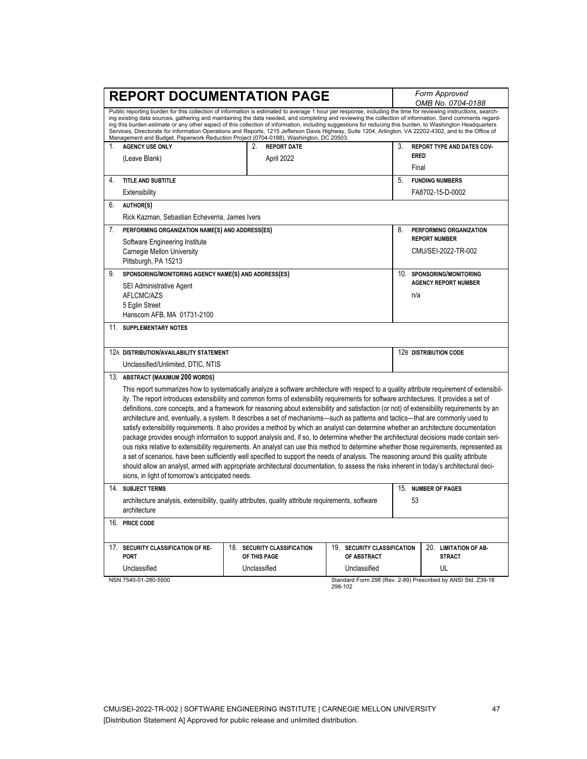# REPORT DOCUMENTATION PAGE

*Form Approved*
*OMB No. 0704-0188*

Public reporting burden for this collection of information is estimated to average 1 hour per response, including the time for reviewing instructions, searching existing data sources, gathering and maintaining the data needed, and completing and reviewing the collection of information. Send comments regarding this burden estimate or any other aspect of this collection of information, including suggestions for reducing this burden, to Washington Headquarters Services, Directorate for information Operations and Reports, 1215 Jefferson Davis Highway, Suite 1204, Arlington, VA 22202-4302, and to the Office of Management and Budget, Paperwork Reduction Project (0704-0188), Washington, DC 20503.

| | | |
|---|---|---|
| 1. **AGENCY USE ONLY**<br>(Leave Blank) | 2. **REPORT DATE**<br>April 2022 | 3. **REPORT TYPE AND DATES COVERED**<br>Final |
| 4. **TITLE AND SUBTITLE**<br>Extensibility | | 5. **FUNDING NUMBERS**<br>FA8702-15-D-0002 |
| 6. **AUTHOR(S)**<br>Rick Kazman, Sebastian Echeverria, James Ivers | | |
| 7. **PERFORMING ORGANIZATION NAME(S) AND ADDRESS(ES)**<br>Software Engineering Institute<br>Carnegie Mellon University<br>Pittsburgh, PA 15213 | | 8. **PERFORMING ORGANIZATION REPORT NUMBER**<br>CMU/SEI-2022-TR-002 |
| 9. **SPONSORING/MONITORING AGENCY NAME(S) AND ADDRESS(ES)**<br>SEI Administrative Agent<br>AFLCMC/AZS<br>5 Eglin Street<br>Hanscom AFB, MA 01731-2100 | | 10. **SPONSORING/MONITORING AGENCY REPORT NUMBER**<br>n/a |
| 11. **SUPPLEMENTARY NOTES** | | |
| 12A **DISTRIBUTION/AVAILABILITY STATEMENT**<br>Unclassified/Unlimited, DTIC, NTIS | | 12B **DISTRIBUTION CODE** |

13. **ABSTRACT (MAXIMUM 200 WORDS)**

This report summarizes how to systematically analyze a software architecture with respect to a quality attribute requirement of extensibility. The report introduces extensibility and common forms of extensibility requirements for software architectures. It provides a set of definitions, core concepts, and a framework for reasoning about extensibility and satisfaction (or not) of extensibility requirements by an architecture and, eventually, a system. It describes a set of mechanisms—such as patterns and tactics—that are commonly used to satisfy extensibility requirements. It also provides a method by which an analyst can determine whether an architecture documentation package provides enough information to support analysis and, if so, to determine whether the architectural decisions made contain serious risks relative to extensibility requirements. An analyst can use this method to determine whether those requirements, represented as a set of scenarios, have been sufficiently well specified to support the needs of analysis. The reasoning around this quality attribute should allow an analyst, armed with appropriate architectural documentation, to assess the risks inherent in today's architectural decisions, in light of tomorrow's anticipated needs.

| | | | |
|---|---|---|---|
| 14. **SUBJECT TERMS**<br>architecture analysis, extensibility, quality attributes, quality attribute requirements, software architecture | | | 15. **NUMBER OF PAGES**<br>53 |
| 16. **PRICE CODE** | | | |
| 17. **SECURITY CLASSIFICATION OF REPORT**<br>Unclassified | 18. **SECURITY CLASSIFICATION OF THIS PAGE**<br>Unclassified | 19. **SECURITY CLASSIFICATION OF ABSTRACT**<br>Unclassified | 20. **LIMITATION OF ABSTRACT**<br>UL |

NSN 7540-01-280-5500

Standard Form 298 (Rev. 2-89) Prescribed by ANSI Std. Z39-18 298-102

[Distribution Statement A] Approved for public release and unlimited distribution.